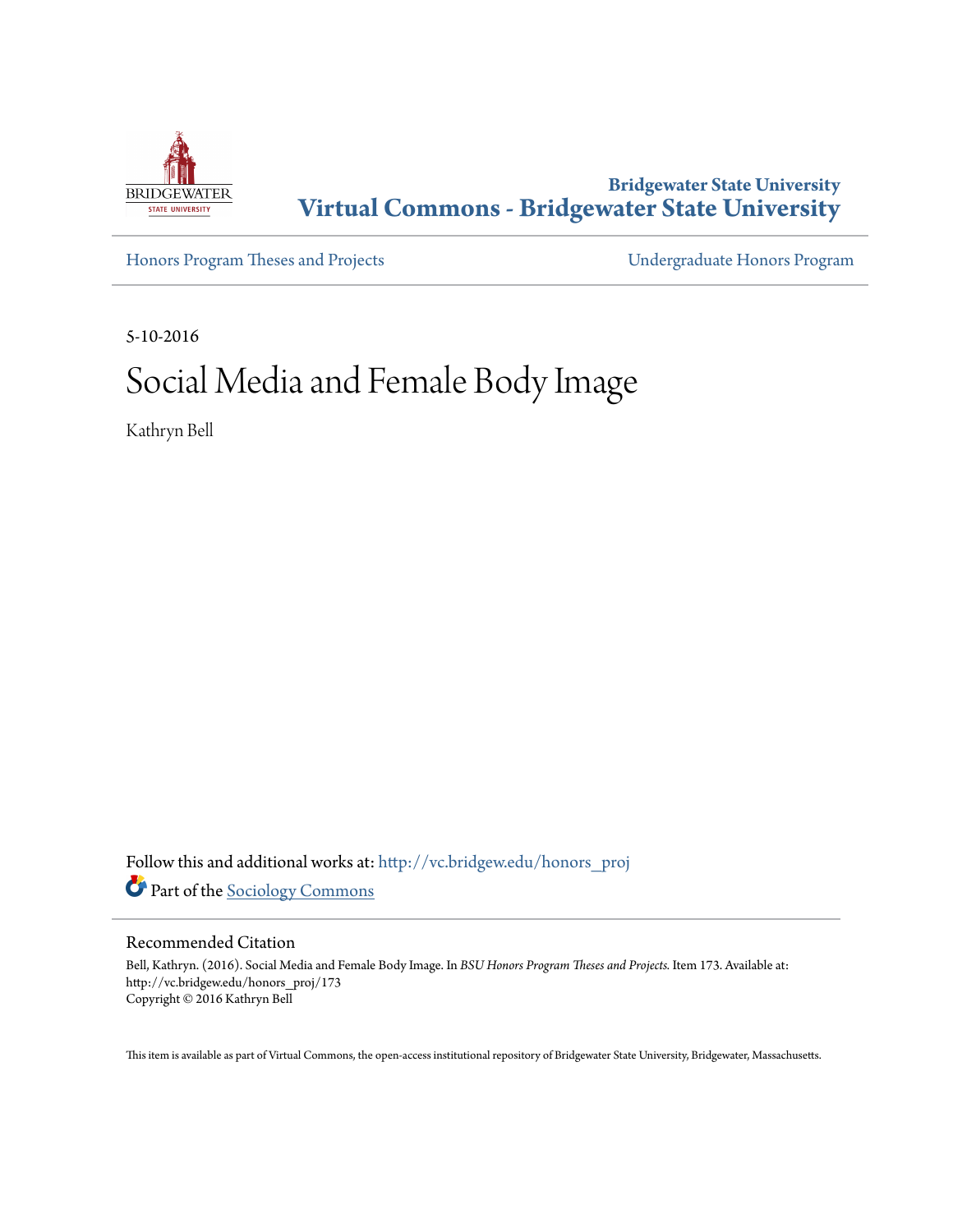Bridgewater State University

# Virtual Commons - Bridgewater State University

Honors Program Theses and Projects

Undergraduate Honors Program

5-10-2016

# Social Media and Female Body Image

Kathryn Bell

Follow this and additional works at: http://vc.bridgew.edu/honors_proj

Part of the Sociology Commons

## Recommended Citation

Bell, Kathryn. (2016). Social Media and Female Body Image. In *BSU Honors Program Theses and Projects.* Item 173. Available at: http://vc.bridgew.edu/honors_proj/173
Copyright © 2016 Kathryn Bell

This item is available as part of Virtual Commons, the open-access institutional repository of Bridgewater State University, Bridgewater, Massachusetts.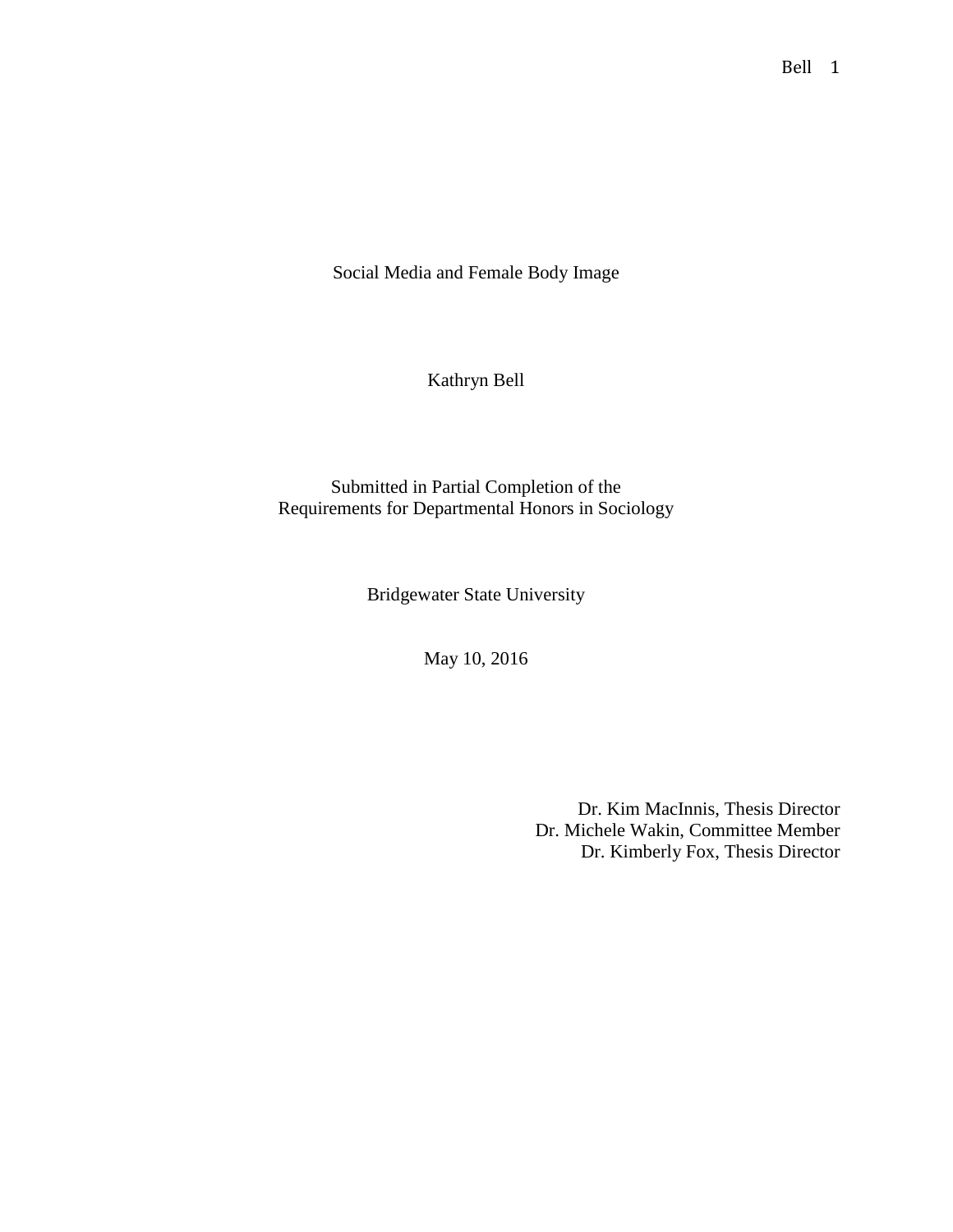# Social Media and Female Body Image

Kathryn Bell

Submitted in Partial Completion of the
Requirements for Departmental Honors in Sociology

Bridgewater State University

May 10, 2016

Dr. Kim MacInnis, Thesis Director
Dr. Michele Wakin, Committee Member
Dr. Kimberly Fox, Thesis Director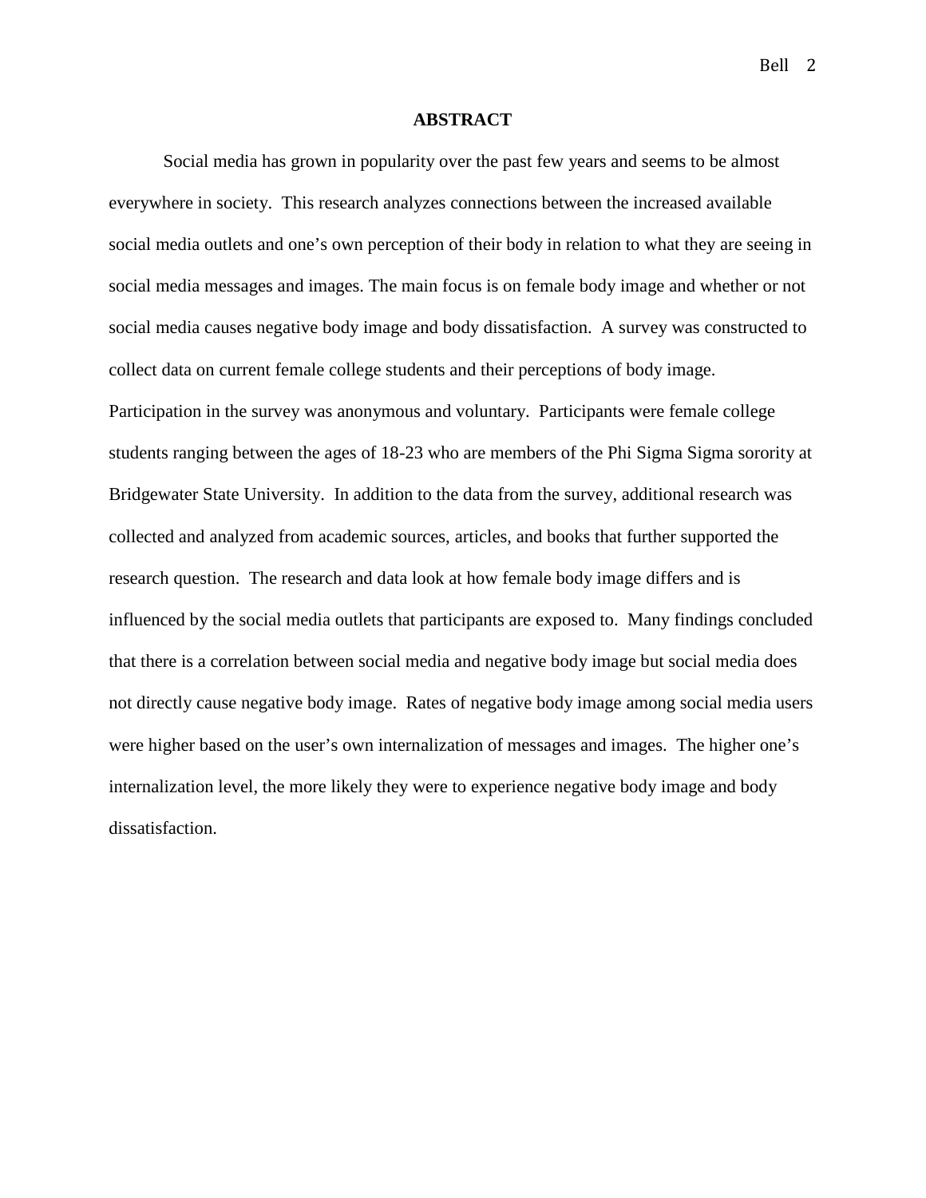## ABSTRACT

Social media has grown in popularity over the past few years and seems to be almost everywhere in society. This research analyzes connections between the increased available social media outlets and one's own perception of their body in relation to what they are seeing in social media messages and images. The main focus is on female body image and whether or not social media causes negative body image and body dissatisfaction. A survey was constructed to collect data on current female college students and their perceptions of body image. Participation in the survey was anonymous and voluntary. Participants were female college students ranging between the ages of 18-23 who are members of the Phi Sigma Sigma sorority at Bridgewater State University. In addition to the data from the survey, additional research was collected and analyzed from academic sources, articles, and books that further supported the research question. The research and data look at how female body image differs and is influenced by the social media outlets that participants are exposed to. Many findings concluded that there is a correlation between social media and negative body image but social media does not directly cause negative body image. Rates of negative body image among social media users were higher based on the user's own internalization of messages and images. The higher one's internalization level, the more likely they were to experience negative body image and body dissatisfaction.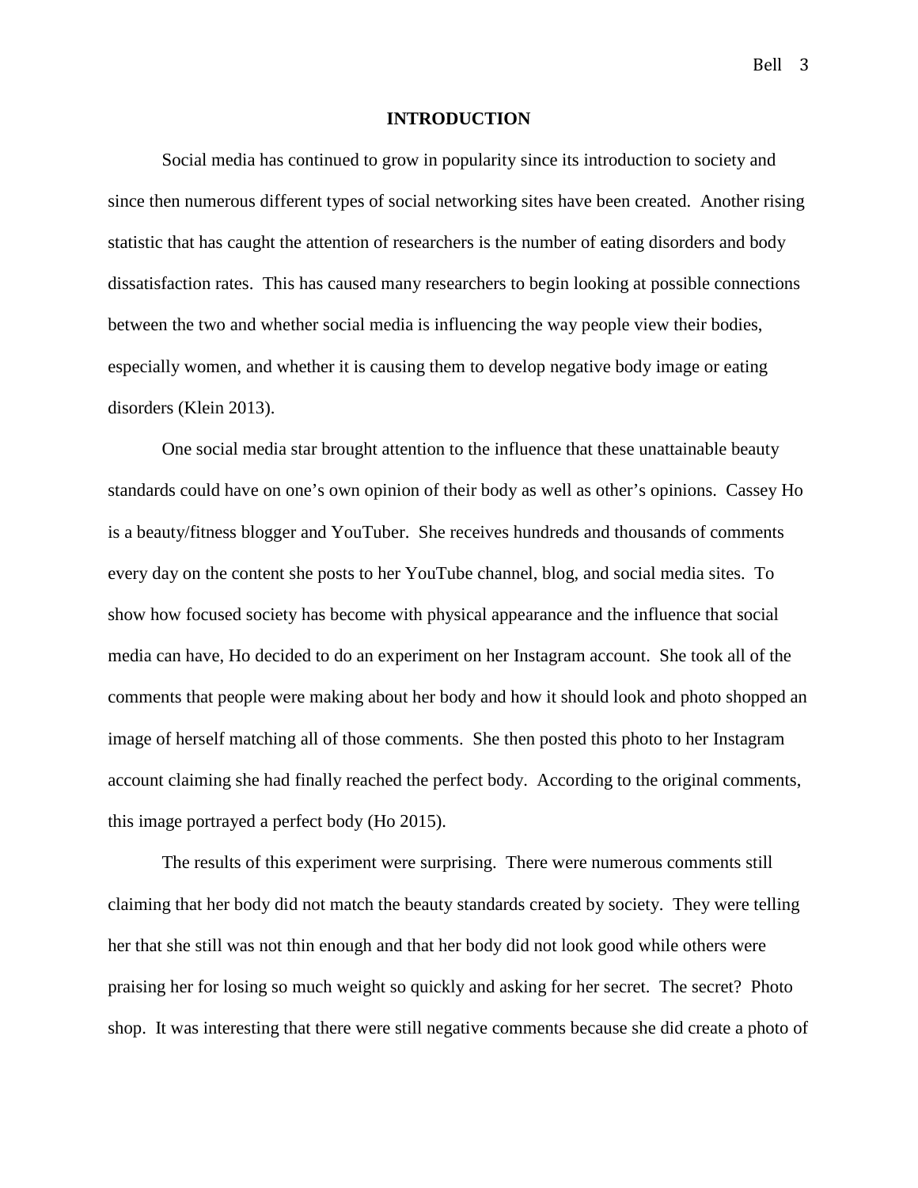## INTRODUCTION

Social media has continued to grow in popularity since its introduction to society and since then numerous different types of social networking sites have been created. Another rising statistic that has caught the attention of researchers is the number of eating disorders and body dissatisfaction rates. This has caused many researchers to begin looking at possible connections between the two and whether social media is influencing the way people view their bodies, especially women, and whether it is causing them to develop negative body image or eating disorders (Klein 2013).

One social media star brought attention to the influence that these unattainable beauty standards could have on one's own opinion of their body as well as other's opinions. Cassey Ho is a beauty/fitness blogger and YouTuber. She receives hundreds and thousands of comments every day on the content she posts to her YouTube channel, blog, and social media sites. To show how focused society has become with physical appearance and the influence that social media can have, Ho decided to do an experiment on her Instagram account. She took all of the comments that people were making about her body and how it should look and photo shopped an image of herself matching all of those comments. She then posted this photo to her Instagram account claiming she had finally reached the perfect body. According to the original comments, this image portrayed a perfect body (Ho 2015).

The results of this experiment were surprising. There were numerous comments still claiming that her body did not match the beauty standards created by society. They were telling her that she still was not thin enough and that her body did not look good while others were praising her for losing so much weight so quickly and asking for her secret. The secret? Photo shop. It was interesting that there were still negative comments because she did create a photo of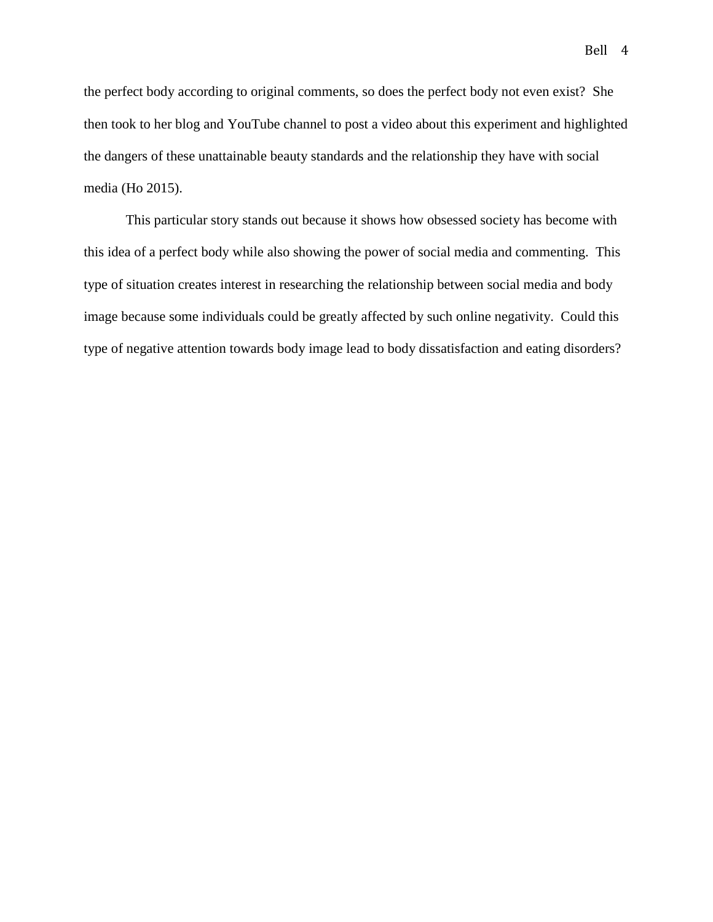the perfect body according to original comments, so does the perfect body not even exist? She then took to her blog and YouTube channel to post a video about this experiment and highlighted the dangers of these unattainable beauty standards and the relationship they have with social media (Ho 2015).

This particular story stands out because it shows how obsessed society has become with this idea of a perfect body while also showing the power of social media and commenting. This type of situation creates interest in researching the relationship between social media and body image because some individuals could be greatly affected by such online negativity. Could this type of negative attention towards body image lead to body dissatisfaction and eating disorders?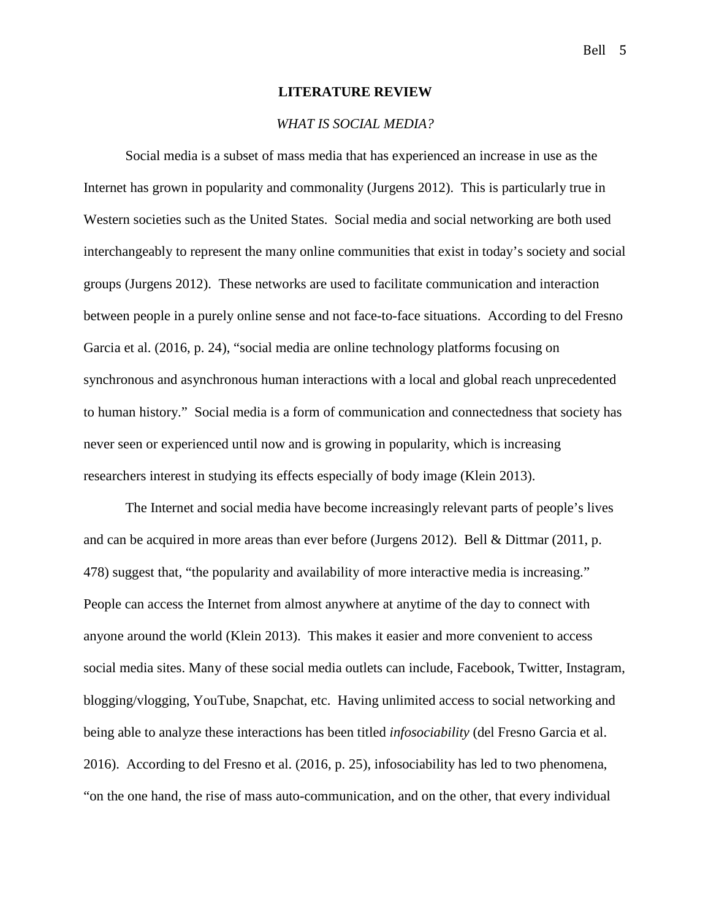## LITERATURE REVIEW

### *WHAT IS SOCIAL MEDIA?*

Social media is a subset of mass media that has experienced an increase in use as the Internet has grown in popularity and commonality (Jurgens 2012). This is particularly true in Western societies such as the United States. Social media and social networking are both used interchangeably to represent the many online communities that exist in today's society and social groups (Jurgens 2012). These networks are used to facilitate communication and interaction between people in a purely online sense and not face-to-face situations. According to del Fresno Garcia et al. (2016, p. 24), "social media are online technology platforms focusing on synchronous and asynchronous human interactions with a local and global reach unprecedented to human history." Social media is a form of communication and connectedness that society has never seen or experienced until now and is growing in popularity, which is increasing researchers interest in studying its effects especially of body image (Klein 2013).

The Internet and social media have become increasingly relevant parts of people's lives and can be acquired in more areas than ever before (Jurgens 2012). Bell & Dittmar (2011, p. 478) suggest that, "the popularity and availability of more interactive media is increasing." People can access the Internet from almost anywhere at anytime of the day to connect with anyone around the world (Klein 2013). This makes it easier and more convenient to access social media sites. Many of these social media outlets can include, Facebook, Twitter, Instagram, blogging/vlogging, YouTube, Snapchat, etc. Having unlimited access to social networking and being able to analyze these interactions has been titled *infosociability* (del Fresno Garcia et al. 2016). According to del Fresno et al. (2016, p. 25), infosociability has led to two phenomena, "on the one hand, the rise of mass auto-communication, and on the other, that every individual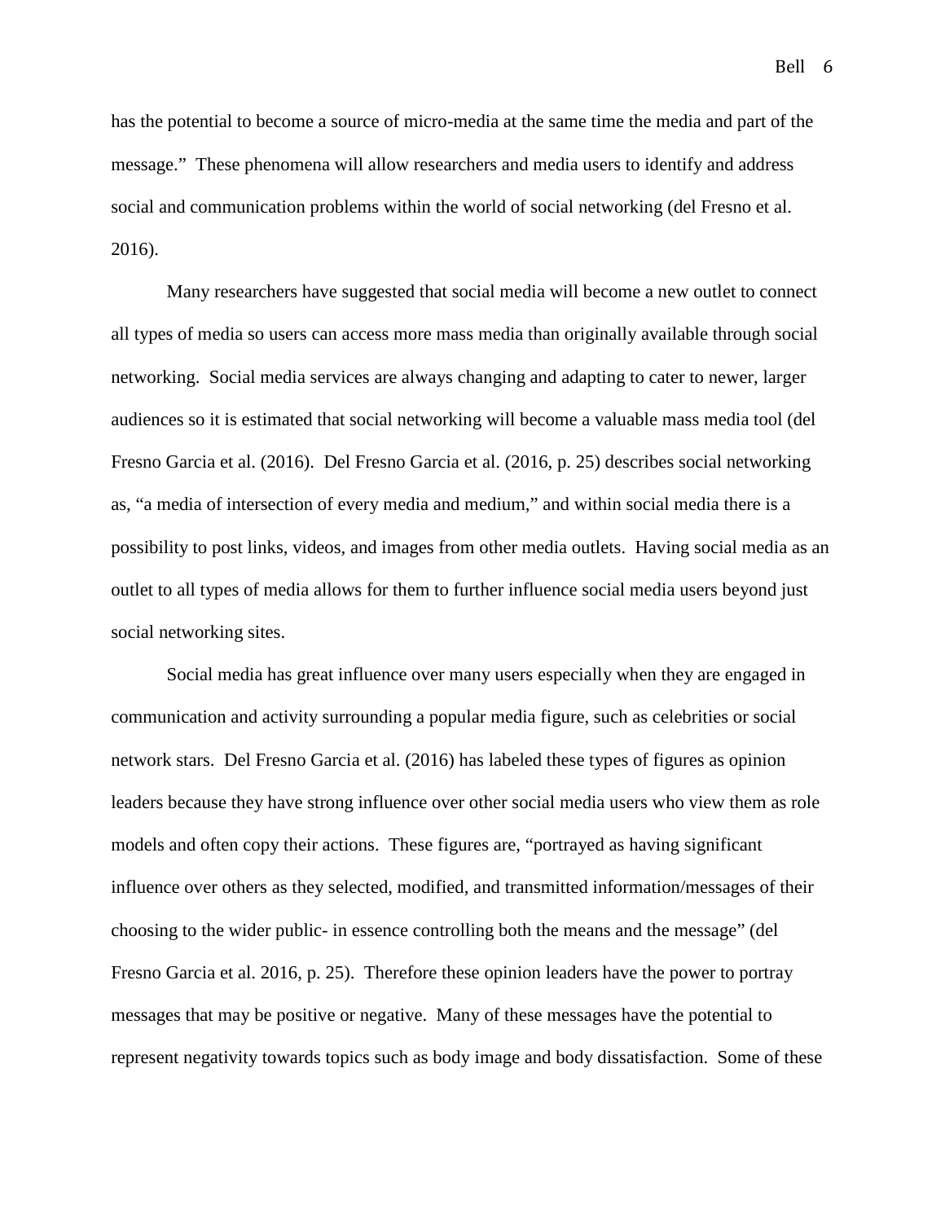has the potential to become a source of micro-media at the same time the media and part of the message." These phenomena will allow researchers and media users to identify and address social and communication problems within the world of social networking (del Fresno et al. 2016).

Many researchers have suggested that social media will become a new outlet to connect all types of media so users can access more mass media than originally available through social networking. Social media services are always changing and adapting to cater to newer, larger audiences so it is estimated that social networking will become a valuable mass media tool (del Fresno Garcia et al. (2016). Del Fresno Garcia et al. (2016, p. 25) describes social networking as, "a media of intersection of every media and medium," and within social media there is a possibility to post links, videos, and images from other media outlets. Having social media as an outlet to all types of media allows for them to further influence social media users beyond just social networking sites.

Social media has great influence over many users especially when they are engaged in communication and activity surrounding a popular media figure, such as celebrities or social network stars. Del Fresno Garcia et al. (2016) has labeled these types of figures as opinion leaders because they have strong influence over other social media users who view them as role models and often copy their actions. These figures are, "portrayed as having significant influence over others as they selected, modified, and transmitted information/messages of their choosing to the wider public- in essence controlling both the means and the message" (del Fresno Garcia et al. 2016, p. 25). Therefore these opinion leaders have the power to portray messages that may be positive or negative. Many of these messages have the potential to represent negativity towards topics such as body image and body dissatisfaction. Some of these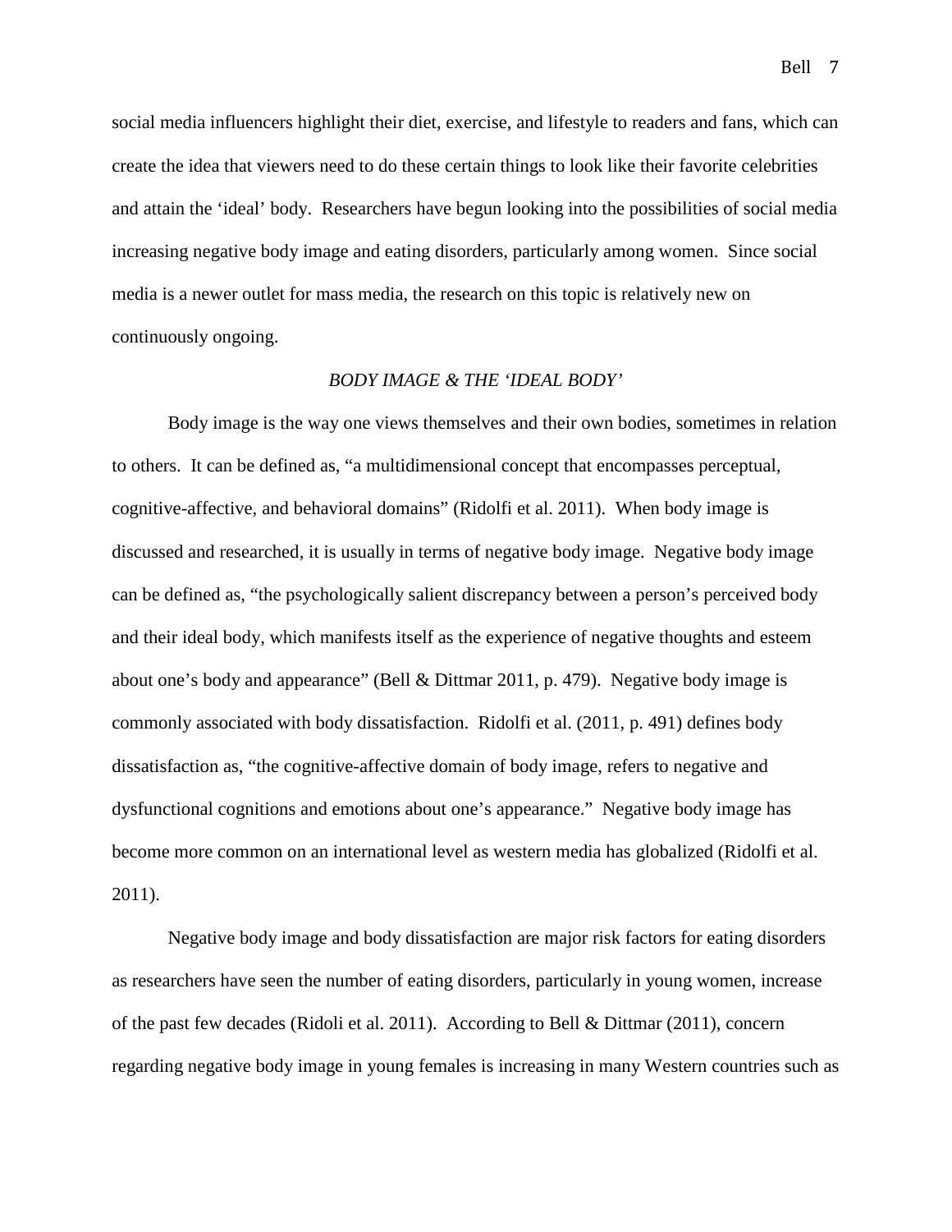social media influencers highlight their diet, exercise, and lifestyle to readers and fans, which can create the idea that viewers need to do these certain things to look like their favorite celebrities and attain the 'ideal' body. Researchers have begun looking into the possibilities of social media increasing negative body image and eating disorders, particularly among women. Since social media is a newer outlet for mass media, the research on this topic is relatively new on continuously ongoing.

### *BODY IMAGE & THE 'IDEAL BODY'*

Body image is the way one views themselves and their own bodies, sometimes in relation to others. It can be defined as, "a multidimensional concept that encompasses perceptual, cognitive-affective, and behavioral domains" (Ridolfi et al. 2011). When body image is discussed and researched, it is usually in terms of negative body image. Negative body image can be defined as, "the psychologically salient discrepancy between a person's perceived body and their ideal body, which manifests itself as the experience of negative thoughts and esteem about one's body and appearance" (Bell & Dittmar 2011, p. 479). Negative body image is commonly associated with body dissatisfaction. Ridolfi et al. (2011, p. 491) defines body dissatisfaction as, "the cognitive-affective domain of body image, refers to negative and dysfunctional cognitions and emotions about one's appearance." Negative body image has become more common on an international level as western media has globalized (Ridolfi et al. 2011).

Negative body image and body dissatisfaction are major risk factors for eating disorders as researchers have seen the number of eating disorders, particularly in young women, increase of the past few decades (Ridoli et al. 2011). According to Bell & Dittmar (2011), concern regarding negative body image in young females is increasing in many Western countries such as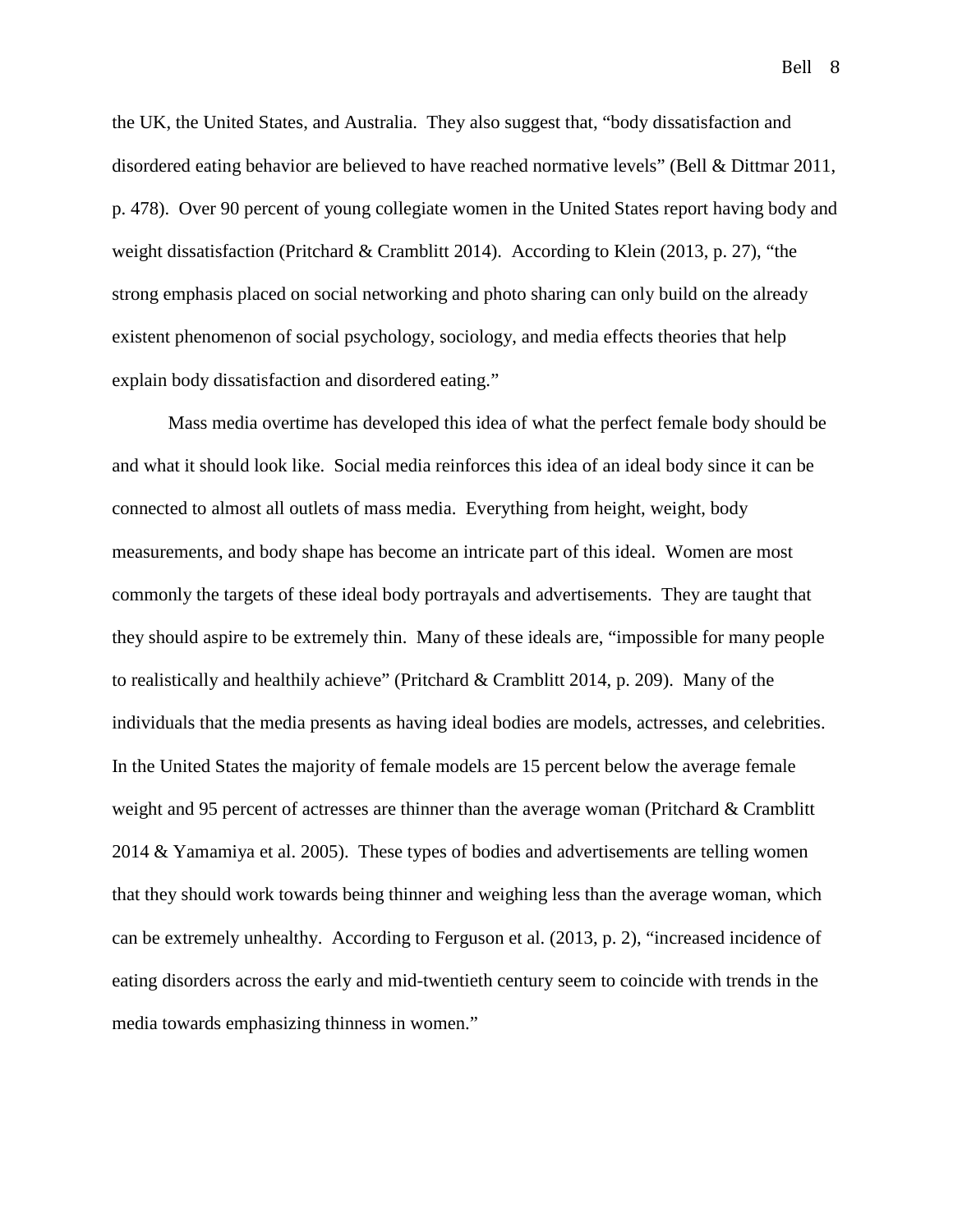the UK, the United States, and Australia. They also suggest that, "body dissatisfaction and disordered eating behavior are believed to have reached normative levels" (Bell & Dittmar 2011, p. 478). Over 90 percent of young collegiate women in the United States report having body and weight dissatisfaction (Pritchard & Cramblitt 2014). According to Klein (2013, p. 27), "the strong emphasis placed on social networking and photo sharing can only build on the already existent phenomenon of social psychology, sociology, and media effects theories that help explain body dissatisfaction and disordered eating."

Mass media overtime has developed this idea of what the perfect female body should be and what it should look like. Social media reinforces this idea of an ideal body since it can be connected to almost all outlets of mass media. Everything from height, weight, body measurements, and body shape has become an intricate part of this ideal. Women are most commonly the targets of these ideal body portrayals and advertisements. They are taught that they should aspire to be extremely thin. Many of these ideals are, "impossible for many people to realistically and healthily achieve" (Pritchard & Cramblitt 2014, p. 209). Many of the individuals that the media presents as having ideal bodies are models, actresses, and celebrities. In the United States the majority of female models are 15 percent below the average female weight and 95 percent of actresses are thinner than the average woman (Pritchard & Cramblitt 2014 & Yamamiya et al. 2005). These types of bodies and advertisements are telling women that they should work towards being thinner and weighing less than the average woman, which can be extremely unhealthy. According to Ferguson et al. (2013, p. 2), "increased incidence of eating disorders across the early and mid-twentieth century seem to coincide with trends in the media towards emphasizing thinness in women."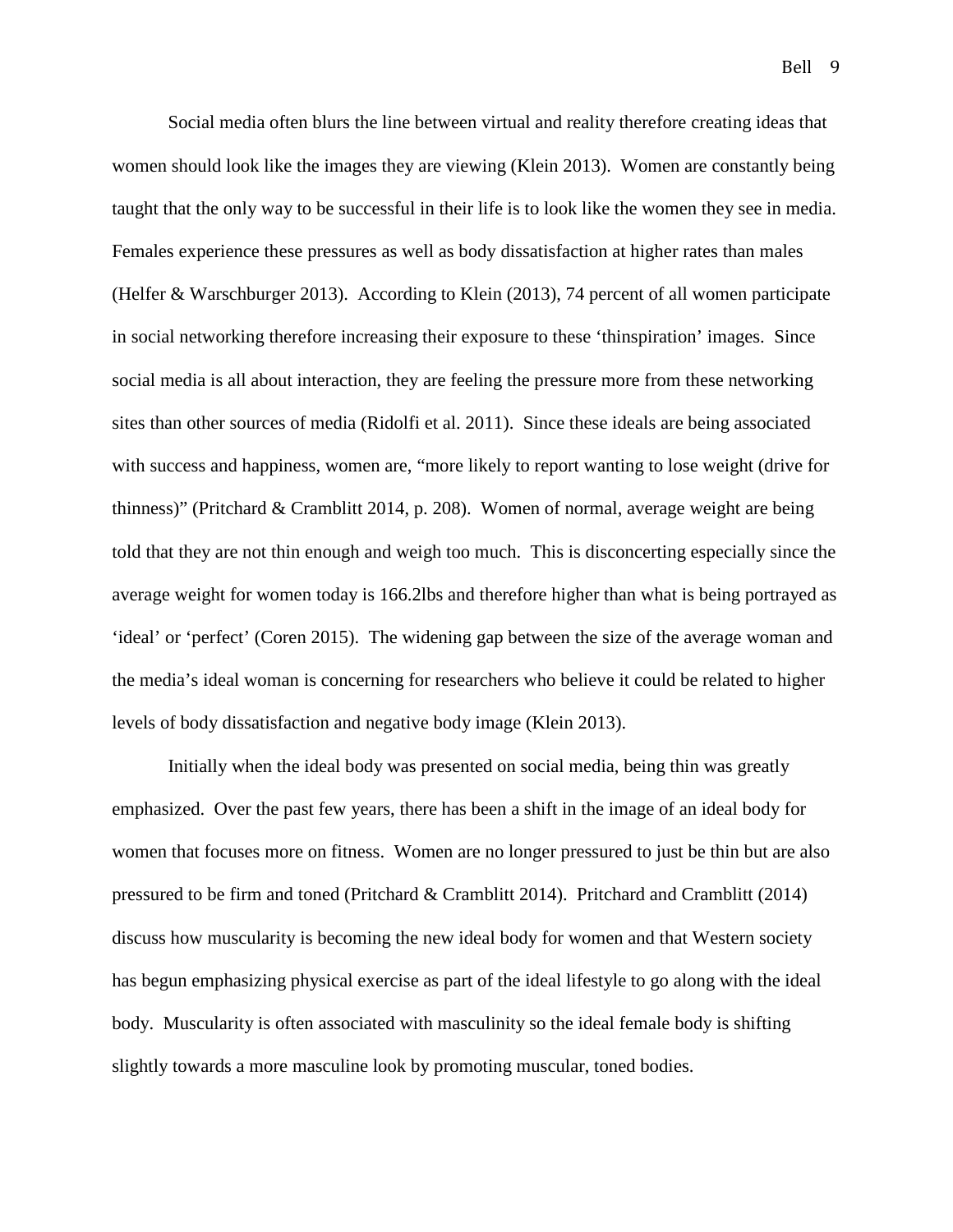Social media often blurs the line between virtual and reality therefore creating ideas that women should look like the images they are viewing (Klein 2013). Women are constantly being taught that the only way to be successful in their life is to look like the women they see in media. Females experience these pressures as well as body dissatisfaction at higher rates than males (Helfer & Warschburger 2013). According to Klein (2013), 74 percent of all women participate in social networking therefore increasing their exposure to these 'thinspiration' images. Since social media is all about interaction, they are feeling the pressure more from these networking sites than other sources of media (Ridolfi et al. 2011). Since these ideals are being associated with success and happiness, women are, "more likely to report wanting to lose weight (drive for thinness)" (Pritchard & Cramblitt 2014, p. 208). Women of normal, average weight are being told that they are not thin enough and weigh too much. This is disconcerting especially since the average weight for women today is 166.2lbs and therefore higher than what is being portrayed as 'ideal' or 'perfect' (Coren 2015). The widening gap between the size of the average woman and the media's ideal woman is concerning for researchers who believe it could be related to higher levels of body dissatisfaction and negative body image (Klein 2013).

Initially when the ideal body was presented on social media, being thin was greatly emphasized. Over the past few years, there has been a shift in the image of an ideal body for women that focuses more on fitness. Women are no longer pressured to just be thin but are also pressured to be firm and toned (Pritchard & Cramblitt 2014). Pritchard and Cramblitt (2014) discuss how muscularity is becoming the new ideal body for women and that Western society has begun emphasizing physical exercise as part of the ideal lifestyle to go along with the ideal body. Muscularity is often associated with masculinity so the ideal female body is shifting slightly towards a more masculine look by promoting muscular, toned bodies.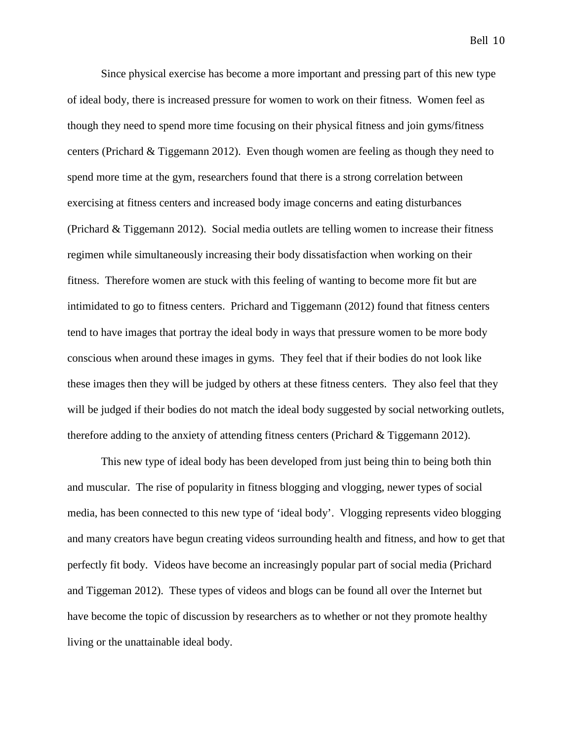Since physical exercise has become a more important and pressing part of this new type of ideal body, there is increased pressure for women to work on their fitness. Women feel as though they need to spend more time focusing on their physical fitness and join gyms/fitness centers (Prichard & Tiggemann 2012). Even though women are feeling as though they need to spend more time at the gym, researchers found that there is a strong correlation between exercising at fitness centers and increased body image concerns and eating disturbances (Prichard & Tiggemann 2012). Social media outlets are telling women to increase their fitness regimen while simultaneously increasing their body dissatisfaction when working on their fitness. Therefore women are stuck with this feeling of wanting to become more fit but are intimidated to go to fitness centers. Prichard and Tiggemann (2012) found that fitness centers tend to have images that portray the ideal body in ways that pressure women to be more body conscious when around these images in gyms. They feel that if their bodies do not look like these images then they will be judged by others at these fitness centers. They also feel that they will be judged if their bodies do not match the ideal body suggested by social networking outlets, therefore adding to the anxiety of attending fitness centers (Prichard & Tiggemann 2012).

This new type of ideal body has been developed from just being thin to being both thin and muscular. The rise of popularity in fitness blogging and vlogging, newer types of social media, has been connected to this new type of 'ideal body'. Vlogging represents video blogging and many creators have begun creating videos surrounding health and fitness, and how to get that perfectly fit body. Videos have become an increasingly popular part of social media (Prichard and Tiggeman 2012). These types of videos and blogs can be found all over the Internet but have become the topic of discussion by researchers as to whether or not they promote healthy living or the unattainable ideal body.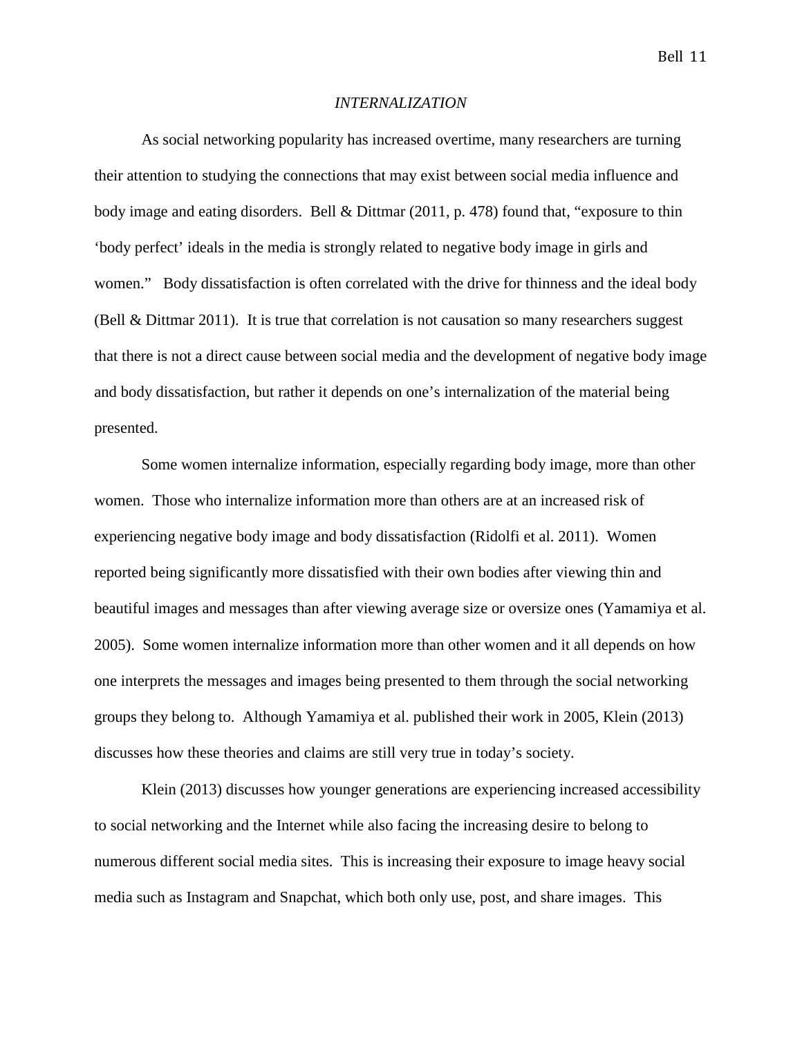## *INTERNALIZATION*

As social networking popularity has increased overtime, many researchers are turning their attention to studying the connections that may exist between social media influence and body image and eating disorders. Bell & Dittmar (2011, p. 478) found that, "exposure to thin 'body perfect' ideals in the media is strongly related to negative body image in girls and women." Body dissatisfaction is often correlated with the drive for thinness and the ideal body (Bell & Dittmar 2011). It is true that correlation is not causation so many researchers suggest that there is not a direct cause between social media and the development of negative body image and body dissatisfaction, but rather it depends on one's internalization of the material being presented.

Some women internalize information, especially regarding body image, more than other women. Those who internalize information more than others are at an increased risk of experiencing negative body image and body dissatisfaction (Ridolfi et al. 2011). Women reported being significantly more dissatisfied with their own bodies after viewing thin and beautiful images and messages than after viewing average size or oversize ones (Yamamiya et al. 2005). Some women internalize information more than other women and it all depends on how one interprets the messages and images being presented to them through the social networking groups they belong to. Although Yamamiya et al. published their work in 2005, Klein (2013) discusses how these theories and claims are still very true in today's society.

Klein (2013) discusses how younger generations are experiencing increased accessibility to social networking and the Internet while also facing the increasing desire to belong to numerous different social media sites. This is increasing their exposure to image heavy social media such as Instagram and Snapchat, which both only use, post, and share images. This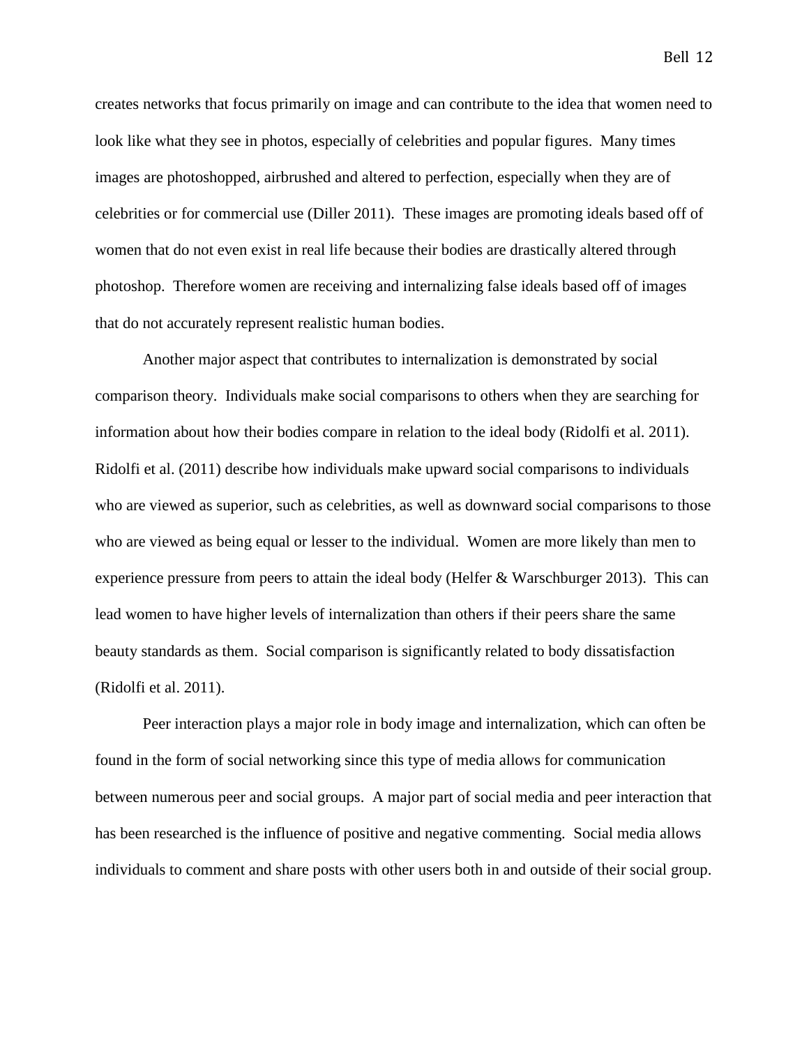creates networks that focus primarily on image and can contribute to the idea that women need to look like what they see in photos, especially of celebrities and popular figures. Many times images are photoshopped, airbrushed and altered to perfection, especially when they are of celebrities or for commercial use (Diller 2011). These images are promoting ideals based off of women that do not even exist in real life because their bodies are drastically altered through photoshop. Therefore women are receiving and internalizing false ideals based off of images that do not accurately represent realistic human bodies.

Another major aspect that contributes to internalization is demonstrated by social comparison theory. Individuals make social comparisons to others when they are searching for information about how their bodies compare in relation to the ideal body (Ridolfi et al. 2011). Ridolfi et al. (2011) describe how individuals make upward social comparisons to individuals who are viewed as superior, such as celebrities, as well as downward social comparisons to those who are viewed as being equal or lesser to the individual. Women are more likely than men to experience pressure from peers to attain the ideal body (Helfer & Warschburger 2013). This can lead women to have higher levels of internalization than others if their peers share the same beauty standards as them. Social comparison is significantly related to body dissatisfaction (Ridolfi et al. 2011).

Peer interaction plays a major role in body image and internalization, which can often be found in the form of social networking since this type of media allows for communication between numerous peer and social groups. A major part of social media and peer interaction that has been researched is the influence of positive and negative commenting. Social media allows individuals to comment and share posts with other users both in and outside of their social group.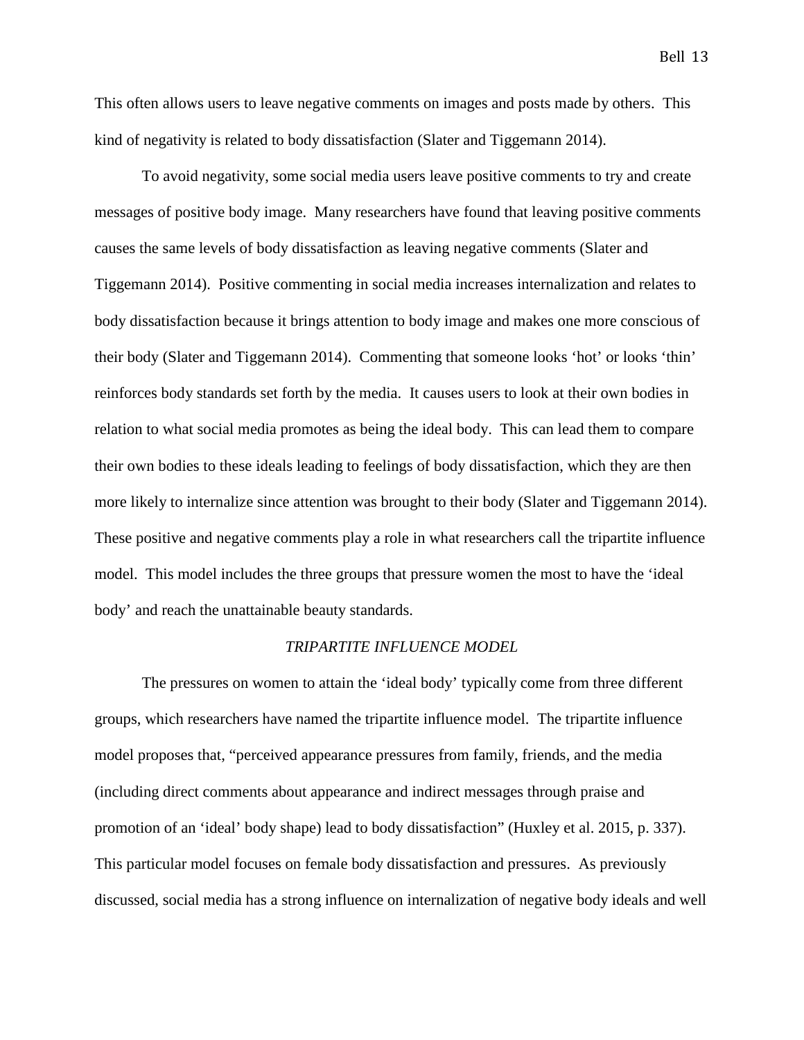This often allows users to leave negative comments on images and posts made by others. This kind of negativity is related to body dissatisfaction (Slater and Tiggemann 2014).

To avoid negativity, some social media users leave positive comments to try and create messages of positive body image. Many researchers have found that leaving positive comments causes the same levels of body dissatisfaction as leaving negative comments (Slater and Tiggemann 2014). Positive commenting in social media increases internalization and relates to body dissatisfaction because it brings attention to body image and makes one more conscious of their body (Slater and Tiggemann 2014). Commenting that someone looks 'hot' or looks 'thin' reinforces body standards set forth by the media. It causes users to look at their own bodies in relation to what social media promotes as being the ideal body. This can lead them to compare their own bodies to these ideals leading to feelings of body dissatisfaction, which they are then more likely to internalize since attention was brought to their body (Slater and Tiggemann 2014). These positive and negative comments play a role in what researchers call the tripartite influence model. This model includes the three groups that pressure women the most to have the 'ideal body' and reach the unattainable beauty standards.

### *TRIPARTITE INFLUENCE MODEL*

The pressures on women to attain the 'ideal body' typically come from three different groups, which researchers have named the tripartite influence model. The tripartite influence model proposes that, "perceived appearance pressures from family, friends, and the media (including direct comments about appearance and indirect messages through praise and promotion of an 'ideal' body shape) lead to body dissatisfaction" (Huxley et al. 2015, p. 337). This particular model focuses on female body dissatisfaction and pressures. As previously discussed, social media has a strong influence on internalization of negative body ideals and well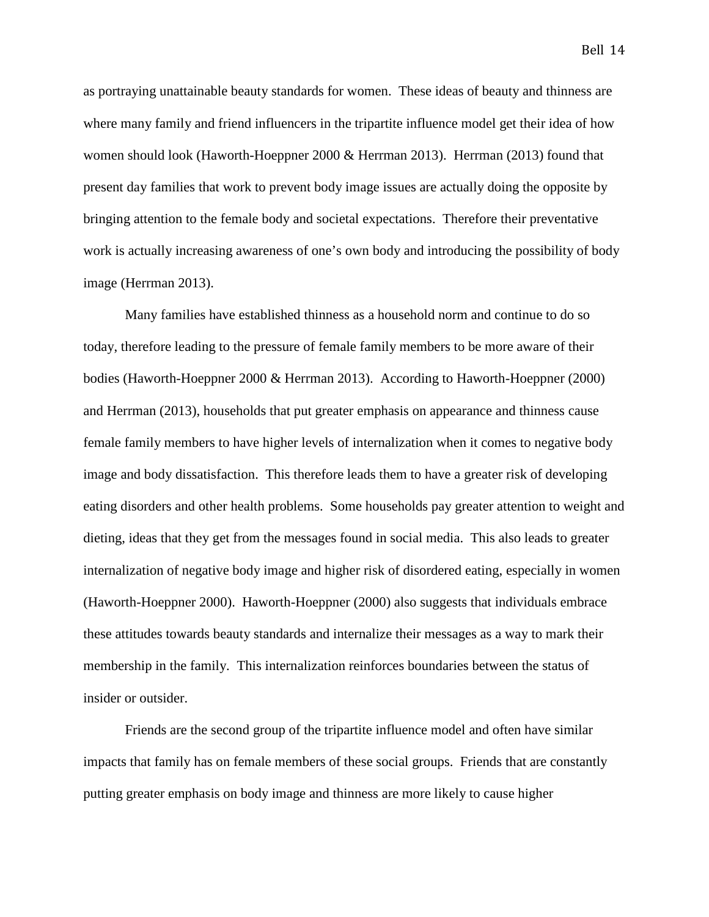as portraying unattainable beauty standards for women. These ideas of beauty and thinness are where many family and friend influencers in the tripartite influence model get their idea of how women should look (Haworth-Hoeppner 2000 & Herrman 2013). Herrman (2013) found that present day families that work to prevent body image issues are actually doing the opposite by bringing attention to the female body and societal expectations. Therefore their preventative work is actually increasing awareness of one's own body and introducing the possibility of body image (Herrman 2013).

Many families have established thinness as a household norm and continue to do so today, therefore leading to the pressure of female family members to be more aware of their bodies (Haworth-Hoeppner 2000 & Herrman 2013). According to Haworth-Hoeppner (2000) and Herrman (2013), households that put greater emphasis on appearance and thinness cause female family members to have higher levels of internalization when it comes to negative body image and body dissatisfaction. This therefore leads them to have a greater risk of developing eating disorders and other health problems. Some households pay greater attention to weight and dieting, ideas that they get from the messages found in social media. This also leads to greater internalization of negative body image and higher risk of disordered eating, especially in women (Haworth-Hoeppner 2000). Haworth-Hoeppner (2000) also suggests that individuals embrace these attitudes towards beauty standards and internalize their messages as a way to mark their membership in the family. This internalization reinforces boundaries between the status of insider or outsider.

Friends are the second group of the tripartite influence model and often have similar impacts that family has on female members of these social groups. Friends that are constantly putting greater emphasis on body image and thinness are more likely to cause higher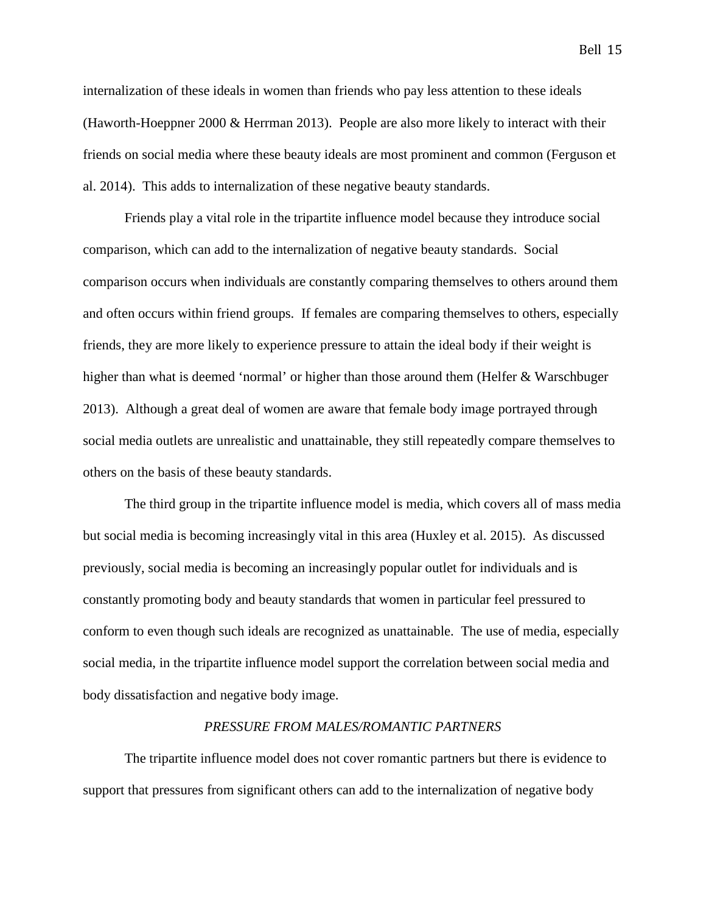internalization of these ideals in women than friends who pay less attention to these ideals (Haworth-Hoeppner 2000 & Herrman 2013). People are also more likely to interact with their friends on social media where these beauty ideals are most prominent and common (Ferguson et al. 2014). This adds to internalization of these negative beauty standards.

Friends play a vital role in the tripartite influence model because they introduce social comparison, which can add to the internalization of negative beauty standards. Social comparison occurs when individuals are constantly comparing themselves to others around them and often occurs within friend groups. If females are comparing themselves to others, especially friends, they are more likely to experience pressure to attain the ideal body if their weight is higher than what is deemed 'normal' or higher than those around them (Helfer & Warschburger 2013). Although a great deal of women are aware that female body image portrayed through social media outlets are unrealistic and unattainable, they still repeatedly compare themselves to others on the basis of these beauty standards.

The third group in the tripartite influence model is media, which covers all of mass media but social media is becoming increasingly vital in this area (Huxley et al. 2015). As discussed previously, social media is becoming an increasingly popular outlet for individuals and is constantly promoting body and beauty standards that women in particular feel pressured to conform to even though such ideals are recognized as unattainable. The use of media, especially social media, in the tripartite influence model support the correlation between social media and body dissatisfaction and negative body image.

### *PRESSURE FROM MALES/ROMANTIC PARTNERS*

The tripartite influence model does not cover romantic partners but there is evidence to support that pressures from significant others can add to the internalization of negative body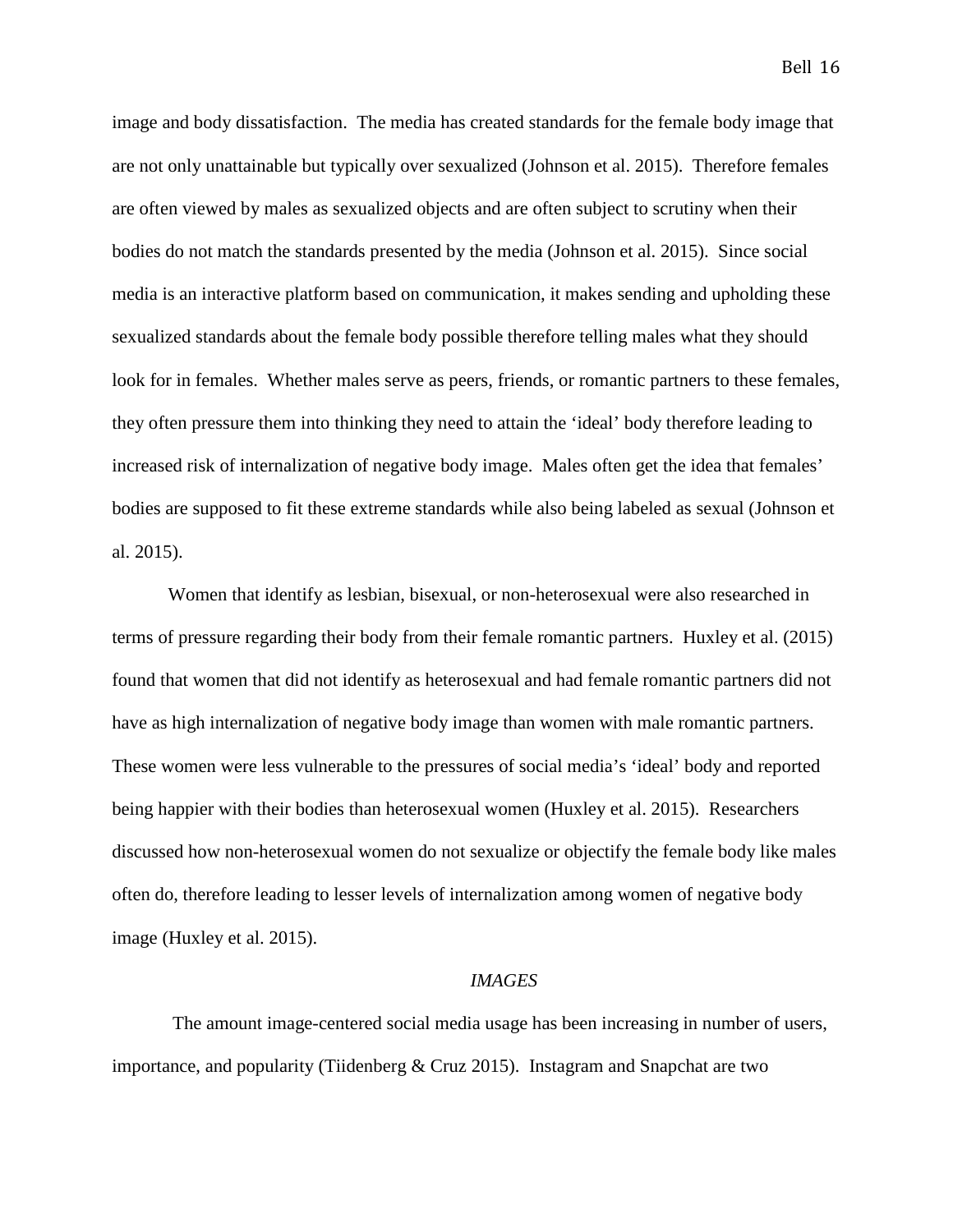image and body dissatisfaction. The media has created standards for the female body image that are not only unattainable but typically over sexualized (Johnson et al. 2015). Therefore females are often viewed by males as sexualized objects and are often subject to scrutiny when their bodies do not match the standards presented by the media (Johnson et al. 2015). Since social media is an interactive platform based on communication, it makes sending and upholding these sexualized standards about the female body possible therefore telling males what they should look for in females. Whether males serve as peers, friends, or romantic partners to these females, they often pressure them into thinking they need to attain the 'ideal' body therefore leading to increased risk of internalization of negative body image. Males often get the idea that females' bodies are supposed to fit these extreme standards while also being labeled as sexual (Johnson et al. 2015).

Women that identify as lesbian, bisexual, or non-heterosexual were also researched in terms of pressure regarding their body from their female romantic partners. Huxley et al. (2015) found that women that did not identify as heterosexual and had female romantic partners did not have as high internalization of negative body image than women with male romantic partners. These women were less vulnerable to the pressures of social media's 'ideal' body and reported being happier with their bodies than heterosexual women (Huxley et al. 2015). Researchers discussed how non-heterosexual women do not sexualize or objectify the female body like males often do, therefore leading to lesser levels of internalization among women of negative body image (Huxley et al. 2015).

### *IMAGES*

The amount image-centered social media usage has been increasing in number of users, importance, and popularity (Tiidenberg & Cruz 2015). Instagram and Snapchat are two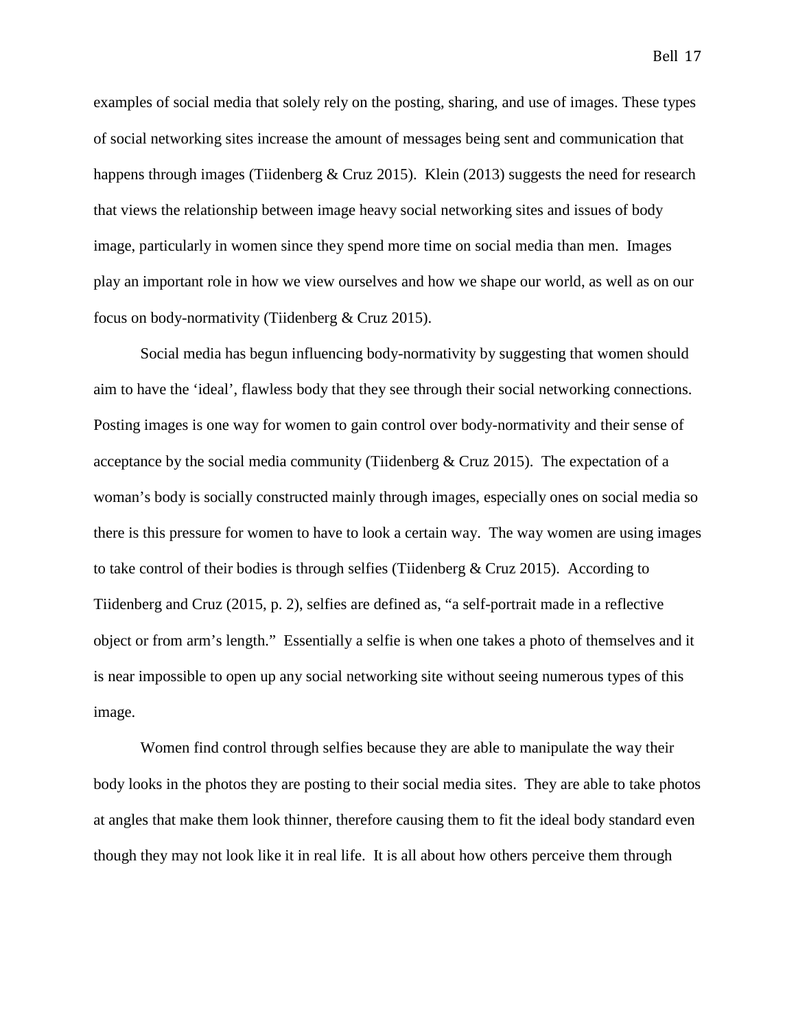examples of social media that solely rely on the posting, sharing, and use of images. These types of social networking sites increase the amount of messages being sent and communication that happens through images (Tiidenberg & Cruz 2015). Klein (2013) suggests the need for research that views the relationship between image heavy social networking sites and issues of body image, particularly in women since they spend more time on social media than men. Images play an important role in how we view ourselves and how we shape our world, as well as on our focus on body-normativity (Tiidenberg & Cruz 2015).

Social media has begun influencing body-normativity by suggesting that women should aim to have the 'ideal', flawless body that they see through their social networking connections. Posting images is one way for women to gain control over body-normativity and their sense of acceptance by the social media community (Tiidenberg & Cruz 2015). The expectation of a woman's body is socially constructed mainly through images, especially ones on social media so there is this pressure for women to have to look a certain way. The way women are using images to take control of their bodies is through selfies (Tiidenberg & Cruz 2015). According to Tiidenberg and Cruz (2015, p. 2), selfies are defined as, "a self-portrait made in a reflective object or from arm's length." Essentially a selfie is when one takes a photo of themselves and it is near impossible to open up any social networking site without seeing numerous types of this image.

Women find control through selfies because they are able to manipulate the way their body looks in the photos they are posting to their social media sites. They are able to take photos at angles that make them look thinner, therefore causing them to fit the ideal body standard even though they may not look like it in real life. It is all about how others perceive them through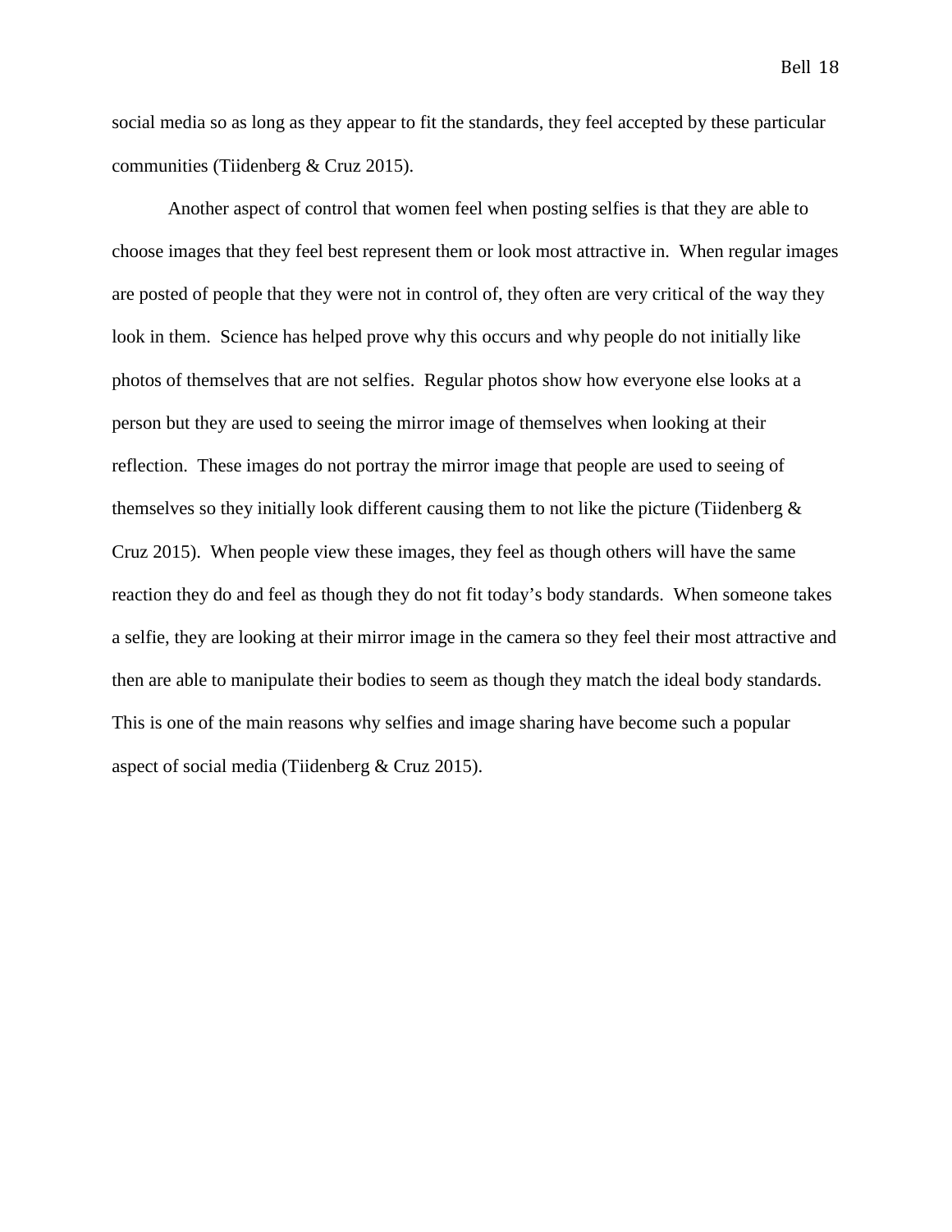social media so as long as they appear to fit the standards, they feel accepted by these particular communities (Tiidenberg & Cruz 2015).

Another aspect of control that women feel when posting selfies is that they are able to choose images that they feel best represent them or look most attractive in. When regular images are posted of people that they were not in control of, they often are very critical of the way they look in them. Science has helped prove why this occurs and why people do not initially like photos of themselves that are not selfies. Regular photos show how everyone else looks at a person but they are used to seeing the mirror image of themselves when looking at their reflection. These images do not portray the mirror image that people are used to seeing of themselves so they initially look different causing them to not like the picture (Tiidenberg & Cruz 2015). When people view these images, they feel as though others will have the same reaction they do and feel as though they do not fit today's body standards. When someone takes a selfie, they are looking at their mirror image in the camera so they feel their most attractive and then are able to manipulate their bodies to seem as though they match the ideal body standards. This is one of the main reasons why selfies and image sharing have become such a popular aspect of social media (Tiidenberg & Cruz 2015).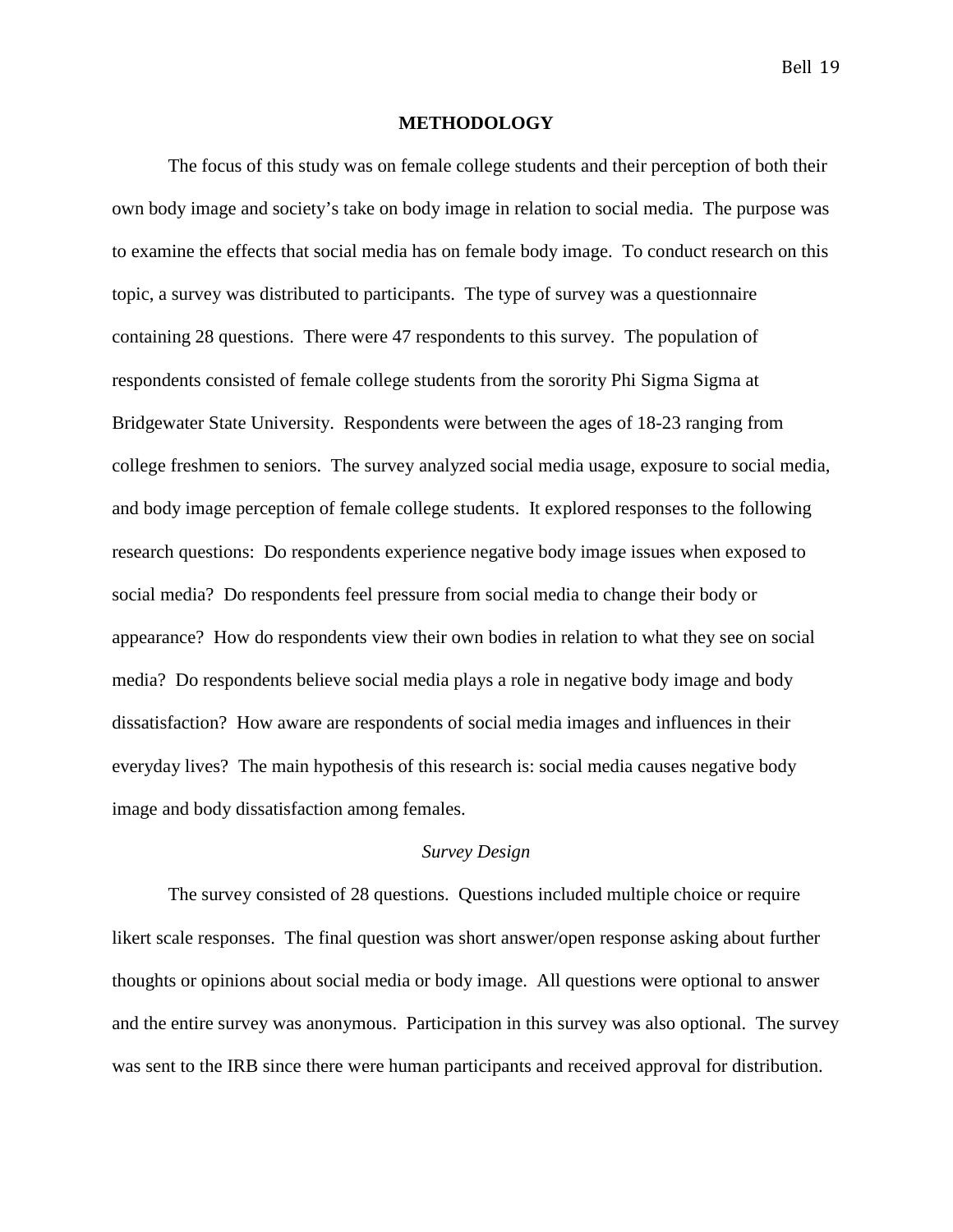# METHODOLOGY

The focus of this study was on female college students and their perception of both their own body image and society's take on body image in relation to social media. The purpose was to examine the effects that social media has on female body image. To conduct research on this topic, a survey was distributed to participants. The type of survey was a questionnaire containing 28 questions. There were 47 respondents to this survey. The population of respondents consisted of female college students from the sorority Phi Sigma Sigma at Bridgewater State University. Respondents were between the ages of 18-23 ranging from college freshmen to seniors. The survey analyzed social media usage, exposure to social media, and body image perception of female college students. It explored responses to the following research questions: Do respondents experience negative body image issues when exposed to social media? Do respondents feel pressure from social media to change their body or appearance? How do respondents view their own bodies in relation to what they see on social media? Do respondents believe social media plays a role in negative body image and body dissatisfaction? How aware are respondents of social media images and influences in their everyday lives? The main hypothesis of this research is: social media causes negative body image and body dissatisfaction among females.

## *Survey Design*

The survey consisted of 28 questions. Questions included multiple choice or require likert scale responses. The final question was short answer/open response asking about further thoughts or opinions about social media or body image. All questions were optional to answer and the entire survey was anonymous. Participation in this survey was also optional. The survey was sent to the IRB since there were human participants and received approval for distribution.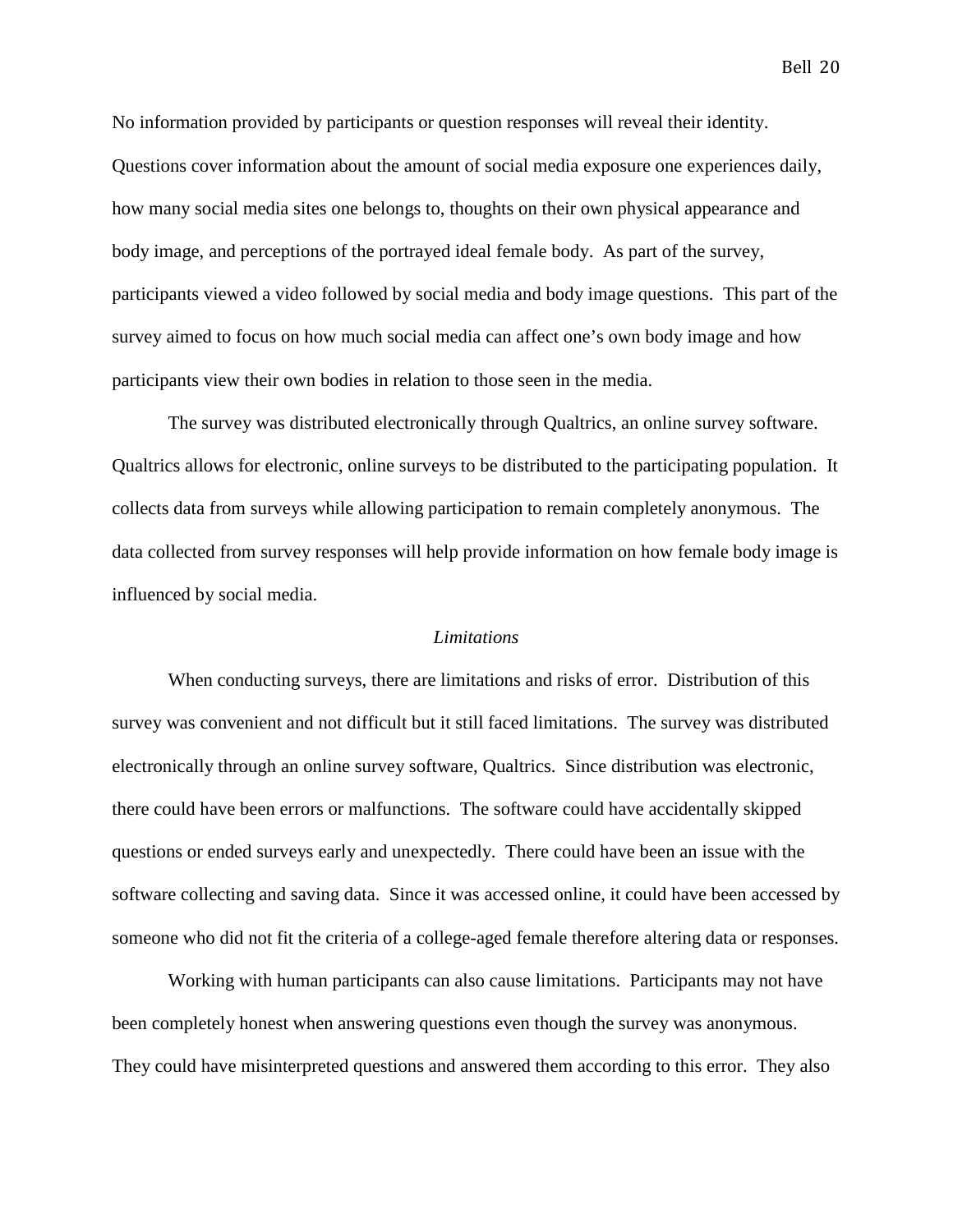No information provided by participants or question responses will reveal their identity. Questions cover information about the amount of social media exposure one experiences daily, how many social media sites one belongs to, thoughts on their own physical appearance and body image, and perceptions of the portrayed ideal female body. As part of the survey, participants viewed a video followed by social media and body image questions. This part of the survey aimed to focus on how much social media can affect one's own body image and how participants view their own bodies in relation to those seen in the media.

The survey was distributed electronically through Qualtrics, an online survey software. Qualtrics allows for electronic, online surveys to be distributed to the participating population. It collects data from surveys while allowing participation to remain completely anonymous. The data collected from survey responses will help provide information on how female body image is influenced by social media.

### *Limitations*

When conducting surveys, there are limitations and risks of error. Distribution of this survey was convenient and not difficult but it still faced limitations. The survey was distributed electronically through an online survey software, Qualtrics. Since distribution was electronic, there could have been errors or malfunctions. The software could have accidentally skipped questions or ended surveys early and unexpectedly. There could have been an issue with the software collecting and saving data. Since it was accessed online, it could have been accessed by someone who did not fit the criteria of a college-aged female therefore altering data or responses.

Working with human participants can also cause limitations. Participants may not have been completely honest when answering questions even though the survey was anonymous. They could have misinterpreted questions and answered them according to this error. They also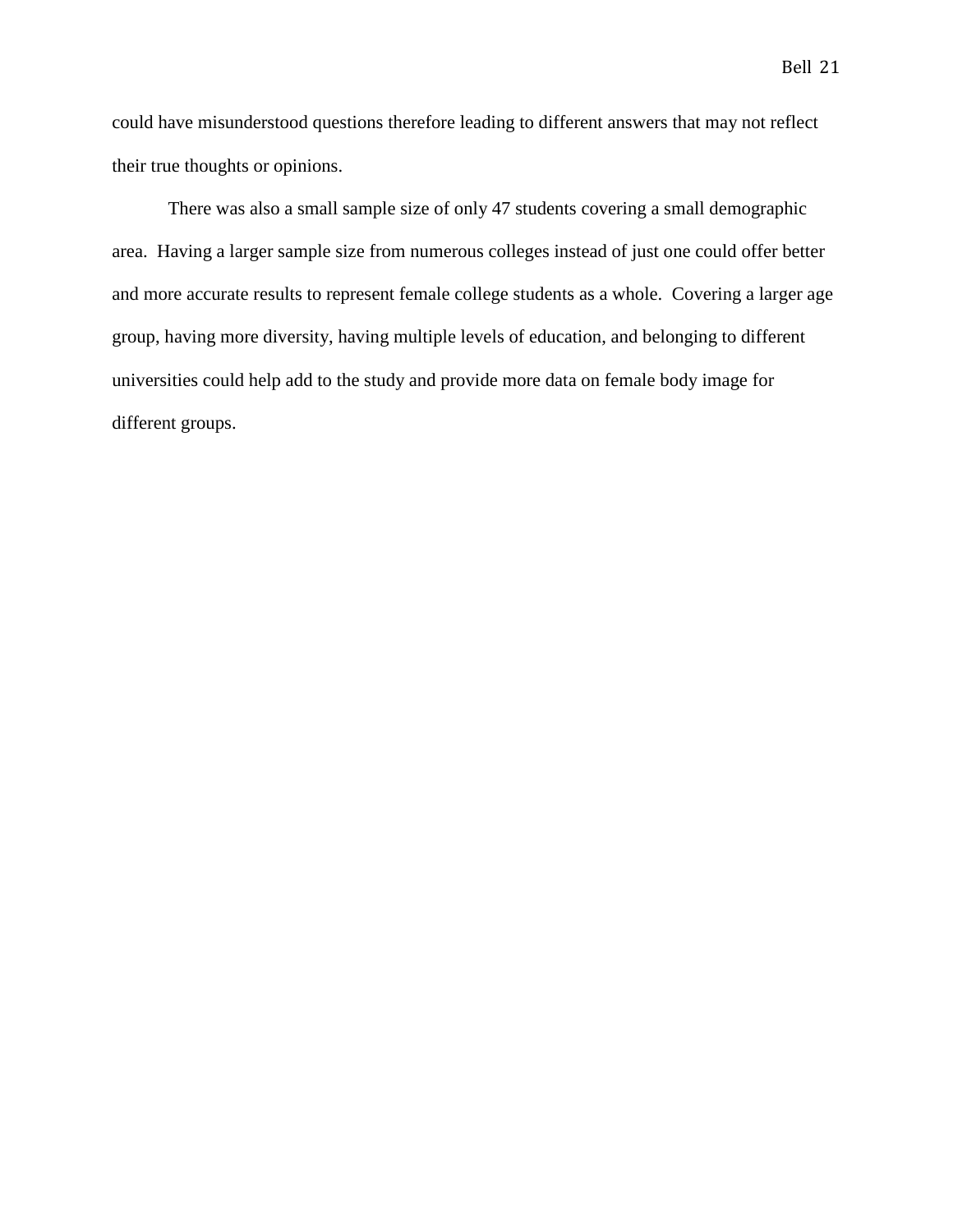could have misunderstood questions therefore leading to different answers that may not reflect their true thoughts or opinions.

There was also a small sample size of only 47 students covering a small demographic area. Having a larger sample size from numerous colleges instead of just one could offer better and more accurate results to represent female college students as a whole. Covering a larger age group, having more diversity, having multiple levels of education, and belonging to different universities could help add to the study and provide more data on female body image for different groups.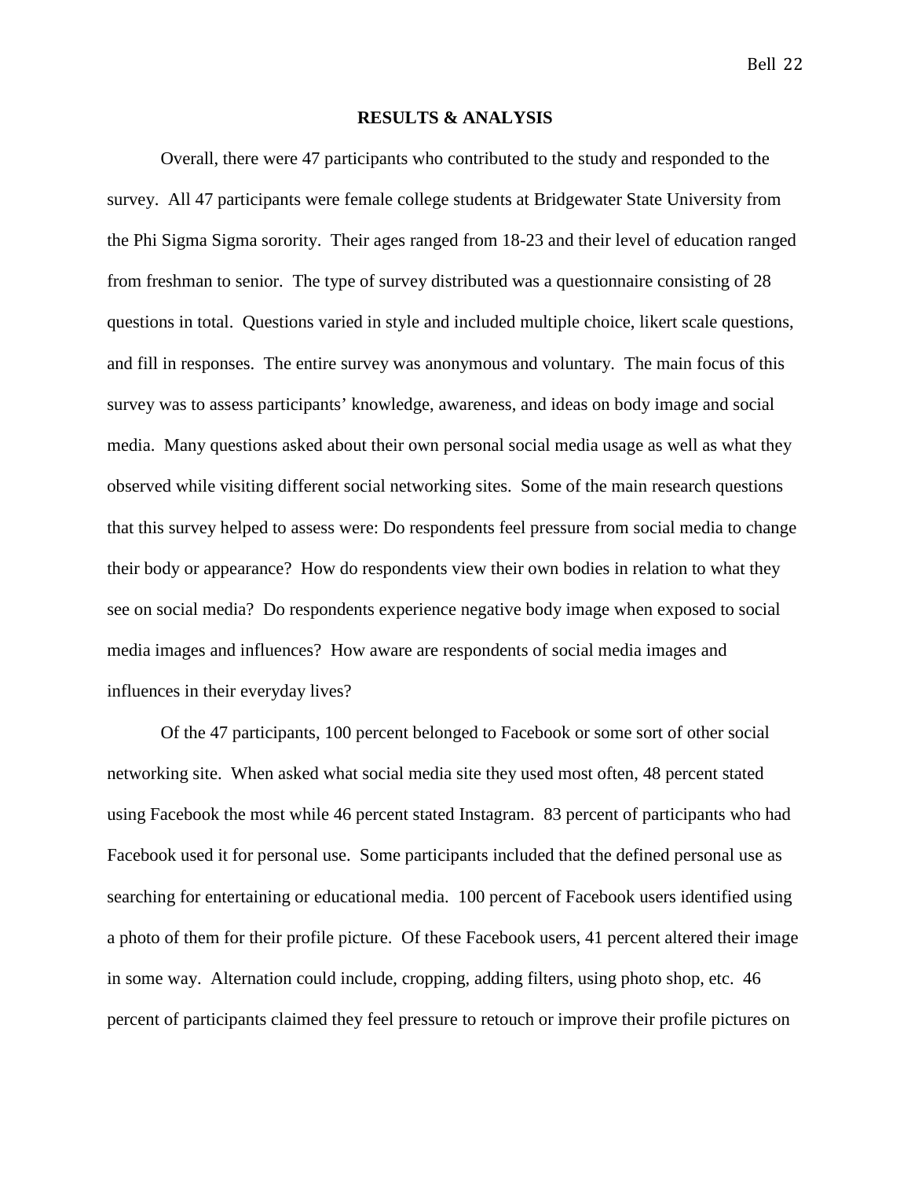## RESULTS & ANALYSIS

Overall, there were 47 participants who contributed to the study and responded to the survey. All 47 participants were female college students at Bridgewater State University from the Phi Sigma Sigma sorority. Their ages ranged from 18-23 and their level of education ranged from freshman to senior. The type of survey distributed was a questionnaire consisting of 28 questions in total. Questions varied in style and included multiple choice, likert scale questions, and fill in responses. The entire survey was anonymous and voluntary. The main focus of this survey was to assess participants' knowledge, awareness, and ideas on body image and social media. Many questions asked about their own personal social media usage as well as what they observed while visiting different social networking sites. Some of the main research questions that this survey helped to assess were: Do respondents feel pressure from social media to change their body or appearance? How do respondents view their own bodies in relation to what they see on social media? Do respondents experience negative body image when exposed to social media images and influences? How aware are respondents of social media images and influences in their everyday lives?

Of the 47 participants, 100 percent belonged to Facebook or some sort of other social networking site. When asked what social media site they used most often, 48 percent stated using Facebook the most while 46 percent stated Instagram. 83 percent of participants who had Facebook used it for personal use. Some participants included that the defined personal use as searching for entertaining or educational media. 100 percent of Facebook users identified using a photo of them for their profile picture. Of these Facebook users, 41 percent altered their image in some way. Alternation could include, cropping, adding filters, using photo shop, etc. 46 percent of participants claimed they feel pressure to retouch or improve their profile pictures on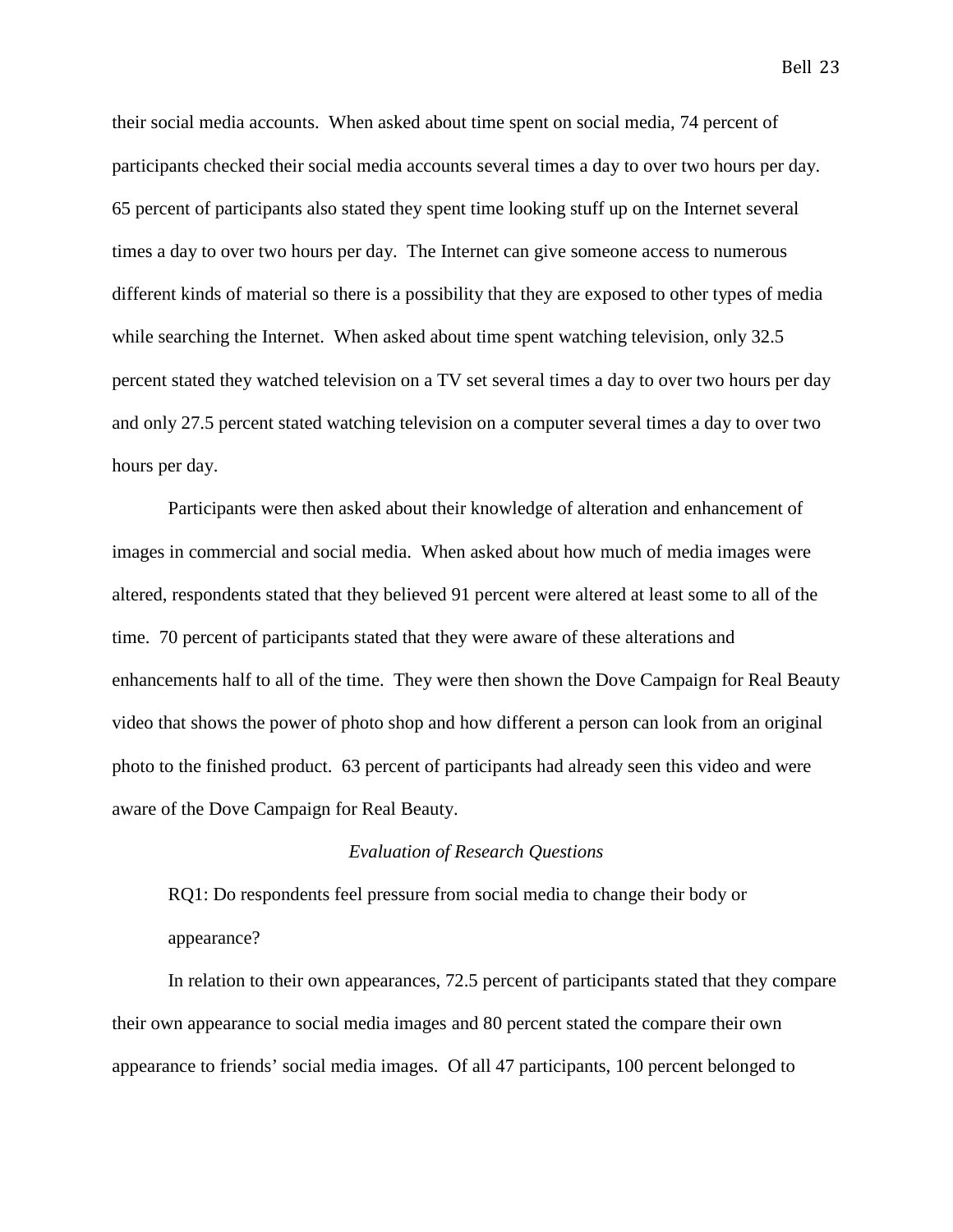their social media accounts. When asked about time spent on social media, 74 percent of participants checked their social media accounts several times a day to over two hours per day. 65 percent of participants also stated they spent time looking stuff up on the Internet several times a day to over two hours per day. The Internet can give someone access to numerous different kinds of material so there is a possibility that they are exposed to other types of media while searching the Internet. When asked about time spent watching television, only 32.5 percent stated they watched television on a TV set several times a day to over two hours per day and only 27.5 percent stated watching television on a computer several times a day to over two hours per day.

Participants were then asked about their knowledge of alteration and enhancement of images in commercial and social media. When asked about how much of media images were altered, respondents stated that they believed 91 percent were altered at least some to all of the time. 70 percent of participants stated that they were aware of these alterations and enhancements half to all of the time. They were then shown the Dove Campaign for Real Beauty video that shows the power of photo shop and how different a person can look from an original photo to the finished product. 63 percent of participants had already seen this video and were aware of the Dove Campaign for Real Beauty.

*Evaluation of Research Questions*

RQ1: Do respondents feel pressure from social media to change their body or appearance?

In relation to their own appearances, 72.5 percent of participants stated that they compare their own appearance to social media images and 80 percent stated the compare their own appearance to friends' social media images. Of all 47 participants, 100 percent belonged to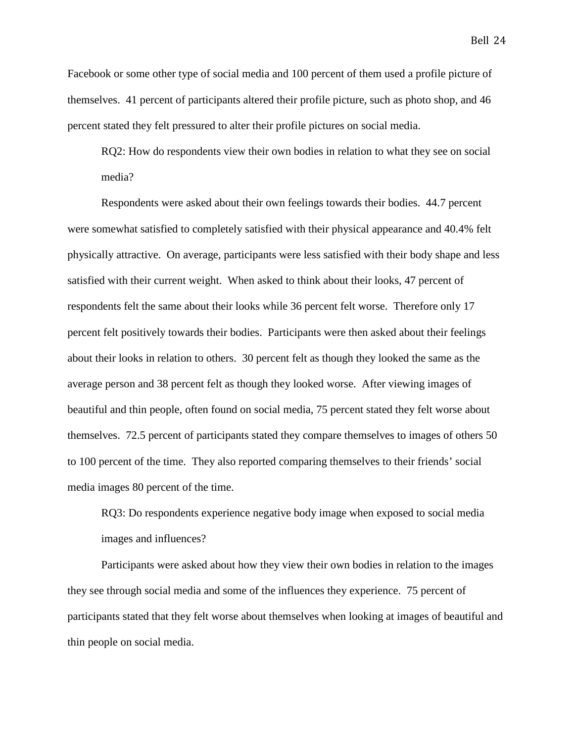Facebook or some other type of social media and 100 percent of them used a profile picture of themselves. 41 percent of participants altered their profile picture, such as photo shop, and 46 percent stated they felt pressured to alter their profile pictures on social media.

> RQ2: How do respondents view their own bodies in relation to what they see on social media?

Respondents were asked about their own feelings towards their bodies. 44.7 percent were somewhat satisfied to completely satisfied with their physical appearance and 40.4% felt physically attractive. On average, participants were less satisfied with their body shape and less satisfied with their current weight. When asked to think about their looks, 47 percent of respondents felt the same about their looks while 36 percent felt worse. Therefore only 17 percent felt positively towards their bodies. Participants were then asked about their feelings about their looks in relation to others. 30 percent felt as though they looked the same as the average person and 38 percent felt as though they looked worse. After viewing images of beautiful and thin people, often found on social media, 75 percent stated they felt worse about themselves. 72.5 percent of participants stated they compare themselves to images of others 50 to 100 percent of the time. They also reported comparing themselves to their friends' social media images 80 percent of the time.

> RQ3: Do respondents experience negative body image when exposed to social media images and influences?

Participants were asked about how they view their own bodies in relation to the images they see through social media and some of the influences they experience. 75 percent of participants stated that they felt worse about themselves when looking at images of beautiful and thin people on social media.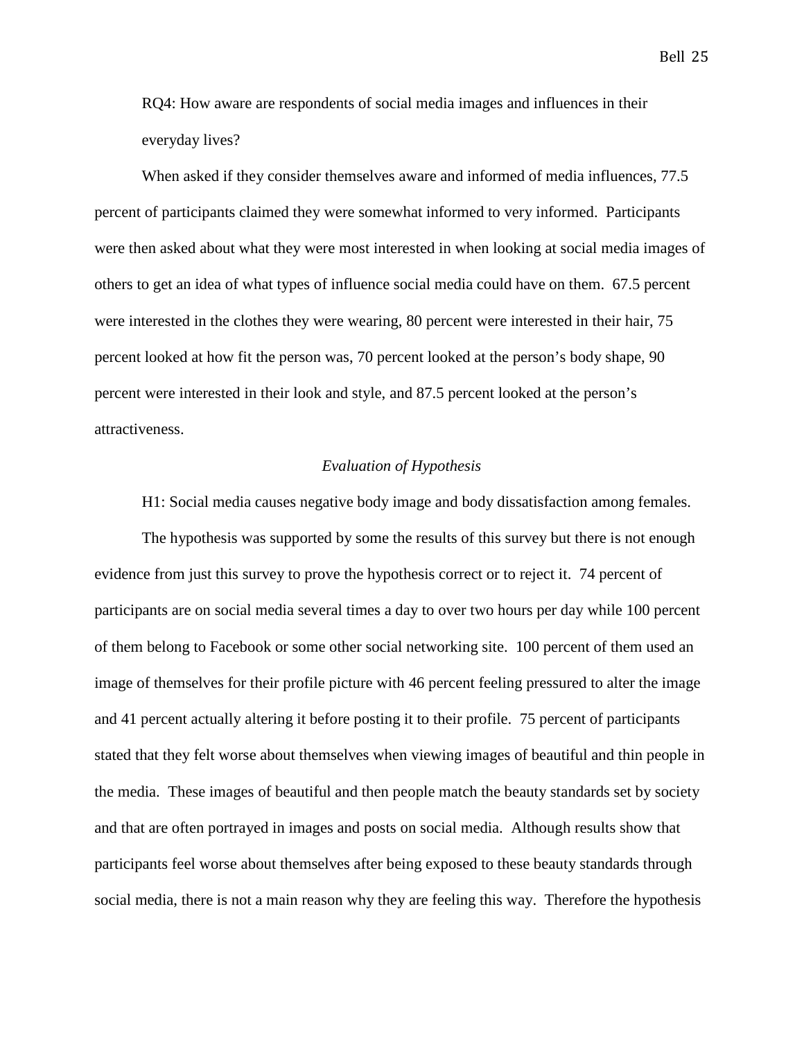RQ4: How aware are respondents of social media images and influences in their everyday lives?

When asked if they consider themselves aware and informed of media influences, 77.5 percent of participants claimed they were somewhat informed to very informed. Participants were then asked about what they were most interested in when looking at social media images of others to get an idea of what types of influence social media could have on them. 67.5 percent were interested in the clothes they were wearing, 80 percent were interested in their hair, 75 percent looked at how fit the person was, 70 percent looked at the person's body shape, 90 percent were interested in their look and style, and 87.5 percent looked at the person's attractiveness.

*Evaluation of Hypothesis*

H1: Social media causes negative body image and body dissatisfaction among females.

The hypothesis was supported by some the results of this survey but there is not enough evidence from just this survey to prove the hypothesis correct or to reject it. 74 percent of participants are on social media several times a day to over two hours per day while 100 percent of them belong to Facebook or some other social networking site. 100 percent of them used an image of themselves for their profile picture with 46 percent feeling pressured to alter the image and 41 percent actually altering it before posting it to their profile. 75 percent of participants stated that they felt worse about themselves when viewing images of beautiful and thin people in the media. These images of beautiful and then people match the beauty standards set by society and that are often portrayed in images and posts on social media. Although results show that participants feel worse about themselves after being exposed to these beauty standards through social media, there is not a main reason why they are feeling this way. Therefore the hypothesis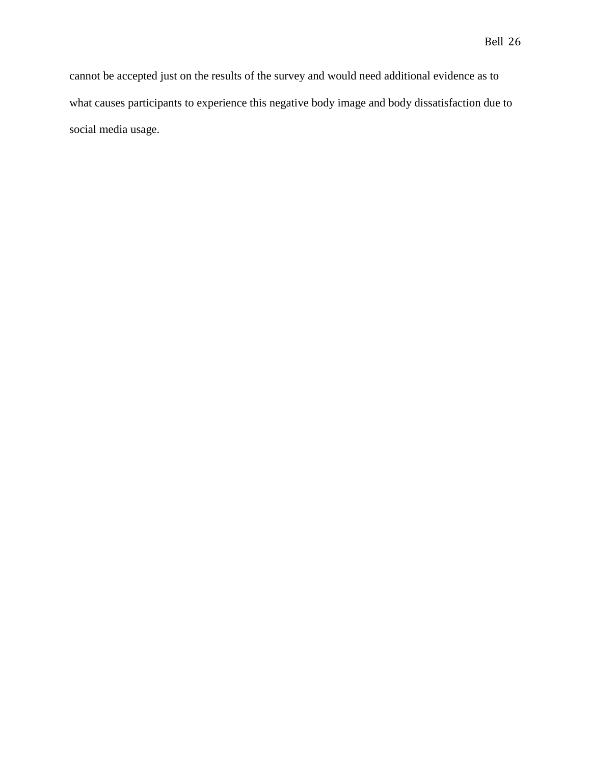cannot be accepted just on the results of the survey and would need additional evidence as to what causes participants to experience this negative body image and body dissatisfaction due to social media usage.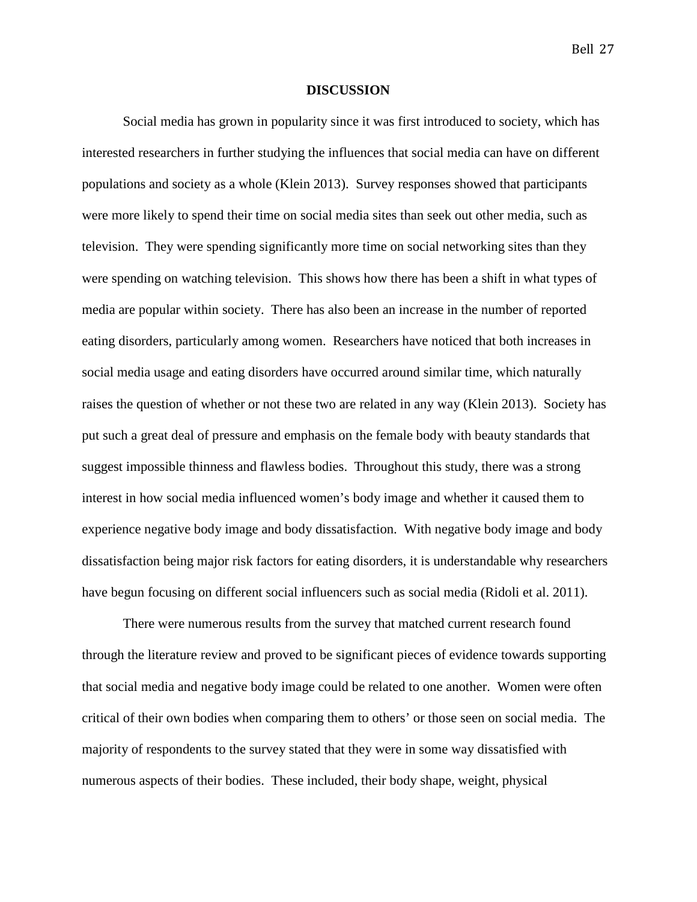## DISCUSSION

Social media has grown in popularity since it was first introduced to society, which has interested researchers in further studying the influences that social media can have on different populations and society as a whole (Klein 2013). Survey responses showed that participants were more likely to spend their time on social media sites than seek out other media, such as television. They were spending significantly more time on social networking sites than they were spending on watching television. This shows how there has been a shift in what types of media are popular within society. There has also been an increase in the number of reported eating disorders, particularly among women. Researchers have noticed that both increases in social media usage and eating disorders have occurred around similar time, which naturally raises the question of whether or not these two are related in any way (Klein 2013). Society has put such a great deal of pressure and emphasis on the female body with beauty standards that suggest impossible thinness and flawless bodies. Throughout this study, there was a strong interest in how social media influenced women's body image and whether it caused them to experience negative body image and body dissatisfaction. With negative body image and body dissatisfaction being major risk factors for eating disorders, it is understandable why researchers have begun focusing on different social influencers such as social media (Ridoli et al. 2011).

There were numerous results from the survey that matched current research found through the literature review and proved to be significant pieces of evidence towards supporting that social media and negative body image could be related to one another. Women were often critical of their own bodies when comparing them to others' or those seen on social media. The majority of respondents to the survey stated that they were in some way dissatisfied with numerous aspects of their bodies. These included, their body shape, weight, physical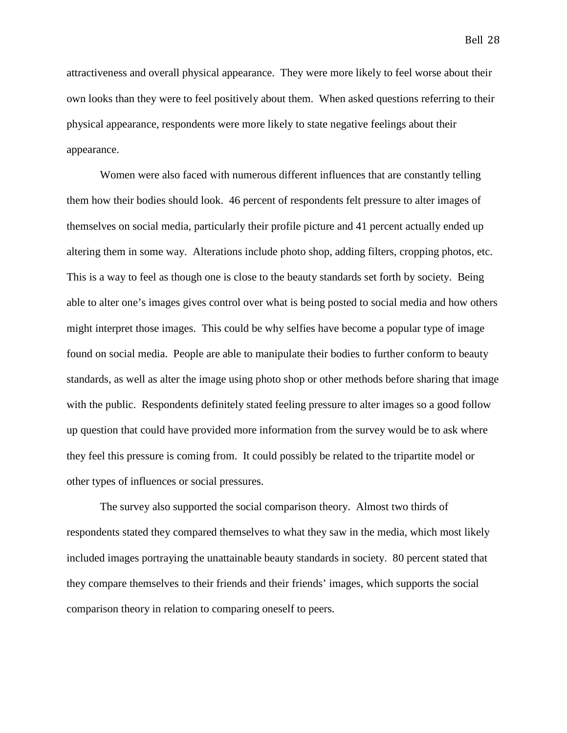attractiveness and overall physical appearance. They were more likely to feel worse about their own looks than they were to feel positively about them. When asked questions referring to their physical appearance, respondents were more likely to state negative feelings about their appearance.

Women were also faced with numerous different influences that are constantly telling them how their bodies should look. 46 percent of respondents felt pressure to alter images of themselves on social media, particularly their profile picture and 41 percent actually ended up altering them in some way. Alterations include photo shop, adding filters, cropping photos, etc. This is a way to feel as though one is close to the beauty standards set forth by society. Being able to alter one's images gives control over what is being posted to social media and how others might interpret those images. This could be why selfies have become a popular type of image found on social media. People are able to manipulate their bodies to further conform to beauty standards, as well as alter the image using photo shop or other methods before sharing that image with the public. Respondents definitely stated feeling pressure to alter images so a good follow up question that could have provided more information from the survey would be to ask where they feel this pressure is coming from. It could possibly be related to the tripartite model or other types of influences or social pressures.

The survey also supported the social comparison theory. Almost two thirds of respondents stated they compared themselves to what they saw in the media, which most likely included images portraying the unattainable beauty standards in society. 80 percent stated that they compare themselves to their friends and their friends' images, which supports the social comparison theory in relation to comparing oneself to peers.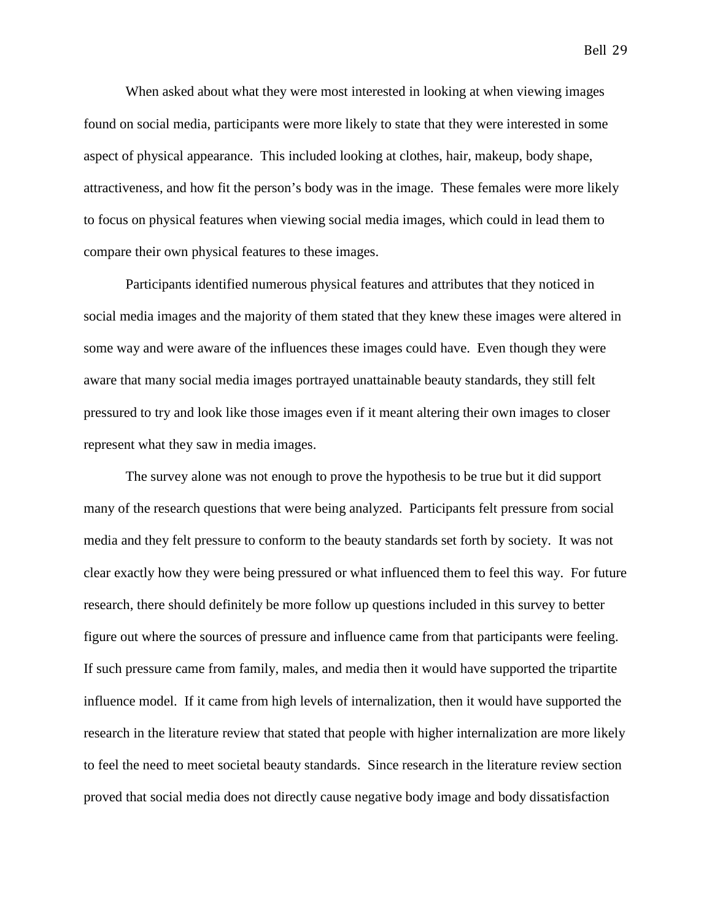When asked about what they were most interested in looking at when viewing images found on social media, participants were more likely to state that they were interested in some aspect of physical appearance. This included looking at clothes, hair, makeup, body shape, attractiveness, and how fit the person's body was in the image. These females were more likely to focus on physical features when viewing social media images, which could in lead them to compare their own physical features to these images.

Participants identified numerous physical features and attributes that they noticed in social media images and the majority of them stated that they knew these images were altered in some way and were aware of the influences these images could have. Even though they were aware that many social media images portrayed unattainable beauty standards, they still felt pressured to try and look like those images even if it meant altering their own images to closer represent what they saw in media images.

The survey alone was not enough to prove the hypothesis to be true but it did support many of the research questions that were being analyzed. Participants felt pressure from social media and they felt pressure to conform to the beauty standards set forth by society. It was not clear exactly how they were being pressured or what influenced them to feel this way. For future research, there should definitely be more follow up questions included in this survey to better figure out where the sources of pressure and influence came from that participants were feeling. If such pressure came from family, males, and media then it would have supported the tripartite influence model. If it came from high levels of internalization, then it would have supported the research in the literature review that stated that people with higher internalization are more likely to feel the need to meet societal beauty standards. Since research in the literature review section proved that social media does not directly cause negative body image and body dissatisfaction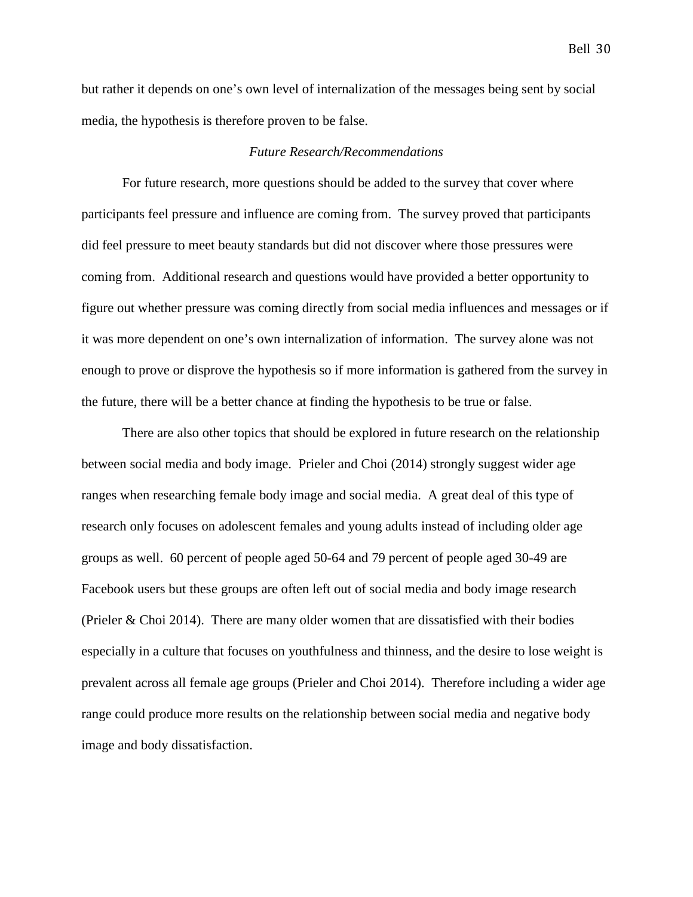but rather it depends on one's own level of internalization of the messages being sent by social media, the hypothesis is therefore proven to be false.

### *Future Research/Recommendations*

For future research, more questions should be added to the survey that cover where participants feel pressure and influence are coming from. The survey proved that participants did feel pressure to meet beauty standards but did not discover where those pressures were coming from. Additional research and questions would have provided a better opportunity to figure out whether pressure was coming directly from social media influences and messages or if it was more dependent on one's own internalization of information. The survey alone was not enough to prove or disprove the hypothesis so if more information is gathered from the survey in the future, there will be a better chance at finding the hypothesis to be true or false.

There are also other topics that should be explored in future research on the relationship between social media and body image. Prieler and Choi (2014) strongly suggest wider age ranges when researching female body image and social media. A great deal of this type of research only focuses on adolescent females and young adults instead of including older age groups as well. 60 percent of people aged 50-64 and 79 percent of people aged 30-49 are Facebook users but these groups are often left out of social media and body image research (Prieler & Choi 2014). There are many older women that are dissatisfied with their bodies especially in a culture that focuses on youthfulness and thinness, and the desire to lose weight is prevalent across all female age groups (Prieler and Choi 2014). Therefore including a wider age range could produce more results on the relationship between social media and negative body image and body dissatisfaction.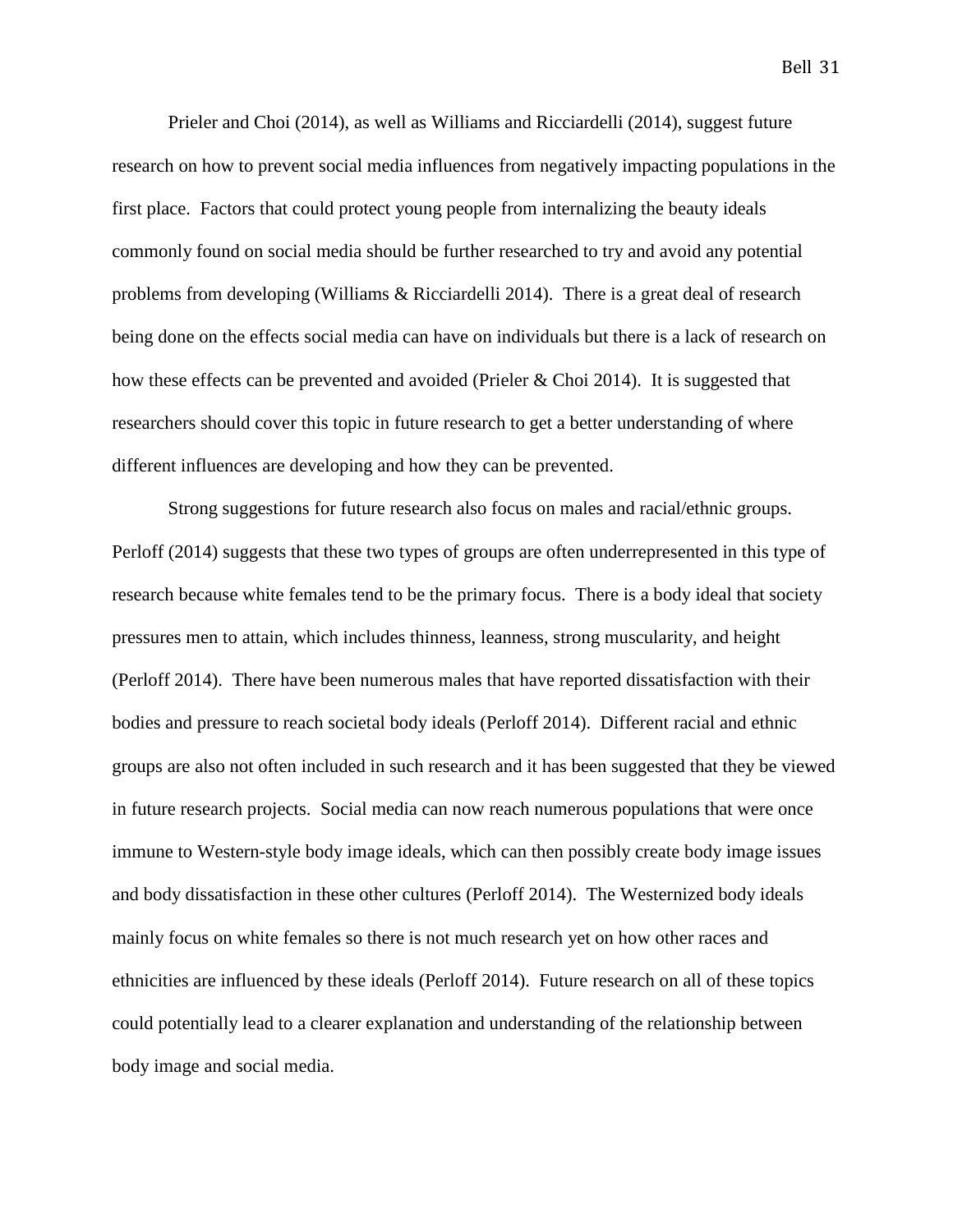Prieler and Choi (2014), as well as Williams and Ricciardelli (2014), suggest future research on how to prevent social media influences from negatively impacting populations in the first place. Factors that could protect young people from internalizing the beauty ideals commonly found on social media should be further researched to try and avoid any potential problems from developing (Williams & Ricciardelli 2014). There is a great deal of research being done on the effects social media can have on individuals but there is a lack of research on how these effects can be prevented and avoided (Prieler & Choi 2014). It is suggested that researchers should cover this topic in future research to get a better understanding of where different influences are developing and how they can be prevented.

Strong suggestions for future research also focus on males and racial/ethnic groups. Perloff (2014) suggests that these two types of groups are often underrepresented in this type of research because white females tend to be the primary focus. There is a body ideal that society pressures men to attain, which includes thinness, leanness, strong muscularity, and height (Perloff 2014). There have been numerous males that have reported dissatisfaction with their bodies and pressure to reach societal body ideals (Perloff 2014). Different racial and ethnic groups are also not often included in such research and it has been suggested that they be viewed in future research projects. Social media can now reach numerous populations that were once immune to Western-style body image ideals, which can then possibly create body image issues and body dissatisfaction in these other cultures (Perloff 2014). The Westernized body ideals mainly focus on white females so there is not much research yet on how other races and ethnicities are influenced by these ideals (Perloff 2014). Future research on all of these topics could potentially lead to a clearer explanation and understanding of the relationship between body image and social media.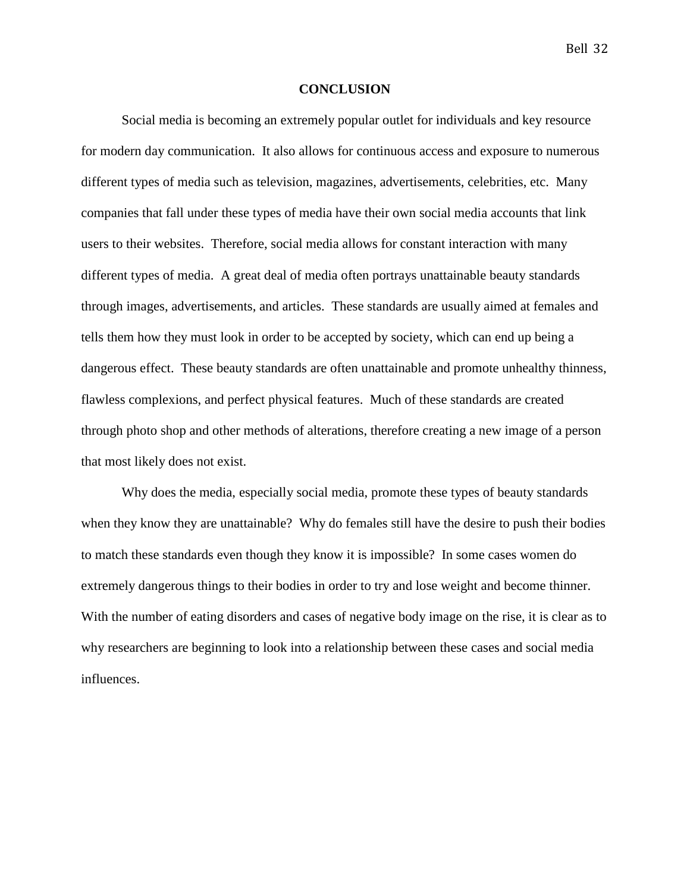# CONCLUSION

Social media is becoming an extremely popular outlet for individuals and key resource for modern day communication. It also allows for continuous access and exposure to numerous different types of media such as television, magazines, advertisements, celebrities, etc. Many companies that fall under these types of media have their own social media accounts that link users to their websites. Therefore, social media allows for constant interaction with many different types of media. A great deal of media often portrays unattainable beauty standards through images, advertisements, and articles. These standards are usually aimed at females and tells them how they must look in order to be accepted by society, which can end up being a dangerous effect. These beauty standards are often unattainable and promote unhealthy thinness, flawless complexions, and perfect physical features. Much of these standards are created through photo shop and other methods of alterations, therefore creating a new image of a person that most likely does not exist.

Why does the media, especially social media, promote these types of beauty standards when they know they are unattainable? Why do females still have the desire to push their bodies to match these standards even though they know it is impossible? In some cases women do extremely dangerous things to their bodies in order to try and lose weight and become thinner. With the number of eating disorders and cases of negative body image on the rise, it is clear as to why researchers are beginning to look into a relationship between these cases and social media influences.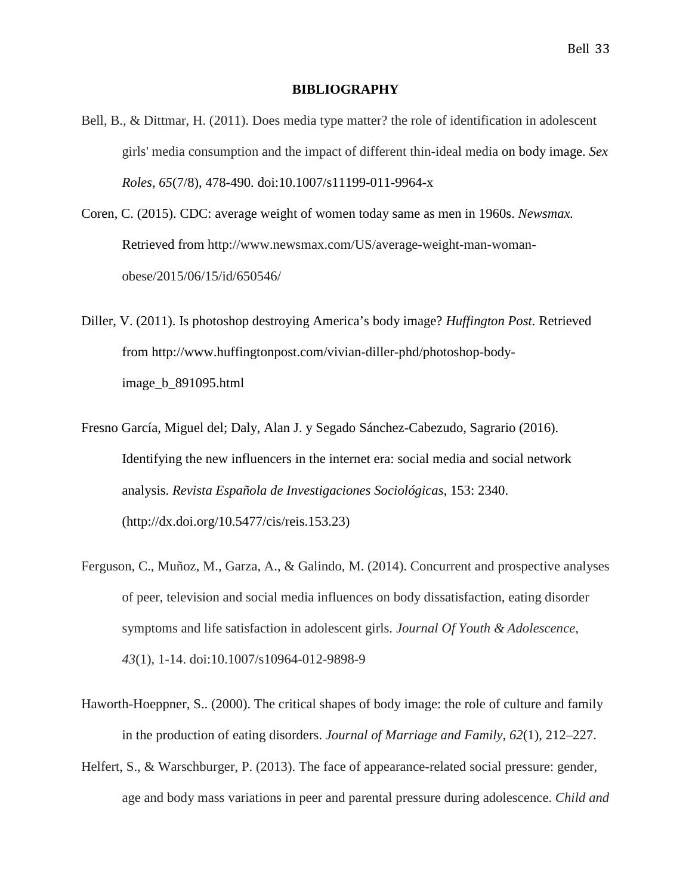**BIBLIOGRAPHY**

Bell, B., & Dittmar, H. (2011). Does media type matter? the role of identification in adolescent girls' media consumption and the impact of different thin-ideal media on body image. *Sex Roles*, *65*(7/8), 478-490. doi:10.1007/s11199-011-9964-x

Coren, C. (2015). CDC: average weight of women today same as men in 1960s. *Newsmax.* Retrieved from http://www.newsmax.com/US/average-weight-man-woman-obese/2015/06/15/id/650546/

Diller, V. (2011). Is photoshop destroying America's body image? *Huffington Post.* Retrieved from http://www.huffingtonpost.com/vivian-diller-phd/photoshop-body-image_b_891095.html

Fresno García, Miguel del; Daly, Alan J. y Segado Sánchez-Cabezudo, Sagrario (2016). Identifying the new influencers in the internet era: social media and social network analysis. *Revista Española de Investigaciones Sociológicas*, 153: 2340. (http://dx.doi.org/10.5477/cis/reis.153.23)

Ferguson, C., Muñoz, M., Garza, A., & Galindo, M. (2014). Concurrent and prospective analyses of peer, television and social media influences on body dissatisfaction, eating disorder symptoms and life satisfaction in adolescent girls. *Journal Of Youth & Adolescence*, *43*(1), 1-14. doi:10.1007/s10964-012-9898-9

Haworth-Hoeppner, S.. (2000). The critical shapes of body image: the role of culture and family in the production of eating disorders. *Journal of Marriage and Family*, *62*(1), 212–227.

Helfert, S., & Warschburger, P. (2013). The face of appearance-related social pressure: gender, age and body mass variations in peer and parental pressure during adolescence. *Child and*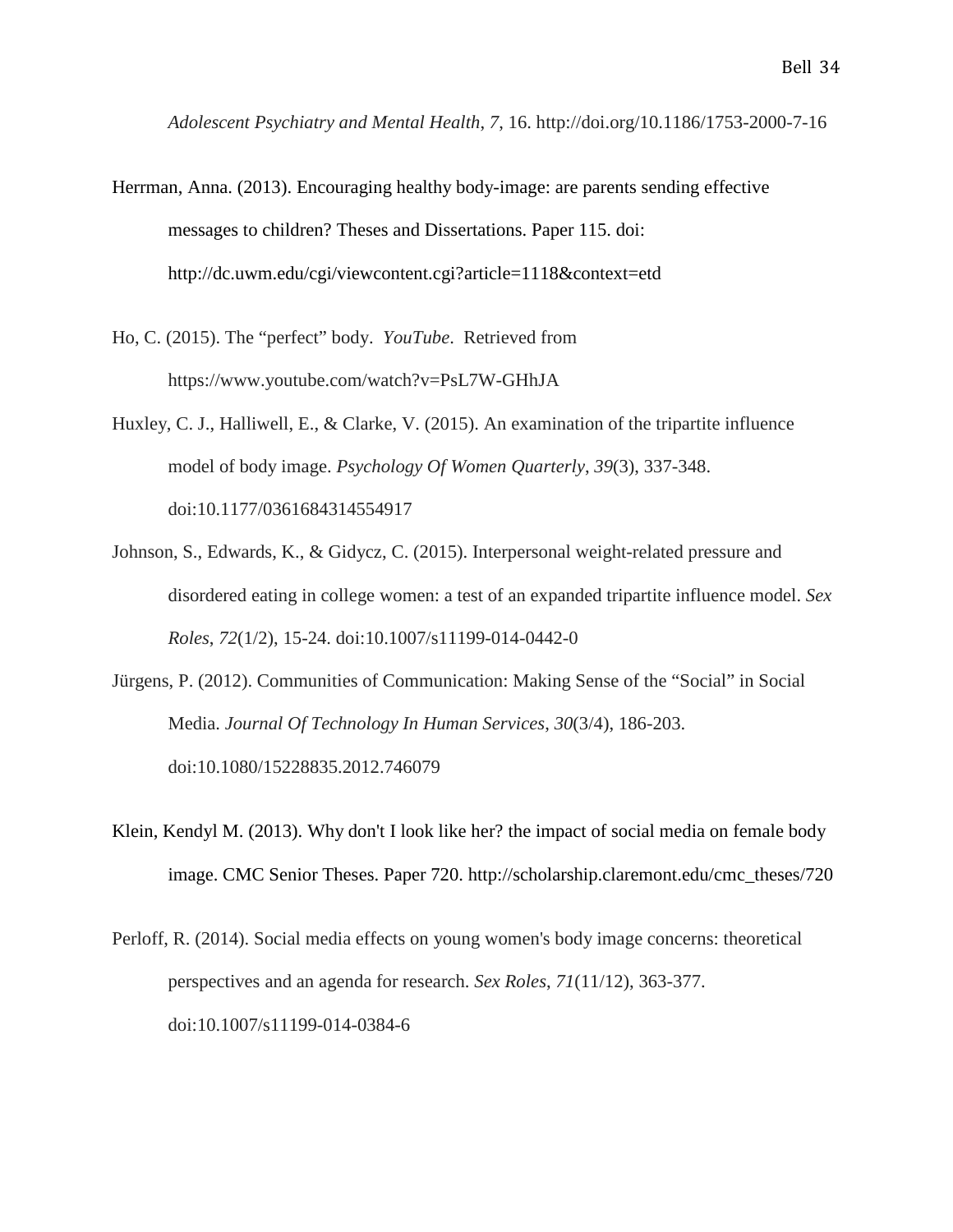*Adolescent Psychiatry and Mental Health*, *7*, 16. http://doi.org/10.1186/1753-2000-7-16

Herrman, Anna. (2013). Encouraging healthy body-image: are parents sending effective messages to children? Theses and Dissertations. Paper 115. doi: http://dc.uwm.edu/cgi/viewcontent.cgi?article=1118&context=etd

Ho, C. (2015). The “perfect” body. *YouTube*. Retrieved from https://www.youtube.com/watch?v=PsL7W-GHhJA

Huxley, C. J., Halliwell, E., & Clarke, V. (2015). An examination of the tripartite influence model of body image. *Psychology Of Women Quarterly*, *39*(3), 337-348. doi:10.1177/0361684314554917

Johnson, S., Edwards, K., & Gidycz, C. (2015). Interpersonal weight-related pressure and disordered eating in college women: a test of an expanded tripartite influence model. *Sex Roles*, *72*(1/2), 15-24. doi:10.1007/s11199-014-0442-0

Jürgens, P. (2012). Communities of Communication: Making Sense of the “Social” in Social Media. *Journal Of Technology In Human Services*, *30*(3/4), 186-203. doi:10.1080/15228835.2012.746079

Klein, Kendyl M. (2013). Why don't I look like her? the impact of social media on female body image. CMC Senior Theses. Paper 720. http://scholarship.claremont.edu/cmc_theses/720

Perloff, R. (2014). Social media effects on young women's body image concerns: theoretical perspectives and an agenda for research. *Sex Roles*, *71*(11/12), 363-377. doi:10.1007/s11199-014-0384-6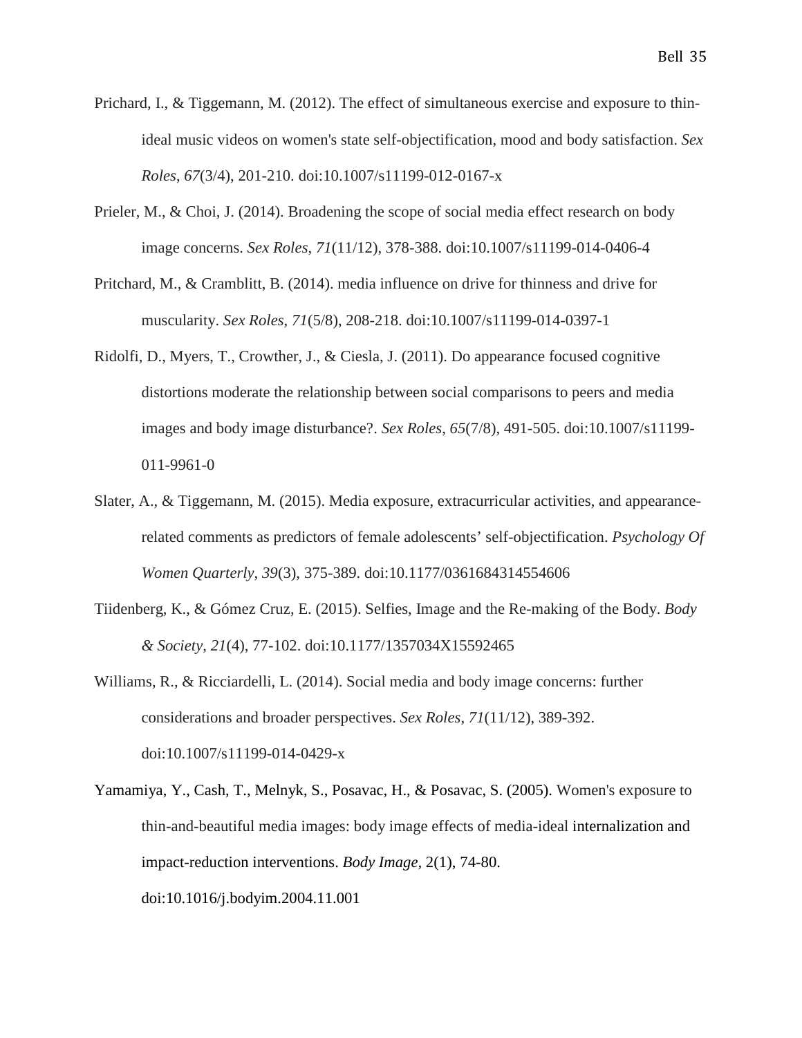Prichard, I., & Tiggemann, M. (2012). The effect of simultaneous exercise and exposure to thin-ideal music videos on women's state self-objectification, mood and body satisfaction. *Sex Roles*, *67*(3/4), 201-210. doi:10.1007/s11199-012-0167-x

Prieler, M., & Choi, J. (2014). Broadening the scope of social media effect research on body image concerns. *Sex Roles*, *71*(11/12), 378-388. doi:10.1007/s11199-014-0406-4

Pritchard, M., & Cramblitt, B. (2014). media influence on drive for thinness and drive for muscularity. *Sex Roles*, *71*(5/8), 208-218. doi:10.1007/s11199-014-0397-1

Ridolfi, D., Myers, T., Crowther, J., & Ciesla, J. (2011). Do appearance focused cognitive distortions moderate the relationship between social comparisons to peers and media images and body image disturbance?. *Sex Roles*, *65*(7/8), 491-505. doi:10.1007/s11199-011-9961-0

Slater, A., & Tiggemann, M. (2015). Media exposure, extracurricular activities, and appearance-related comments as predictors of female adolescents' self-objectification. *Psychology Of Women Quarterly*, *39*(3), 375-389. doi:10.1177/0361684314554606

Tiidenberg, K., & Gómez Cruz, E. (2015). Selfies, Image and the Re-making of the Body. *Body & Society*, *21*(4), 77-102. doi:10.1177/1357034X15592465

Williams, R., & Ricciardelli, L. (2014). Social media and body image concerns: further considerations and broader perspectives. *Sex Roles*, *71*(11/12), 389-392. doi:10.1007/s11199-014-0429-x

Yamamiya, Y., Cash, T., Melnyk, S., Posavac, H., & Posavac, S. (2005). Women's exposure to thin-and-beautiful media images: body image effects of media-ideal internalization and impact-reduction interventions. *Body Image*, 2(1), 74-80. doi:10.1016/j.bodyim.2004.11.001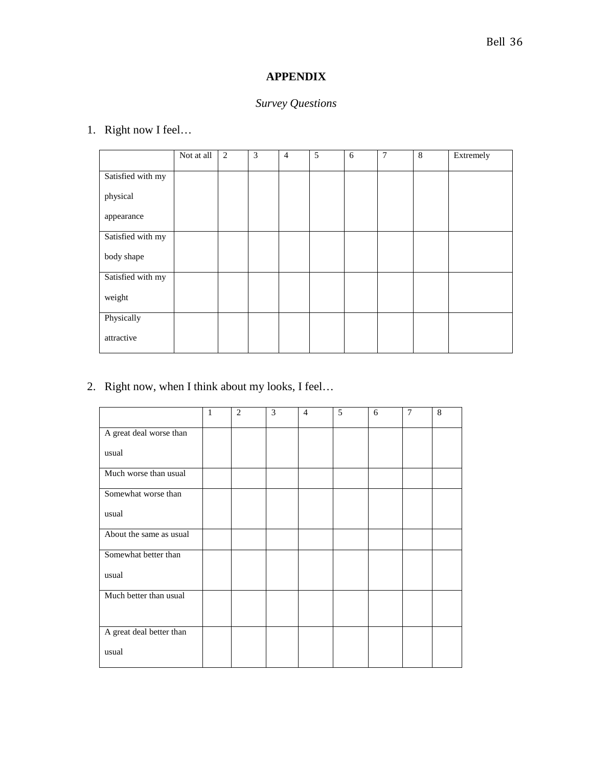# APPENDIX

*Survey Questions*

1. Right now I feel…

| | Not at all | 2 | 3 | 4 | 5 | 6 | 7 | 8 | Extremely |
|---|---|---|---|---|---|---|---|---|---|
| Satisfied with my physical appearance | | | | | | | | | |
| Satisfied with my body shape | | | | | | | | | |
| Satisfied with my weight | | | | | | | | | |
| Physically attractive | | | | | | | | | |

2. Right now, when I think about my looks, I feel…

| | 1 | 2 | 3 | 4 | 5 | 6 | 7 | 8 |
|---|---|---|---|---|---|---|---|---|
| A great deal worse than usual | | | | | | | | |
| Much worse than usual | | | | | | | | |
| Somewhat worse than usual | | | | | | | | |
| About the same as usual | | | | | | | | |
| Somewhat better than usual | | | | | | | | |
| Much better than usual | | | | | | | | |
| A great deal better than usual | | | | | | | | |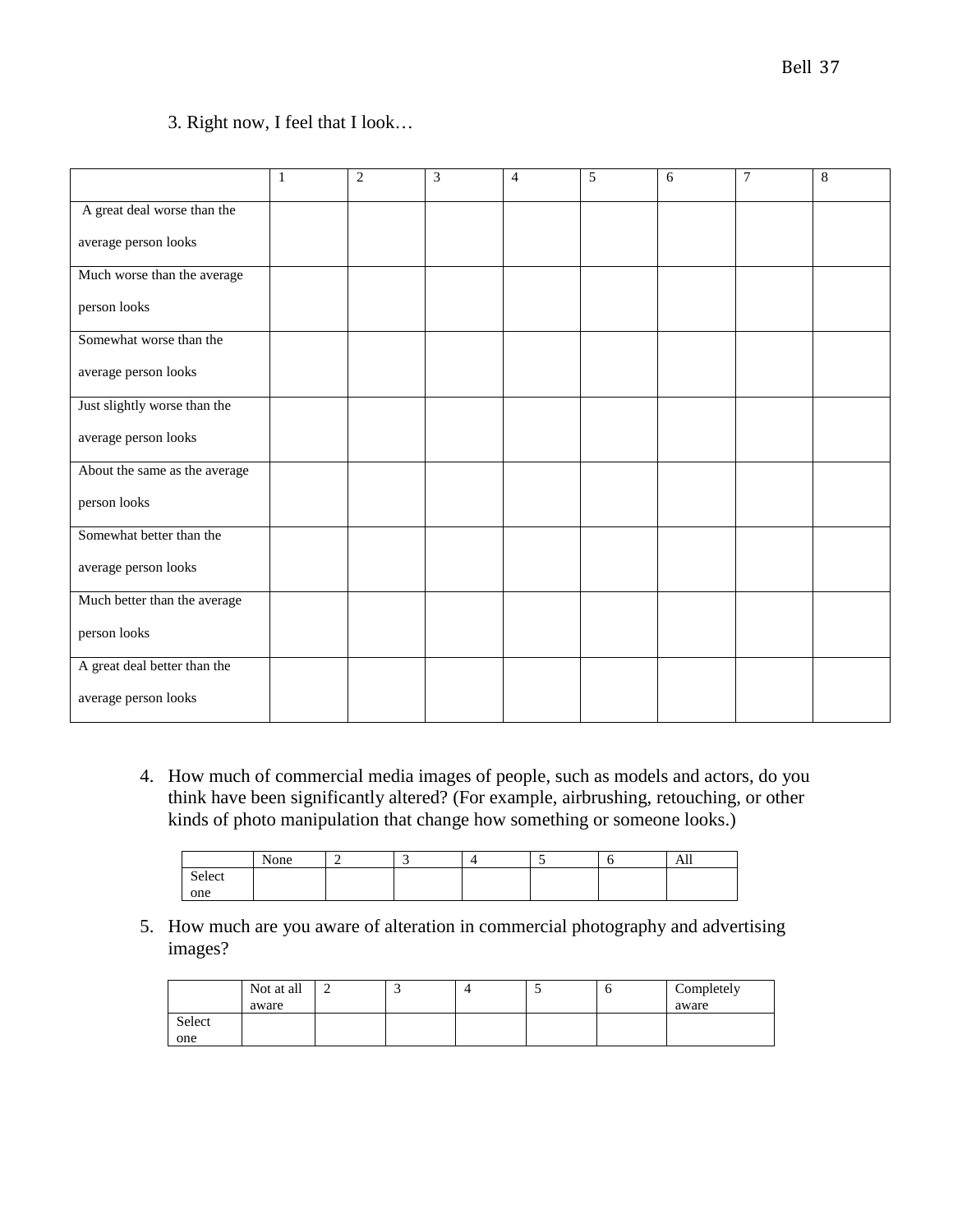3. Right now, I feel that I look…

| | 1 | 2 | 3 | 4 | 5 | 6 | 7 | 8 |
|---|---|---|---|---|---|---|---|---|
| A great deal worse than the average person looks | | | | | | | | |
| Much worse than the average person looks | | | | | | | | |
| Somewhat worse than the average person looks | | | | | | | | |
| Just slightly worse than the average person looks | | | | | | | | |
| About the same as the average person looks | | | | | | | | |
| Somewhat better than the average person looks | | | | | | | | |
| Much better than the average person looks | | | | | | | | |
| A great deal better than the average person looks | | | | | | | | |

4. How much of commercial media images of people, such as models and actors, do you think have been significantly altered? (For example, airbrushing, retouching, or other kinds of photo manipulation that change how something or someone looks.)

| | None | 2 | 3 | 4 | 5 | 6 | All |
|---|---|---|---|---|---|---|---|
| Select one | | | | | | | |

5. How much are you aware of alteration in commercial photography and advertising images?

| | Not at all aware | 2 | 3 | 4 | 5 | 6 | Completely aware |
|---|---|---|---|---|---|---|---|
| Select one | | | | | | | |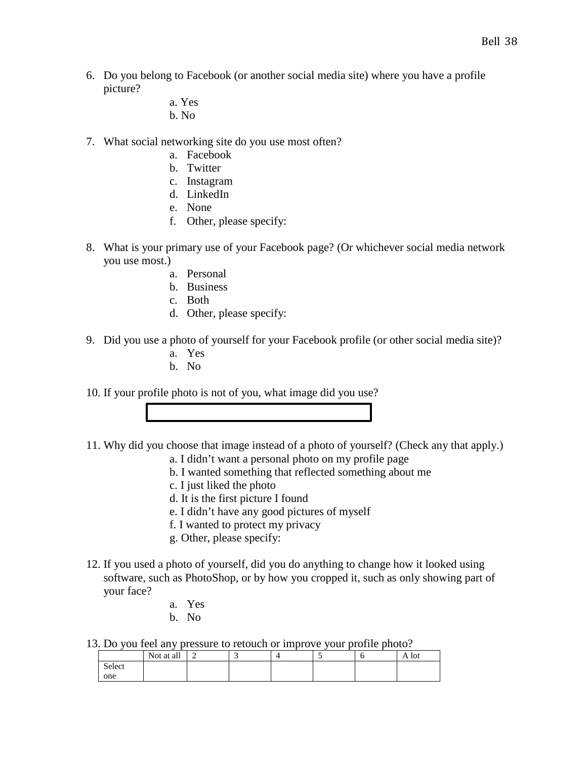6. Do you belong to Facebook (or another social media site) where you have a profile picture?

   a. Yes
   b. No

7. What social networking site do you use most often?

   a. Facebook
   b. Twitter
   c. Instagram
   d. LinkedIn
   e. None
   f. Other, please specify:

8. What is your primary use of your Facebook page? (Or whichever social media network you use most.)

   a. Personal
   b. Business
   c. Both
   d. Other, please specify:

9. Did you use a photo of yourself for your Facebook profile (or other social media site)?

   a. Yes
   b. No

10. If your profile photo is not of you, what image did you use?

    [ ]

11. Why did you choose that image instead of a photo of yourself? (Check any that apply.)

    a. I didn't want a personal photo on my profile page
    b. I wanted something that reflected something about me
    c. I just liked the photo
    d. It is the first picture I found
    e. I didn't have any good pictures of myself
    f. I wanted to protect my privacy
    g. Other, please specify:

12. If you used a photo of yourself, did you do anything to change how it looked using software, such as PhotoShop, or by how you cropped it, such as only showing part of your face?

    a. Yes
    b. No

13. Do you feel any pressure to retouch or improve your profile photo?

|  | Not at all | 2 | 3 | 4 | 5 | 6 | A lot |
|---|---|---|---|---|---|---|---|
| Select one |  |  |  |  |  |  |  |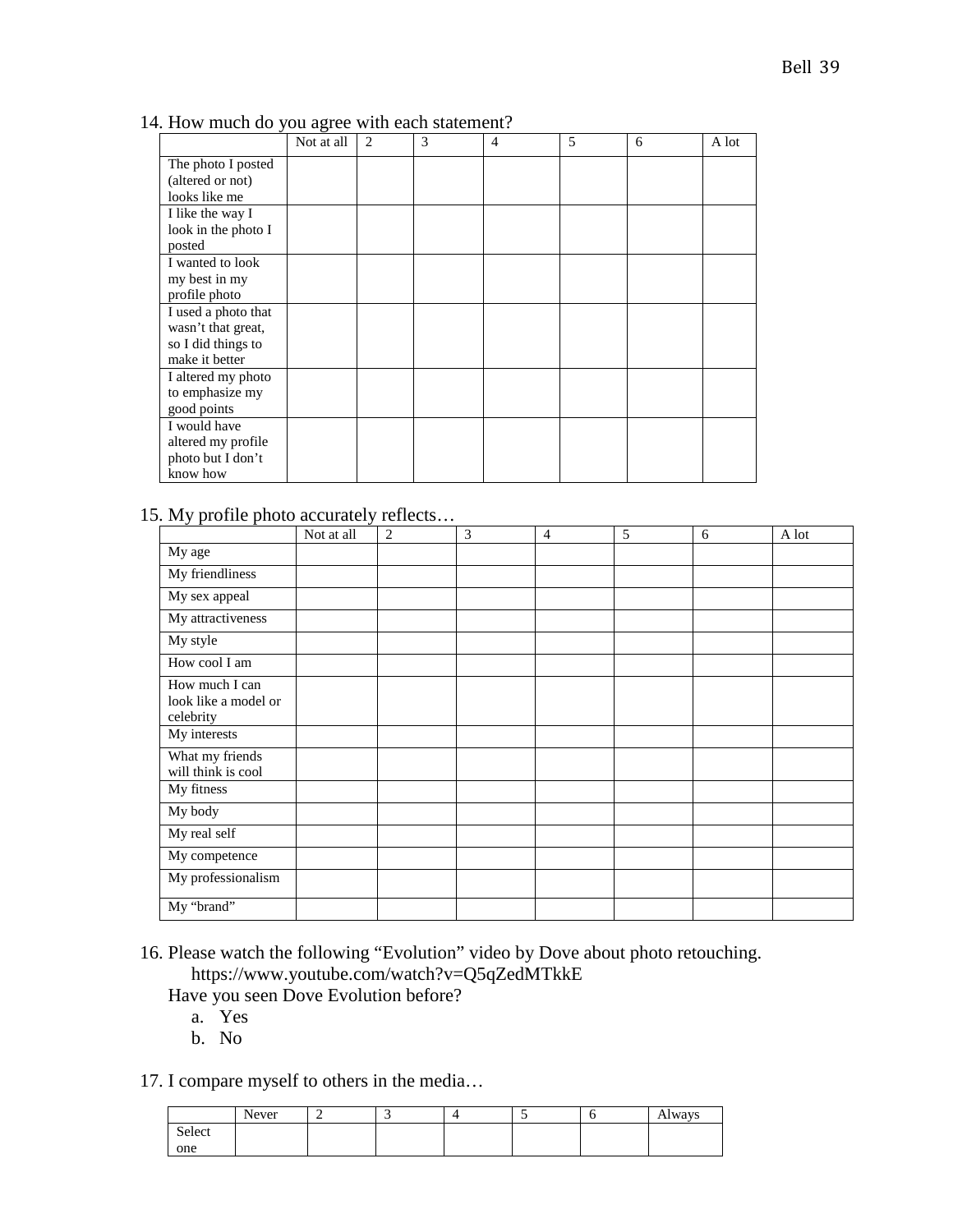14. How much do you agree with each statement?

| | Not at all | 2 | 3 | 4 | 5 | 6 | A lot |
|---|---|---|---|---|---|---|---|
| The photo I posted (altered or not) looks like me | | | | | | | |
| I like the way I look in the photo I posted | | | | | | | |
| I wanted to look my best in my profile photo | | | | | | | |
| I used a photo that wasn't that great, so I did things to make it better | | | | | | | |
| I altered my photo to emphasize my good points | | | | | | | |
| I would have altered my profile photo but I don't know how | | | | | | | |

15. My profile photo accurately reflects…

| | Not at all | 2 | 3 | 4 | 5 | 6 | A lot |
|---|---|---|---|---|---|---|---|
| My age | | | | | | | |
| My friendliness | | | | | | | |
| My sex appeal | | | | | | | |
| My attractiveness | | | | | | | |
| My style | | | | | | | |
| How cool I am | | | | | | | |
| How much I can look like a model or celebrity | | | | | | | |
| My interests | | | | | | | |
| What my friends will think is cool | | | | | | | |
| My fitness | | | | | | | |
| My body | | | | | | | |
| My real self | | | | | | | |
| My competence | | | | | | | |
| My professionalism | | | | | | | |
| My "brand" | | | | | | | |

16. Please watch the following "Evolution" video by Dove about photo retouching.
    https://www.youtube.com/watch?v=Q5qZedMTkkE
    Have you seen Dove Evolution before?
    a. Yes
    b. No

17. I compare myself to others in the media…

| | Never | 2 | 3 | 4 | 5 | 6 | Always |
|---|---|---|---|---|---|---|---|
| Select one | | | | | | | |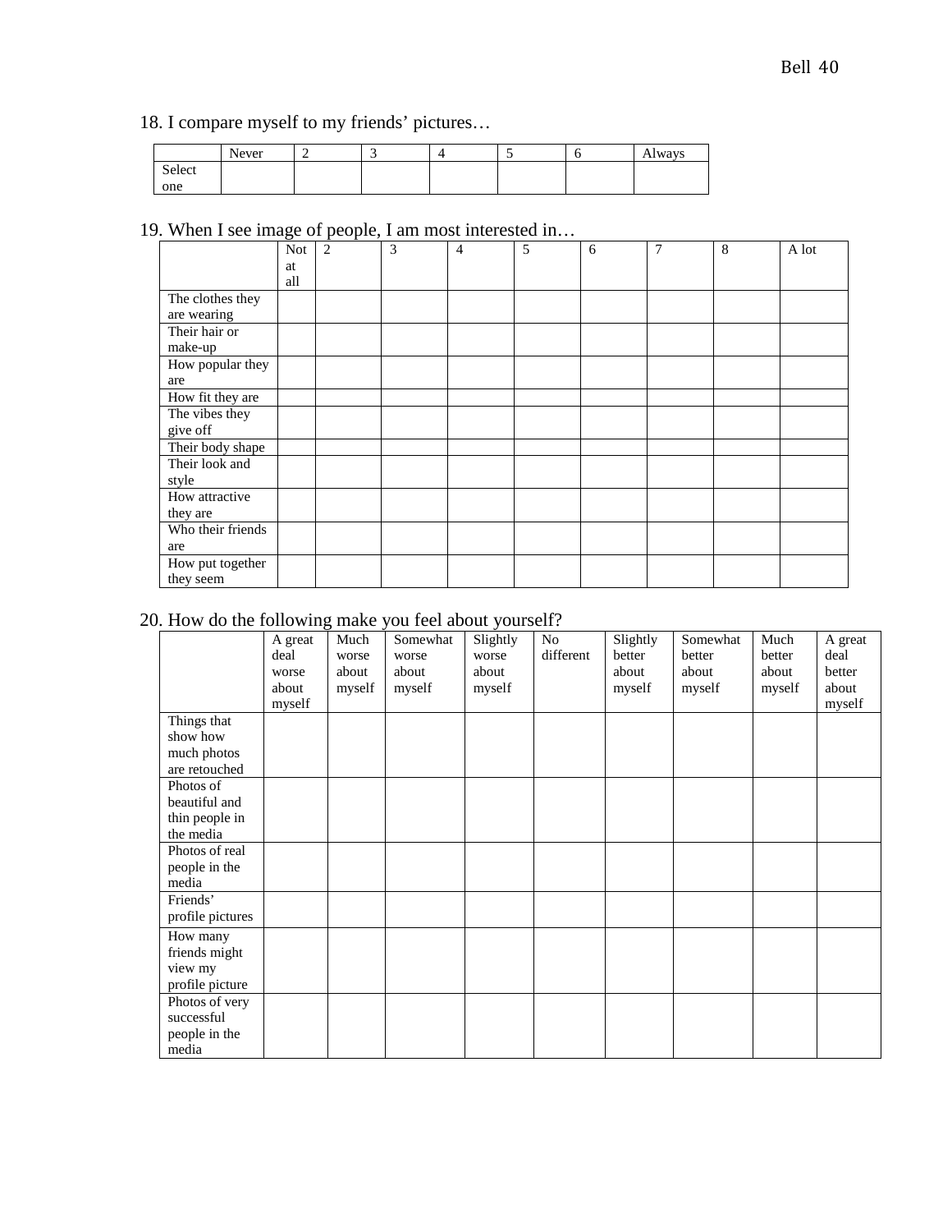18. I compare myself to my friends' pictures…

| | Never | 2 | 3 | 4 | 5 | 6 | Always |
|---|---|---|---|---|---|---|---|
| Select one | | | | | | | |

19. When I see image of people, I am most interested in…

| | Not at all | 2 | 3 | 4 | 5 | 6 | 7 | 8 | A lot |
|---|---|---|---|---|---|---|---|---|---|
| The clothes they are wearing | | | | | | | | | |
| Their hair or make-up | | | | | | | | | |
| How popular they are | | | | | | | | | |
| How fit they are | | | | | | | | | |
| The vibes they give off | | | | | | | | | |
| Their body shape | | | | | | | | | |
| Their look and style | | | | | | | | | |
| How attractive they are | | | | | | | | | |
| Who their friends are | | | | | | | | | |
| How put together they seem | | | | | | | | | |

20. How do the following make you feel about yourself?

| | A great deal worse about myself | Much worse about myself | Somewhat worse about myself | Slightly worse about myself | No different | Slightly better about myself | Somewhat better about myself | Much better about myself | A great deal better about myself |
|---|---|---|---|---|---|---|---|---|---|
| Things that show how much photos are retouched | | | | | | | | | |
| Photos of beautiful and thin people in the media | | | | | | | | | |
| Photos of real people in the media | | | | | | | | | |
| Friends' profile pictures | | | | | | | | | |
| How many friends might view my profile picture | | | | | | | | | |
| Photos of very successful people in the media | | | | | | | | | |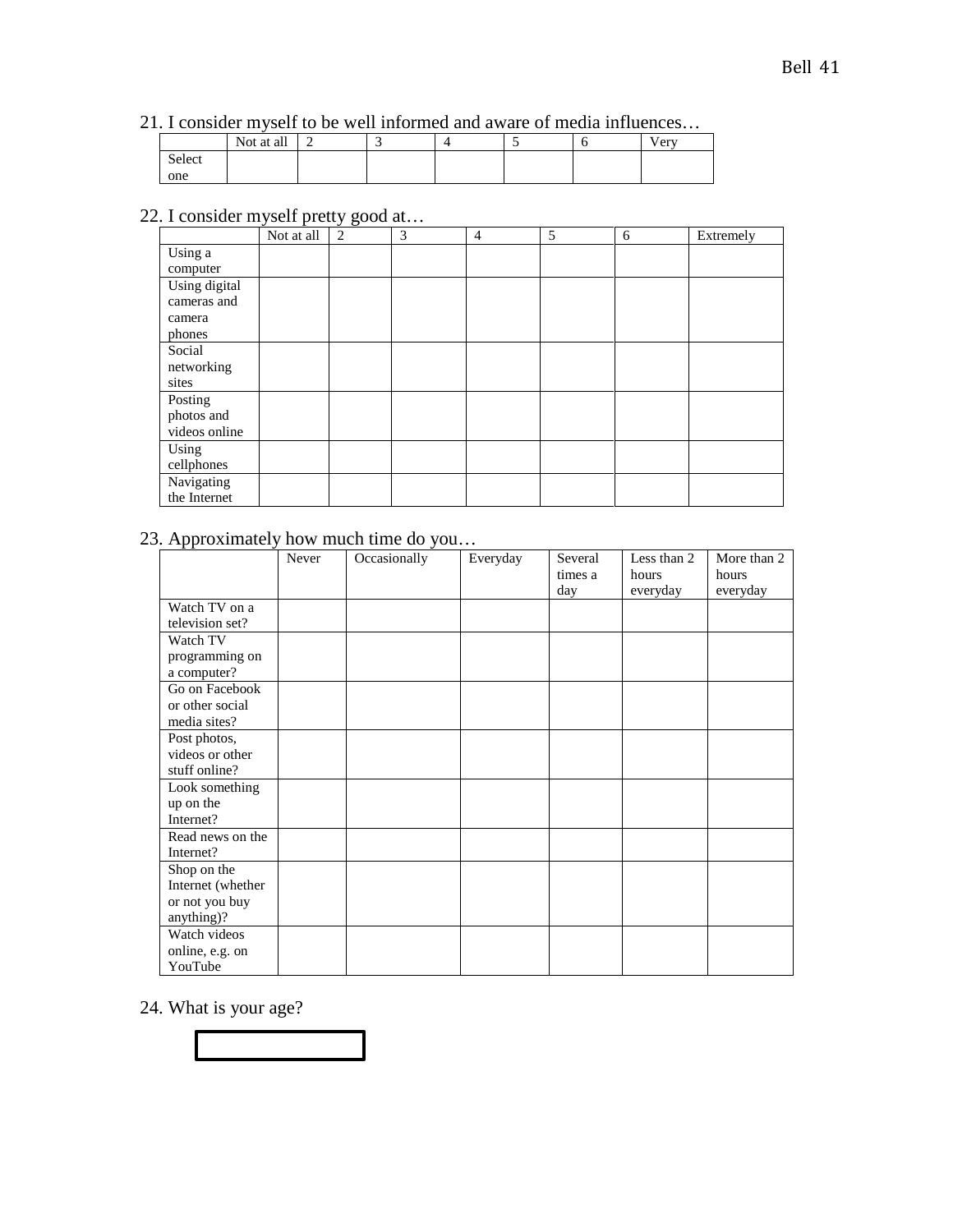21. I consider myself to be well informed and aware of media influences…

| | Not at all | 2 | 3 | 4 | 5 | 6 | Very |
|---|---|---|---|---|---|---|---|
| Select one | | | | | | | |

22. I consider myself pretty good at…

| | Not at all | 2 | 3 | 4 | 5 | 6 | Extremely |
|---|---|---|---|---|---|---|---|
| Using a computer | | | | | | | |
| Using digital cameras and camera phones | | | | | | | |
| Social networking sites | | | | | | | |
| Posting photos and videos online | | | | | | | |
| Using cellphones | | | | | | | |
| Navigating the Internet | | | | | | | |

23. Approximately how much time do you…

| | Never | Occasionally | Everyday | Several times a day | Less than 2 hours everyday | More than 2 hours everyday |
|---|---|---|---|---|---|---|
| Watch TV on a television set? | | | | | | |
| Watch TV programming on a computer? | | | | | | |
| Go on Facebook or other social media sites? | | | | | | |
| Post photos, videos or other stuff online? | | | | | | |
| Look something up on the Internet? | | | | | | |
| Read news on the Internet? | | | | | | |
| Shop on the Internet (whether or not you buy anything)? | | | | | | |
| Watch videos online, e.g. on YouTube | | | | | | |

24. What is your age?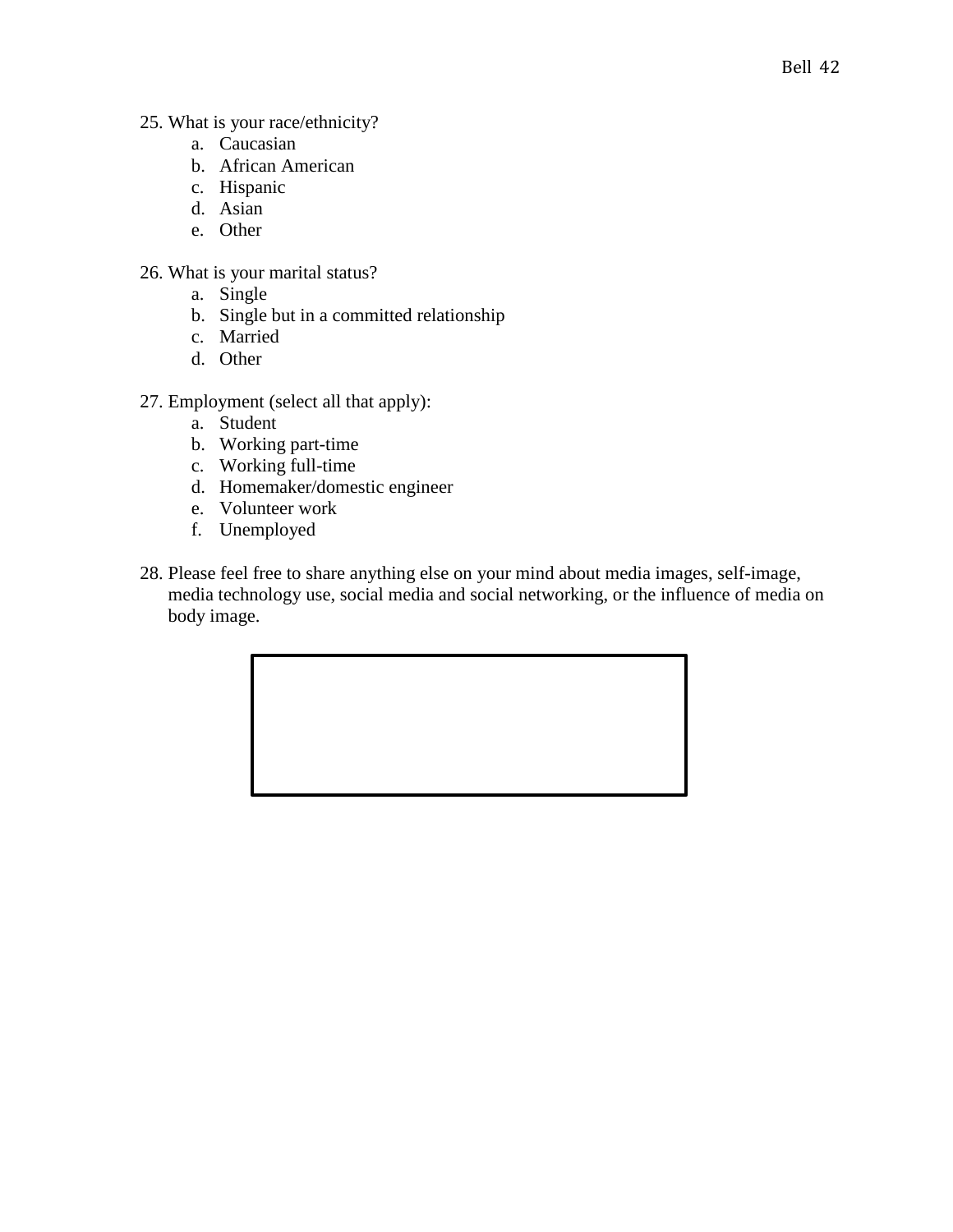25. What is your race/ethnicity?
    a. Caucasian
    b. African American
    c. Hispanic
    d. Asian
    e. Other

26. What is your marital status?
    a. Single
    b. Single but in a committed relationship
    c. Married
    d. Other

27. Employment (select all that apply):
    a. Student
    b. Working part-time
    c. Working full-time
    d. Homemaker/domestic engineer
    e. Volunteer work
    f. Unemployed

28. Please feel free to share anything else on your mind about media images, self-image, media technology use, social media and social networking, or the influence of media on body image.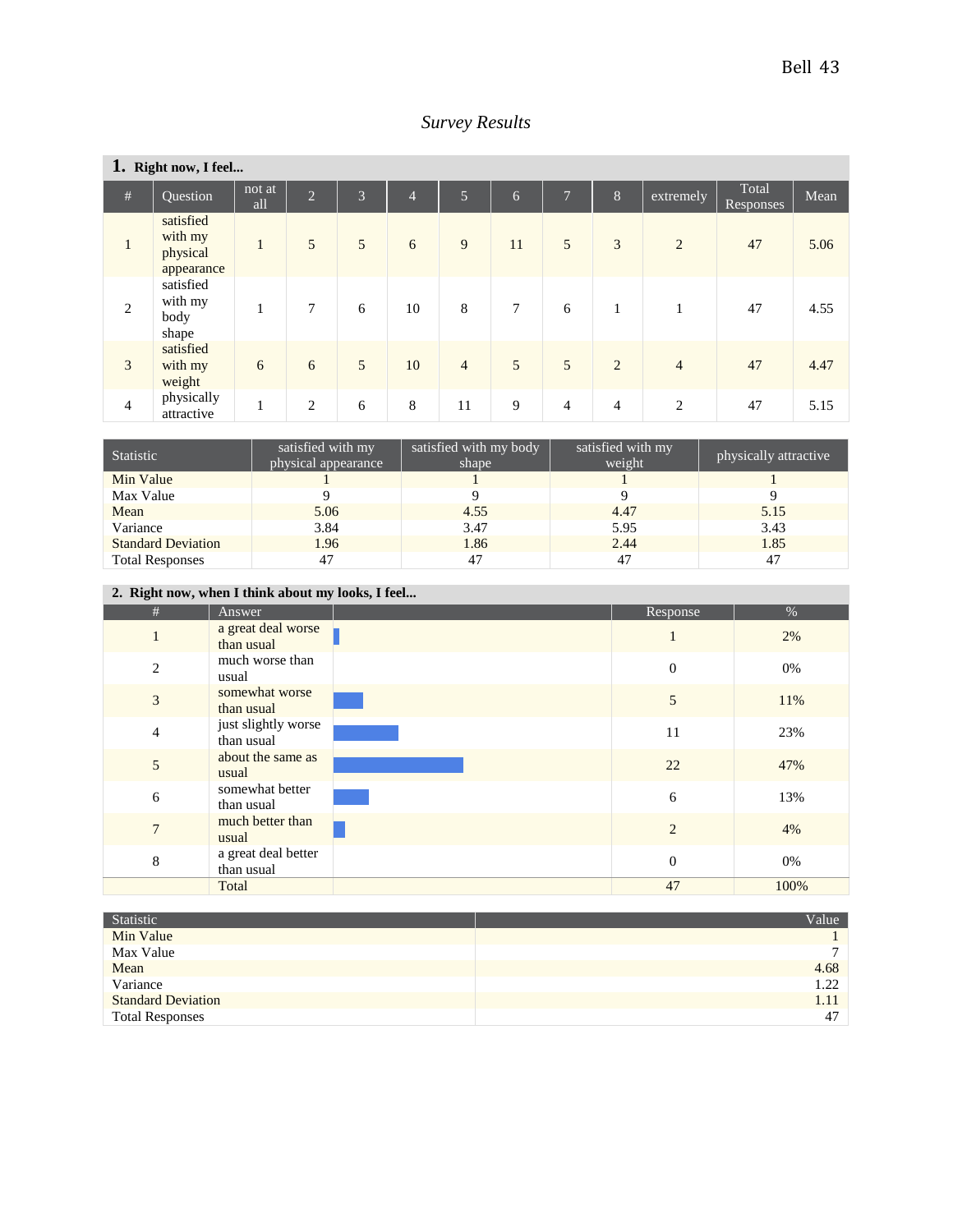*Survey Results*

**1. Right now, I feel...**

| # | Question | not at all | 2 | 3 | 4 | 5 | 6 | 7 | 8 | extremely | Total Responses | Mean |
|---|---|---|---|---|---|---|---|---|---|---|---|---|
| 1 | satisfied with my physical appearance | 1 | 5 | 5 | 6 | 9 | 11 | 5 | 3 | 2 | 47 | 5.06 |
| 2 | satisfied with my body shape | 1 | 7 | 6 | 10 | 8 | 7 | 6 | 1 | 1 | 47 | 4.55 |
| 3 | satisfied with my weight | 6 | 6 | 5 | 10 | 4 | 5 | 5 | 2 | 4 | 47 | 4.47 |
| 4 | physically attractive | 1 | 2 | 6 | 8 | 11 | 9 | 4 | 4 | 2 | 47 | 5.15 |

| Statistic | satisfied with my physical appearance | satisfied with my body shape | satisfied with my weight | physically attractive |
|---|---|---|---|---|
| Min Value | 1 | 1 | 1 | 1 |
| Max Value | 9 | 9 | 9 | 9 |
| Mean | 5.06 | 4.55 | 4.47 | 5.15 |
| Variance | 3.84 | 3.47 | 5.95 | 3.43 |
| Standard Deviation | 1.96 | 1.86 | 2.44 | 1.85 |
| Total Responses | 47 | 47 | 47 | 47 |

**2. Right now, when I think about my looks, I feel...**

| # | Answer | | Response | % |
|---|---|---|---|---|
| 1 | a great deal worse than usual | | 1 | 2% |
| 2 | much worse than usual | | 0 | 0% |
| 3 | somewhat worse than usual | | 5 | 11% |
| 4 | just slightly worse than usual | | 11 | 23% |
| 5 | about the same as usual | | 22 | 47% |
| 6 | somewhat better than usual | | 6 | 13% |
| 7 | much better than usual | | 2 | 4% |
| 8 | a great deal better than usual | | 0 | 0% |
| | Total | | 47 | 100% |

| Statistic | Value |
|---|---|
| Min Value | 1 |
| Max Value | 7 |
| Mean | 4.68 |
| Variance | 1.22 |
| Standard Deviation | 1.11 |
| Total Responses | 47 |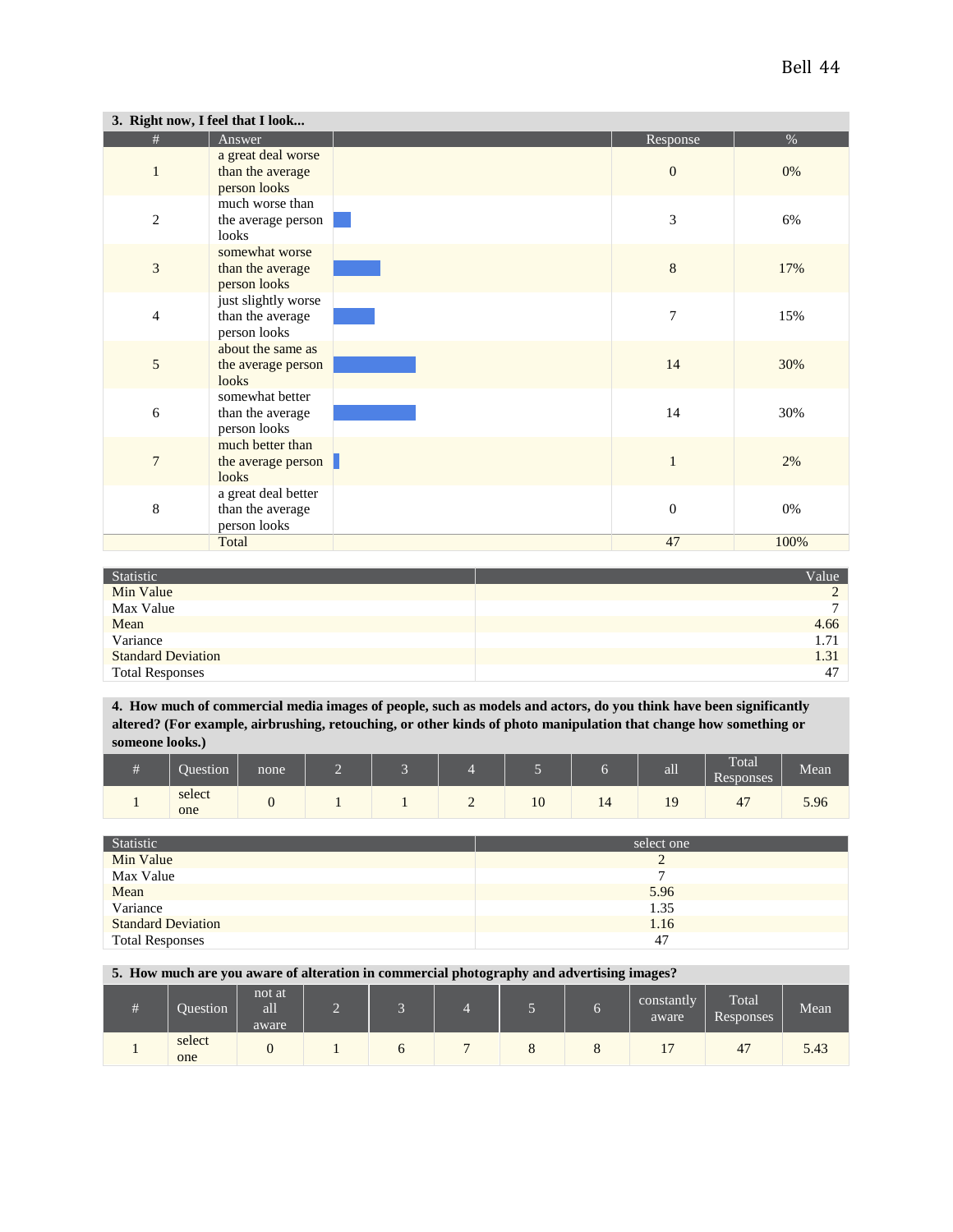**3. Right now, I feel that I look...**

| # | Answer | | Response | % |
|---|---|---|---|---|
| 1 | a great deal worse than the average person looks | | 0 | 0% |
| 2 | much worse than the average person looks | | 3 | 6% |
| 3 | somewhat worse than the average person looks | | 8 | 17% |
| 4 | just slightly worse than the average person looks | | 7 | 15% |
| 5 | about the same as the average person looks | | 14 | 30% |
| 6 | somewhat better than the average person looks | | 14 | 30% |
| 7 | much better than the average person looks | | 1 | 2% |
| 8 | a great deal better than the average person looks | | 0 | 0% |
| | Total | | 47 | 100% |

| Statistic | Value |
|---|---|
| Min Value | 2 |
| Max Value | 7 |
| Mean | 4.66 |
| Variance | 1.71 |
| Standard Deviation | 1.31 |
| Total Responses | 47 |

**4. How much of commercial media images of people, such as models and actors, do you think have been significantly altered? (For example, airbrushing, retouching, or other kinds of photo manipulation that change how something or someone looks.)**

| # | Question | none | 2 | 3 | 4 | 5 | 6 | all | Total Responses | Mean |
|---|---|---|---|---|---|---|---|---|---|---|
| 1 | select one | 0 | 1 | 1 | 2 | 10 | 14 | 19 | 47 | 5.96 |

| Statistic | select one |
|---|---|
| Min Value | 2 |
| Max Value | 7 |
| Mean | 5.96 |
| Variance | 1.35 |
| Standard Deviation | 1.16 |
| Total Responses | 47 |

**5. How much are you aware of alteration in commercial photography and advertising images?**

| # | Question | not at all aware | 2 | 3 | 4 | 5 | 6 | constantly aware | Total Responses | Mean |
|---|---|---|---|---|---|---|---|---|---|---|
| 1 | select one | 0 | 1 | 6 | 7 | 8 | 8 | 17 | 47 | 5.43 |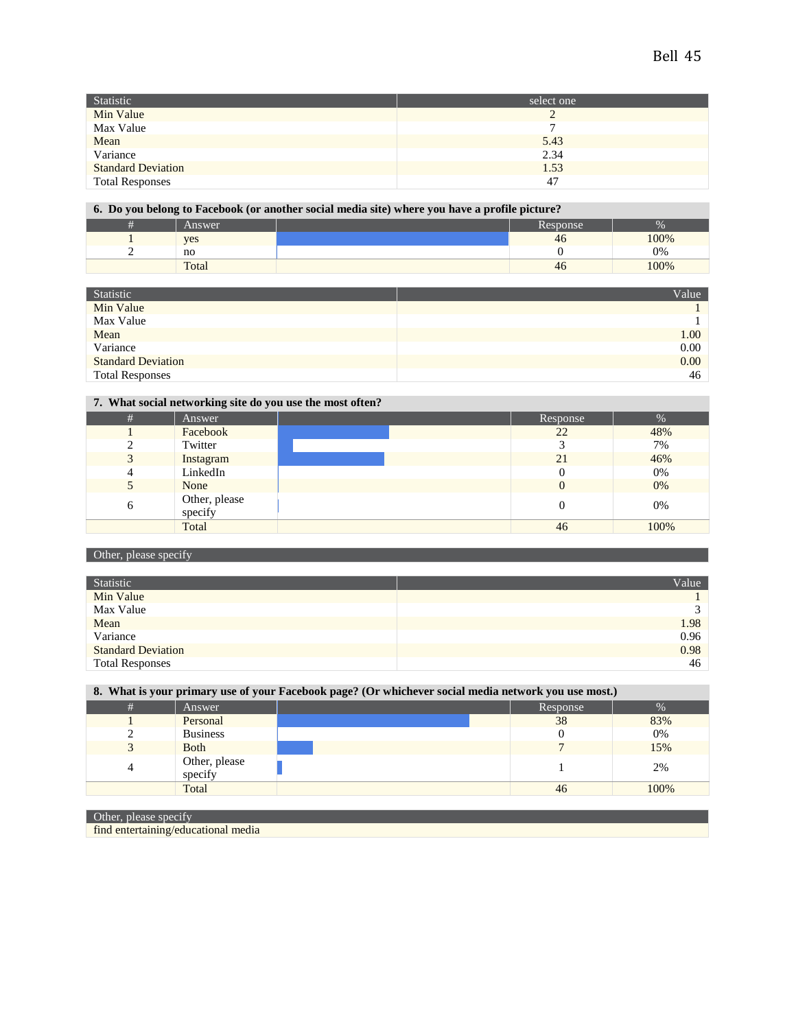| Statistic | select one |
|---|---|
| Min Value | 2 |
| Max Value | 7 |
| Mean | 5.43 |
| Variance | 2.34 |
| Standard Deviation | 1.53 |
| Total Responses | 47 |

**6. Do you belong to Facebook (or another social media site) where you have a profile picture?**

| # | Answer | | Response | % |
|---|---|---|---|---|
| 1 | yes | | 46 | 100% |
| 2 | no | | 0 | 0% |
| | Total | | 46 | 100% |

| Statistic | Value |
|---|---|
| Min Value | 1 |
| Max Value | 1 |
| Mean | 1.00 |
| Variance | 0.00 |
| Standard Deviation | 0.00 |
| Total Responses | 46 |

**7. What social networking site do you use the most often?**

| # | Answer | | Response | % |
|---|---|---|---|---|
| 1 | Facebook | | 22 | 48% |
| 2 | Twitter | | 3 | 7% |
| 3 | Instagram | | 21 | 46% |
| 4 | LinkedIn | | 0 | 0% |
| 5 | None | | 0 | 0% |
| 6 | Other, please specify | | 0 | 0% |
| | Total | | 46 | 100% |

| Other, please specify |
|---|

| Statistic | Value |
|---|---|
| Min Value | 1 |
| Max Value | 3 |
| Mean | 1.98 |
| Variance | 0.96 |
| Standard Deviation | 0.98 |
| Total Responses | 46 |

**8. What is your primary use of your Facebook page? (Or whichever social media network you use most.)**

| # | Answer | | Response | % |
|---|---|---|---|---|
| 1 | Personal | | 38 | 83% |
| 2 | Business | | 0 | 0% |
| 3 | Both | | 7 | 15% |
| 4 | Other, please specify | | 1 | 2% |
| | Total | | 46 | 100% |

| Other, please specify |
|---|
| find entertaining/educational media |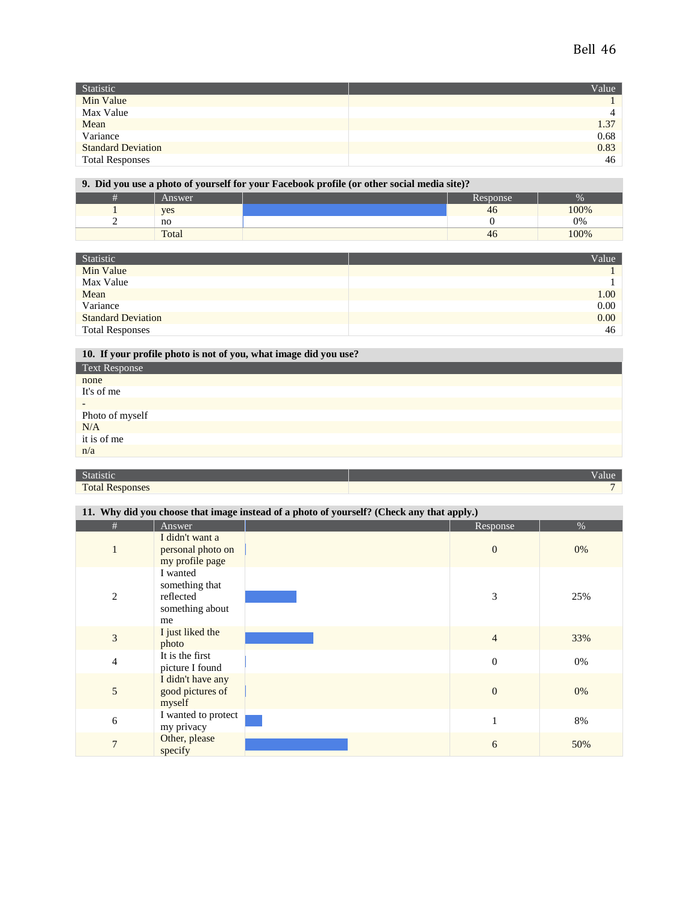| Statistic | Value |
|---|---|
| Min Value | 1 |
| Max Value | 4 |
| Mean | 1.37 |
| Variance | 0.68 |
| Standard Deviation | 0.83 |
| Total Responses | 46 |

**9. Did you use a photo of yourself for your Facebook profile (or other social media site)?**

| # | Answer | | Response | % |
|---|---|---|---|---|
| 1 | yes | | 46 | 100% |
| 2 | no | | 0 | 0% |
| | Total | | 46 | 100% |

| Statistic | Value |
|---|---|
| Min Value | 1 |
| Max Value | 1 |
| Mean | 1.00 |
| Variance | 0.00 |
| Standard Deviation | 0.00 |
| Total Responses | 46 |

**10. If your profile photo is not of you, what image did you use?**

| Text Response |
|---|
| none |
| It's of me |
| - |
| Photo of myself |
| N/A |
| it is of me |
| n/a |

| Statistic | Value |
|---|---|
| Total Responses | 7 |

**11. Why did you choose that image instead of a photo of yourself? (Check any that apply.)**

| # | Answer | | Response | % |
|---|---|---|---|---|
| 1 | I didn't want a personal photo on my profile page | | 0 | 0% |
| 2 | I wanted something that reflected something about me | | 3 | 25% |
| 3 | I just liked the photo | | 4 | 33% |
| 4 | It is the first picture I found | | 0 | 0% |
| 5 | I didn't have any good pictures of myself | | 0 | 0% |
| 6 | I wanted to protect my privacy | | 1 | 8% |
| 7 | Other, please specify | | 6 | 50% |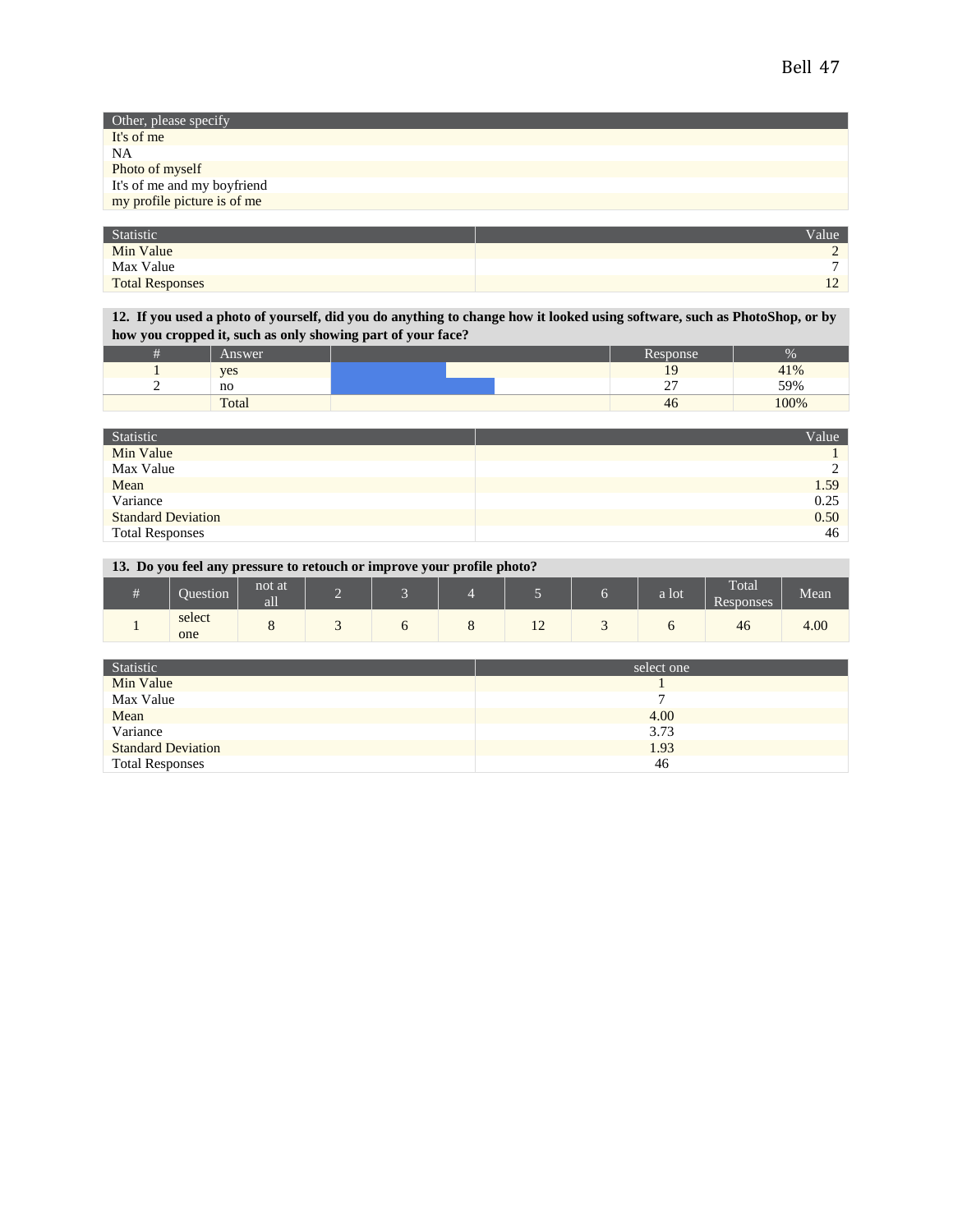| Other, please specify |
| --- |
| It's of me |
| NA |
| Photo of myself |
| It's of me and my boyfriend |
| my profile picture is of me |

| Statistic | Value |
| --- | --- |
| Min Value | 2 |
| Max Value | 7 |
| Total Responses | 12 |

**12. If you used a photo of yourself, did you do anything to change how it looked using software, such as PhotoShop, or by how you cropped it, such as only showing part of your face?**

| # | Answer | | Response | % |
| --- | --- | --- | --- | --- |
| 1 | yes | | 19 | 41% |
| 2 | no | | 27 | 59% |
| | Total | | 46 | 100% |

| Statistic | Value |
| --- | --- |
| Min Value | 1 |
| Max Value | 2 |
| Mean | 1.59 |
| Variance | 0.25 |
| Standard Deviation | 0.50 |
| Total Responses | 46 |

**13. Do you feel any pressure to retouch or improve your profile photo?**

| # | Question | not at all | 2 | 3 | 4 | 5 | 6 | a lot | Total Responses | Mean |
| --- | --- | --- | --- | --- | --- | --- | --- | --- | --- | --- |
| 1 | select one | 8 | 3 | 6 | 8 | 12 | 3 | 6 | 46 | 4.00 |

| Statistic | select one |
| --- | --- |
| Min Value | 1 |
| Max Value | 7 |
| Mean | 4.00 |
| Variance | 3.73 |
| Standard Deviation | 1.93 |
| Total Responses | 46 |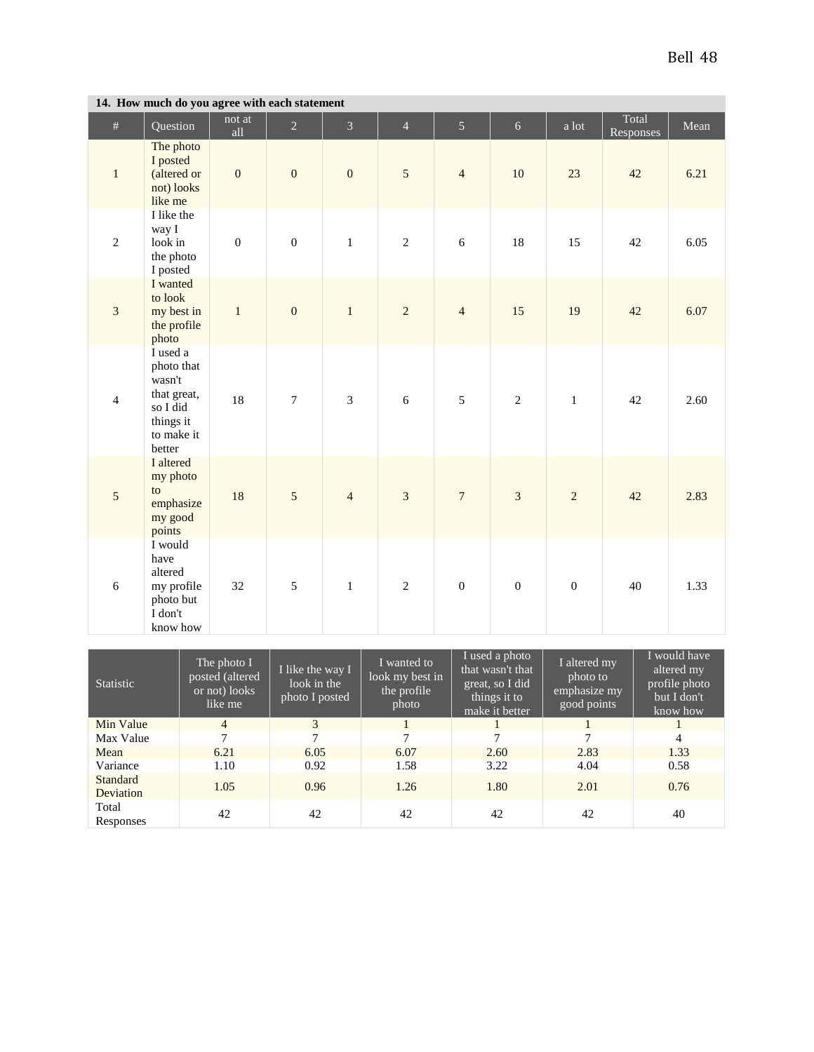**14. How much do you agree with each statement**

| # | Question | not at all | 2 | 3 | 4 | 5 | 6 | a lot | Total Responses | Mean |
|---|---|---|---|---|---|---|---|---|---|---|
| 1 | The photo I posted (altered or not) looks like me | 0 | 0 | 0 | 5 | 4 | 10 | 23 | 42 | 6.21 |
| 2 | I like the way I look in the photo I posted | 0 | 0 | 1 | 2 | 6 | 18 | 15 | 42 | 6.05 |
| 3 | I wanted to look my best in the profile photo | 1 | 0 | 1 | 2 | 4 | 15 | 19 | 42 | 6.07 |
| 4 | I used a photo that wasn't that great, so I did things it to make it better | 18 | 7 | 3 | 6 | 5 | 2 | 1 | 42 | 2.60 |
| 5 | I altered my photo to emphasize my good points | 18 | 5 | 4 | 3 | 7 | 3 | 2 | 42 | 2.83 |
| 6 | I would have altered my profile photo but I don't know how | 32 | 5 | 1 | 2 | 0 | 0 | 0 | 40 | 1.33 |

| Statistic | The photo I posted (altered or not) looks like me | I like the way I look in the photo I posted | I wanted to look my best in the profile photo | I used a photo that wasn't that great, so I did things it to make it better | I altered my photo to emphasize my good points | I would have altered my profile photo but I don't know how |
|---|---|---|---|---|---|---|
| Min Value | 4 | 3 | 1 | 1 | 1 | 1 |
| Max Value | 7 | 7 | 7 | 7 | 7 | 4 |
| Mean | 6.21 | 6.05 | 6.07 | 2.60 | 2.83 | 1.33 |
| Variance | 1.10 | 0.92 | 1.58 | 3.22 | 4.04 | 0.58 |
| Standard Deviation | 1.05 | 0.96 | 1.26 | 1.80 | 2.01 | 0.76 |
| Total Responses | 42 | 42 | 42 | 42 | 42 | 40 |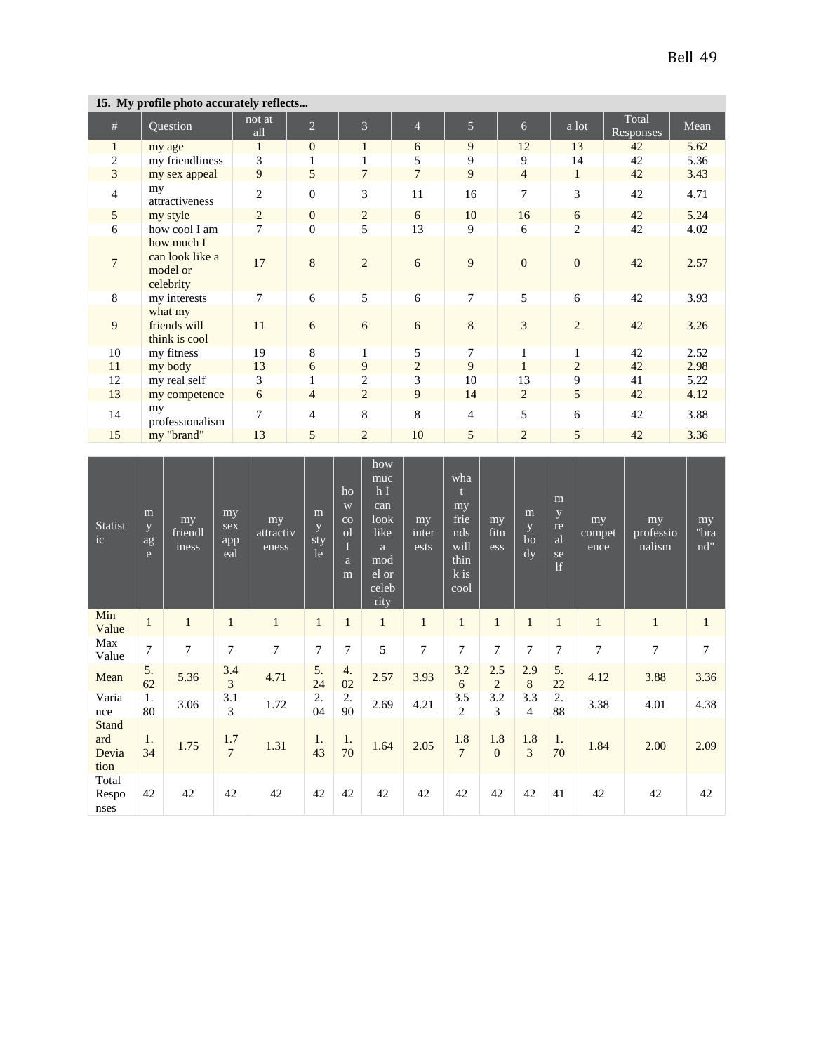**15. My profile photo accurately reflects...**

| # | Question | not at all | 2 | 3 | 4 | 5 | 6 | a lot | Total Responses | Mean |
|---|---|---|---|---|---|---|---|---|---|---|
| 1 | my age | 1 | 0 | 1 | 6 | 9 | 12 | 13 | 42 | 5.62 |
| 2 | my friendliness | 3 | 1 | 1 | 5 | 9 | 9 | 14 | 42 | 5.36 |
| 3 | my sex appeal | 9 | 5 | 7 | 7 | 9 | 4 | 1 | 42 | 3.43 |
| 4 | my attractiveness | 2 | 0 | 3 | 11 | 16 | 7 | 3 | 42 | 4.71 |
| 5 | my style | 2 | 0 | 2 | 6 | 10 | 16 | 6 | 42 | 5.24 |
| 6 | how cool I am | 7 | 0 | 5 | 13 | 9 | 6 | 2 | 42 | 4.02 |
| 7 | how much I can look like a model or celebrity | 17 | 8 | 2 | 6 | 9 | 0 | 0 | 42 | 2.57 |
| 8 | my interests | 7 | 6 | 5 | 6 | 7 | 5 | 6 | 42 | 3.93 |
| 9 | what my friends will think is cool | 11 | 6 | 6 | 6 | 8 | 3 | 2 | 42 | 3.26 |
| 10 | my fitness | 19 | 8 | 1 | 5 | 7 | 1 | 1 | 42 | 2.52 |
| 11 | my body | 13 | 6 | 9 | 2 | 9 | 1 | 2 | 42 | 2.98 |
| 12 | my real self | 3 | 1 | 2 | 3 | 10 | 13 | 9 | 41 | 5.22 |
| 13 | my competence | 6 | 4 | 2 | 9 | 14 | 2 | 5 | 42 | 4.12 |
| 14 | my professionalism | 7 | 4 | 8 | 8 | 4 | 5 | 6 | 42 | 3.88 |
| 15 | my "brand" | 13 | 5 | 2 | 10 | 5 | 2 | 5 | 42 | 3.36 |

| Statistic | my age | my friendliness | my sex appeal | my attractiveness | my style | how cool I am | how much I can look like a model or celebrity | my interests | what my friends will think is cool | my fitness | my body | my real self | my competence | my professionalism | my "brand" |
|---|---|---|---|---|---|---|---|---|---|---|---|---|---|---|---|
| Min Value | 1 | 1 | 1 | 1 | 1 | 1 | 1 | 1 | 1 | 1 | 1 | 1 | 1 | 1 | 1 |
| Max Value | 7 | 7 | 7 | 7 | 7 | 7 | 5 | 7 | 7 | 7 | 7 | 7 | 7 | 7 | 7 |
| Mean | 5.62 | 5.36 | 3.43 | 4.71 | 5.24 | 4.02 | 2.57 | 3.93 | 3.26 | 2.52 | 2.98 | 5.22 | 4.12 | 3.88 | 3.36 |
| Variance | 1.80 | 3.06 | 3.13 | 1.72 | 2.04 | 2.90 | 2.69 | 4.21 | 3.52 | 3.23 | 3.34 | 2.88 | 3.38 | 4.01 | 4.38 |
| Standard Deviation | 1.34 | 1.75 | 1.77 | 1.31 | 1.43 | 1.70 | 1.64 | 2.05 | 1.87 | 1.80 | 1.83 | 1.70 | 1.84 | 2.00 | 2.09 |
| Total Responses | 42 | 42 | 42 | 42 | 42 | 42 | 42 | 42 | 42 | 42 | 42 | 41 | 42 | 42 | 42 |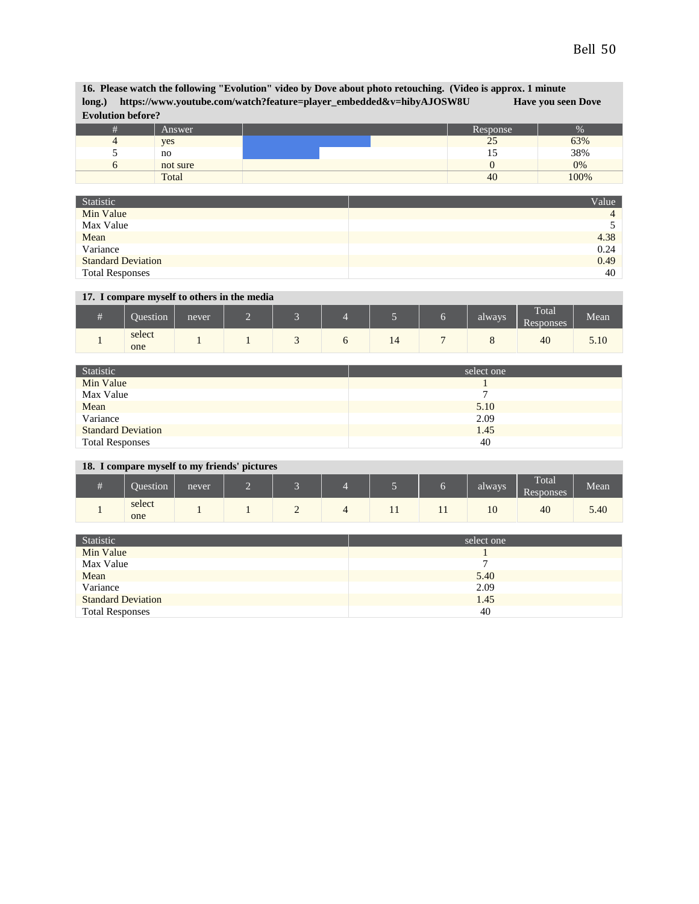**16. Please watch the following "Evolution" video by Dove about photo retouching. (Video is approx. 1 minute long.) https://www.youtube.com/watch?feature=player_embedded&v=hibyAJOSW8U Have you seen Dove Evolution before?**

| # | Answer | | Response | % |
|---|---|---|---|---|
| 4 | yes | | 25 | 63% |
| 5 | no | | 15 | 38% |
| 6 | not sure | | 0 | 0% |
| | Total | | 40 | 100% |

| Statistic | Value |
|---|---|
| Min Value | 4 |
| Max Value | 5 |
| Mean | 4.38 |
| Variance | 0.24 |
| Standard Deviation | 0.49 |
| Total Responses | 40 |

**17. I compare myself to others in the media**

| # | Question | never | 2 | 3 | 4 | 5 | 6 | always | Total Responses | Mean |
|---|---|---|---|---|---|---|---|---|---|---|
| 1 | select one | 1 | 1 | 3 | 6 | 14 | 7 | 8 | 40 | 5.10 |

| Statistic | select one |
|---|---|
| Min Value | 1 |
| Max Value | 7 |
| Mean | 5.10 |
| Variance | 2.09 |
| Standard Deviation | 1.45 |
| Total Responses | 40 |

**18. I compare myself to my friends' pictures**

| # | Question | never | 2 | 3 | 4 | 5 | 6 | always | Total Responses | Mean |
|---|---|---|---|---|---|---|---|---|---|---|
| 1 | select one | 1 | 1 | 2 | 4 | 11 | 11 | 10 | 40 | 5.40 |

| Statistic | select one |
|---|---|
| Min Value | 1 |
| Max Value | 7 |
| Mean | 5.40 |
| Variance | 2.09 |
| Standard Deviation | 1.45 |
| Total Responses | 40 |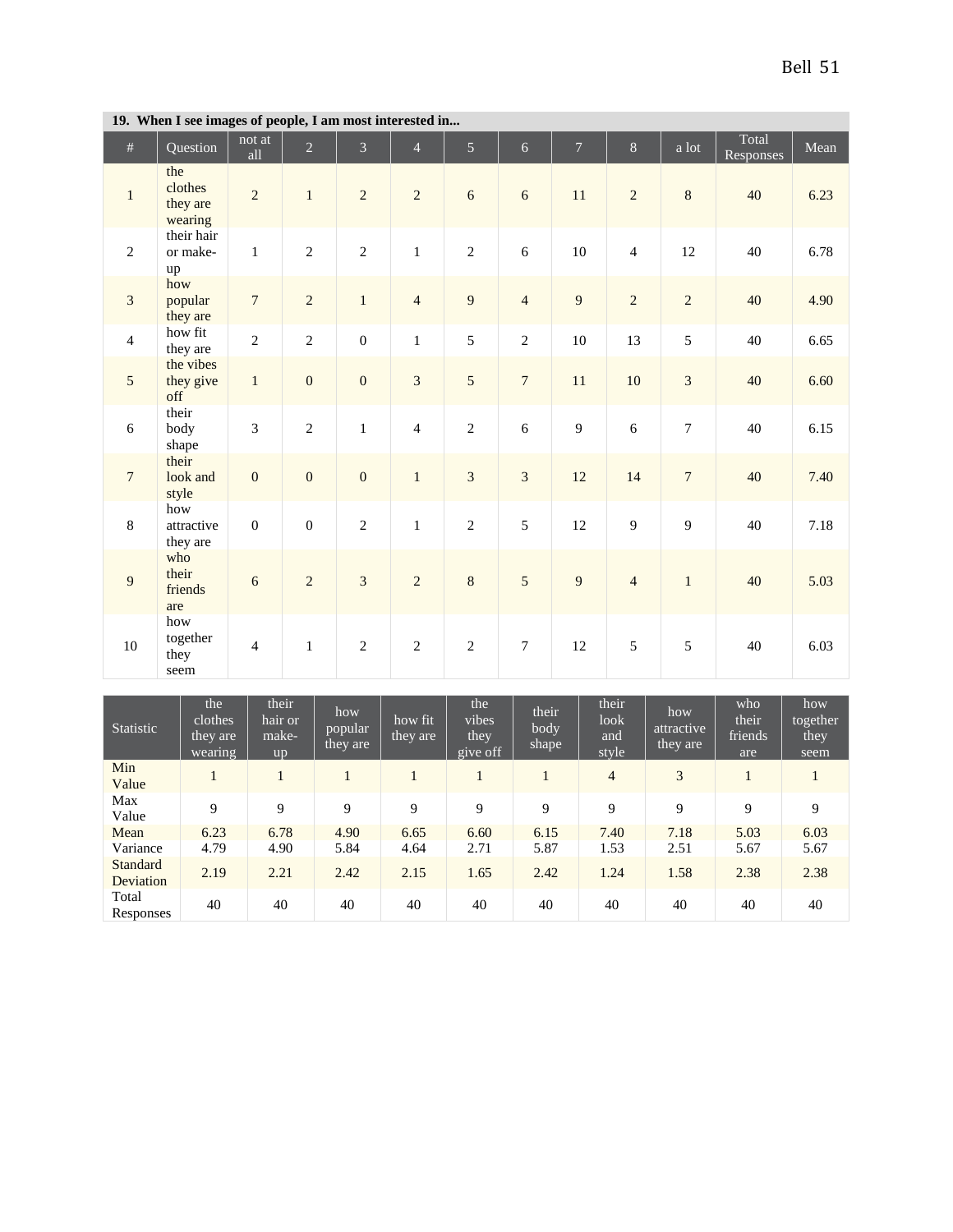**19. When I see images of people, I am most interested in...**

| # | Question | not at all | 2 | 3 | 4 | 5 | 6 | 7 | 8 | a lot | Total Responses | Mean |
|---|---|---|---|---|---|---|---|---|---|---|---|---|
| 1 | the clothes they are wearing | 2 | 1 | 2 | 2 | 6 | 6 | 11 | 2 | 8 | 40 | 6.23 |
| 2 | their hair or make-up | 1 | 2 | 2 | 1 | 2 | 6 | 10 | 4 | 12 | 40 | 6.78 |
| 3 | how popular they are | 7 | 2 | 1 | 4 | 9 | 4 | 9 | 2 | 2 | 40 | 4.90 |
| 4 | how fit they are | 2 | 2 | 0 | 1 | 5 | 2 | 10 | 13 | 5 | 40 | 6.65 |
| 5 | the vibes they give off | 1 | 0 | 0 | 3 | 5 | 7 | 11 | 10 | 3 | 40 | 6.60 |
| 6 | their body shape | 3 | 2 | 1 | 4 | 2 | 6 | 9 | 6 | 7 | 40 | 6.15 |
| 7 | their look and style | 0 | 0 | 0 | 1 | 3 | 3 | 12 | 14 | 7 | 40 | 7.40 |
| 8 | how attractive they are | 0 | 0 | 2 | 1 | 2 | 5 | 12 | 9 | 9 | 40 | 7.18 |
| 9 | who their friends are | 6 | 2 | 3 | 2 | 8 | 5 | 9 | 4 | 1 | 40 | 5.03 |
| 10 | how together they seem | 4 | 1 | 2 | 2 | 2 | 7 | 12 | 5 | 5 | 40 | 6.03 |

| Statistic | the clothes they are wearing | their hair or make-up | how popular they are | how fit they are | the vibes they give off | their body shape | their look and style | how attractive they are | who their friends are | how together they seem |
|---|---|---|---|---|---|---|---|---|---|---|
| Min Value | 1 | 1 | 1 | 1 | 1 | 1 | 4 | 3 | 1 | 1 |
| Max Value | 9 | 9 | 9 | 9 | 9 | 9 | 9 | 9 | 9 | 9 |
| Mean | 6.23 | 6.78 | 4.90 | 6.65 | 6.60 | 6.15 | 7.40 | 7.18 | 5.03 | 6.03 |
| Variance | 4.79 | 4.90 | 5.84 | 4.64 | 2.71 | 5.87 | 1.53 | 2.51 | 5.67 | 5.67 |
| Standard Deviation | 2.19 | 2.21 | 2.42 | 2.15 | 1.65 | 2.42 | 1.24 | 1.58 | 2.38 | 2.38 |
| Total Responses | 40 | 40 | 40 | 40 | 40 | 40 | 40 | 40 | 40 | 40 |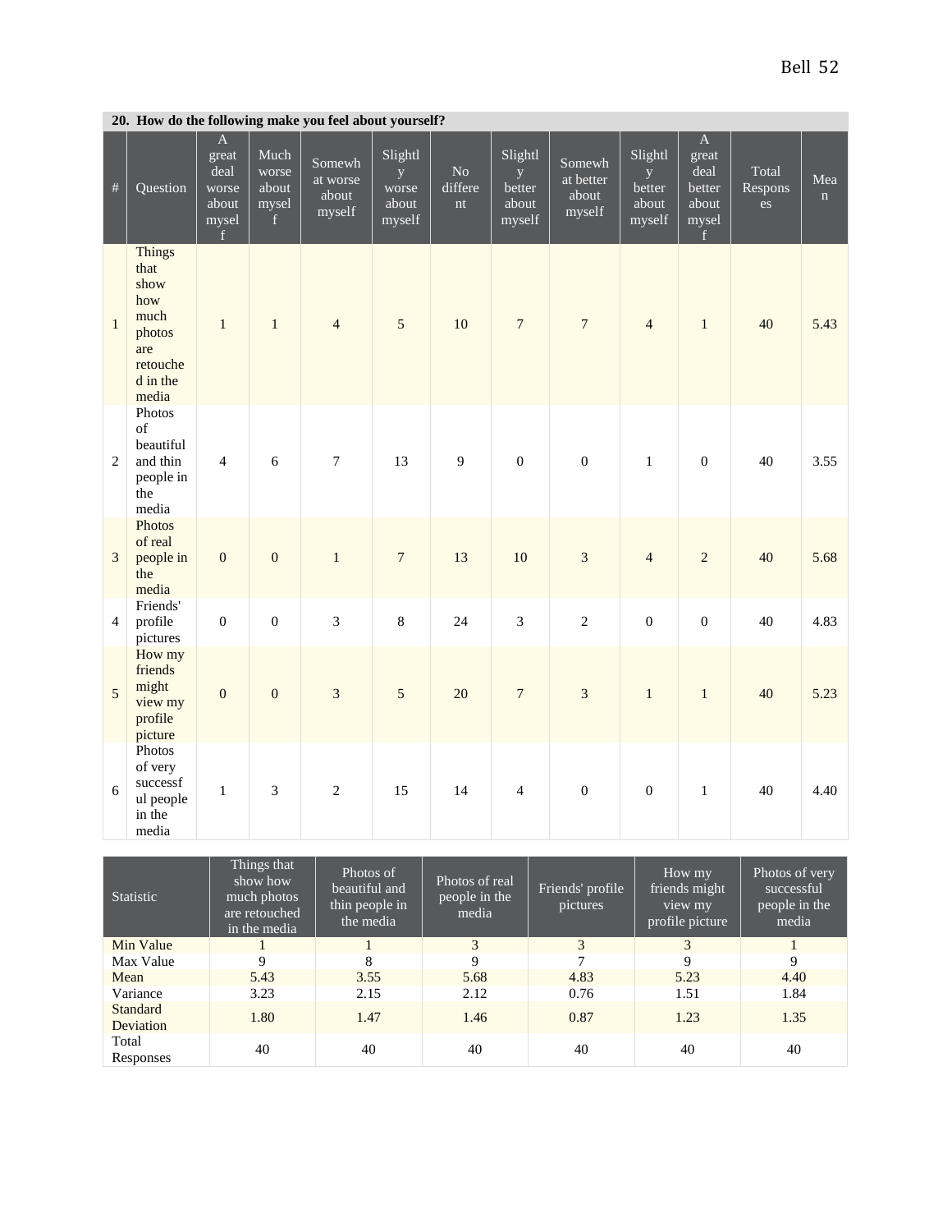| 20. How do the following make you feel about yourself? | | | | | | | | | | | | |
|---|---|---|---|---|---|---|---|---|---|---|---|---|
| # | Question | A great deal worse about myself | Much worse about myself | Somewhat worse about myself | Slightly worse about myself | No different | Slightly better about myself | Somewhat better about myself | Slightly better about myself | A great deal better about myself | Total Responses | Mean |
| 1 | Things that show how much photos are retouched in the media | 1 | 1 | 4 | 5 | 10 | 7 | 7 | 4 | 1 | 40 | 5.43 |
| 2 | Photos of beautiful and thin people in the media | 4 | 6 | 7 | 13 | 9 | 0 | 0 | 1 | 0 | 40 | 3.55 |
| 3 | Photos of real people in the media | 0 | 0 | 1 | 7 | 13 | 10 | 3 | 4 | 2 | 40 | 5.68 |
| 4 | Friends' profile pictures | 0 | 0 | 3 | 8 | 24 | 3 | 2 | 0 | 0 | 40 | 4.83 |
| 5 | How my friends might view my profile picture | 0 | 0 | 3 | 5 | 20 | 7 | 3 | 1 | 1 | 40 | 5.23 |
| 6 | Photos of very successful people in the media | 1 | 3 | 2 | 15 | 14 | 4 | 0 | 0 | 1 | 40 | 4.40 |

| Statistic | Things that show how much photos are retouched in the media | Photos of beautiful and thin people in the media | Photos of real people in the media | Friends' profile pictures | How my friends might view my profile picture | Photos of very successful people in the media |
|---|---|---|---|---|---|---|
| Min Value | 1 | 1 | 3 | 3 | 3 | 1 |
| Max Value | 9 | 8 | 9 | 7 | 9 | 9 |
| Mean | 5.43 | 3.55 | 5.68 | 4.83 | 5.23 | 4.40 |
| Variance | 3.23 | 2.15 | 2.12 | 0.76 | 1.51 | 1.84 |
| Standard Deviation | 1.80 | 1.47 | 1.46 | 0.87 | 1.23 | 1.35 |
| Total Responses | 40 | 40 | 40 | 40 | 40 | 40 |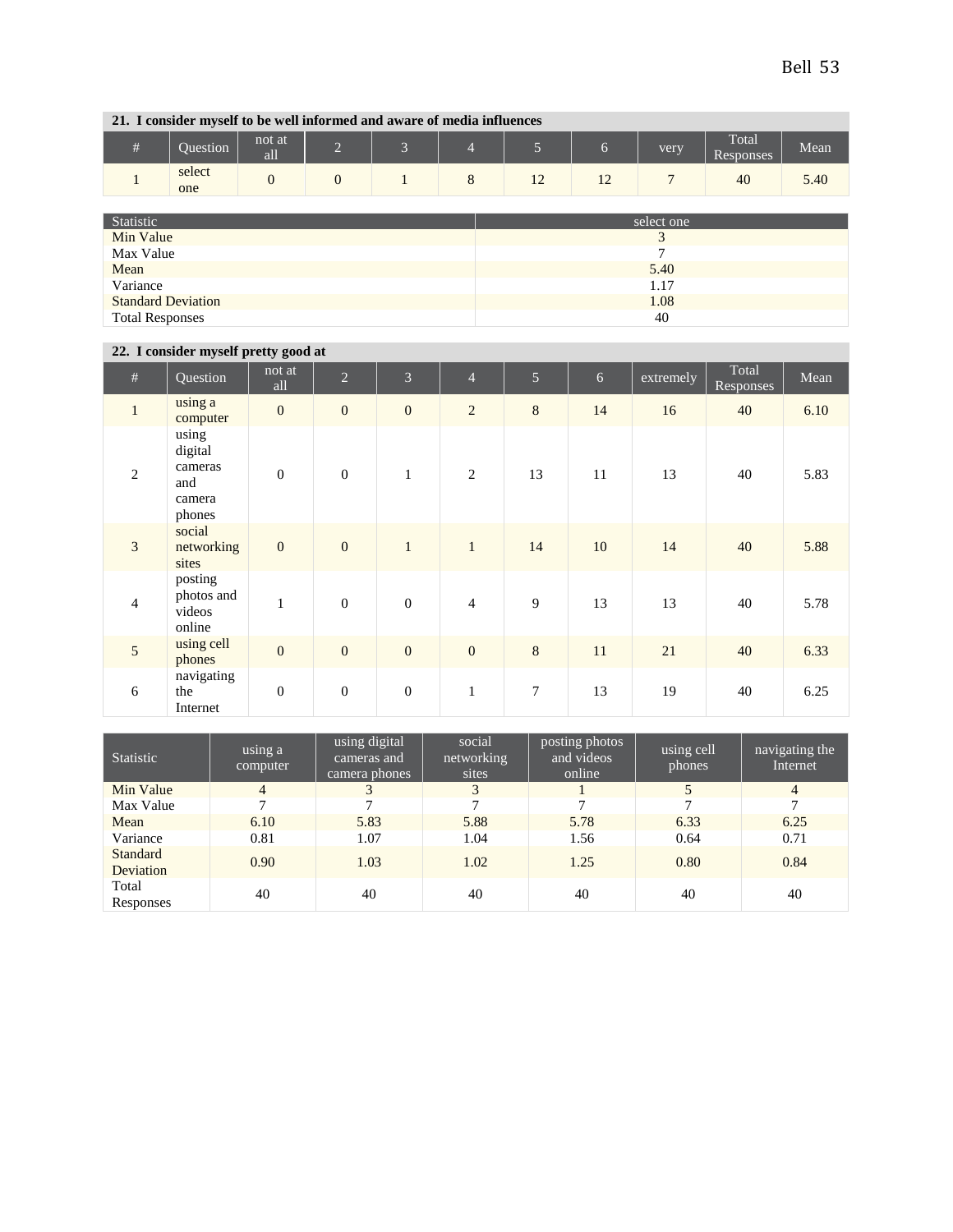**21. I consider myself to be well informed and aware of media influences**

| # | Question | not at all | 2 | 3 | 4 | 5 | 6 | very | Total Responses | Mean |
|---|---|---|---|---|---|---|---|---|---|---|
| 1 | select one | 0 | 0 | 1 | 8 | 12 | 12 | 7 | 40 | 5.40 |

| Statistic | select one |
|---|---|
| Min Value | 3 |
| Max Value | 7 |
| Mean | 5.40 |
| Variance | 1.17 |
| Standard Deviation | 1.08 |
| Total Responses | 40 |

**22. I consider myself pretty good at**

| # | Question | not at all | 2 | 3 | 4 | 5 | 6 | extremely | Total Responses | Mean |
|---|---|---|---|---|---|---|---|---|---|---|
| 1 | using a computer | 0 | 0 | 0 | 2 | 8 | 14 | 16 | 40 | 6.10 |
| 2 | using digital cameras and camera phones | 0 | 0 | 1 | 2 | 13 | 11 | 13 | 40 | 5.83 |
| 3 | social networking sites | 0 | 0 | 1 | 1 | 14 | 10 | 14 | 40 | 5.88 |
| 4 | posting photos and videos online | 1 | 0 | 0 | 4 | 9 | 13 | 13 | 40 | 5.78 |
| 5 | using cell phones | 0 | 0 | 0 | 0 | 8 | 11 | 21 | 40 | 6.33 |
| 6 | navigating the Internet | 0 | 0 | 0 | 1 | 7 | 13 | 19 | 40 | 6.25 |

| Statistic | using a computer | using digital cameras and camera phones | social networking sites | posting photos and videos online | using cell phones | navigating the Internet |
|---|---|---|---|---|---|---|
| Min Value | 4 | 3 | 3 | 1 | 5 | 4 |
| Max Value | 7 | 7 | 7 | 7 | 7 | 7 |
| Mean | 6.10 | 5.83 | 5.88 | 5.78 | 6.33 | 6.25 |
| Variance | 0.81 | 1.07 | 1.04 | 1.56 | 0.64 | 0.71 |
| Standard Deviation | 0.90 | 1.03 | 1.02 | 1.25 | 0.80 | 0.84 |
| Total Responses | 40 | 40 | 40 | 40 | 40 | 40 |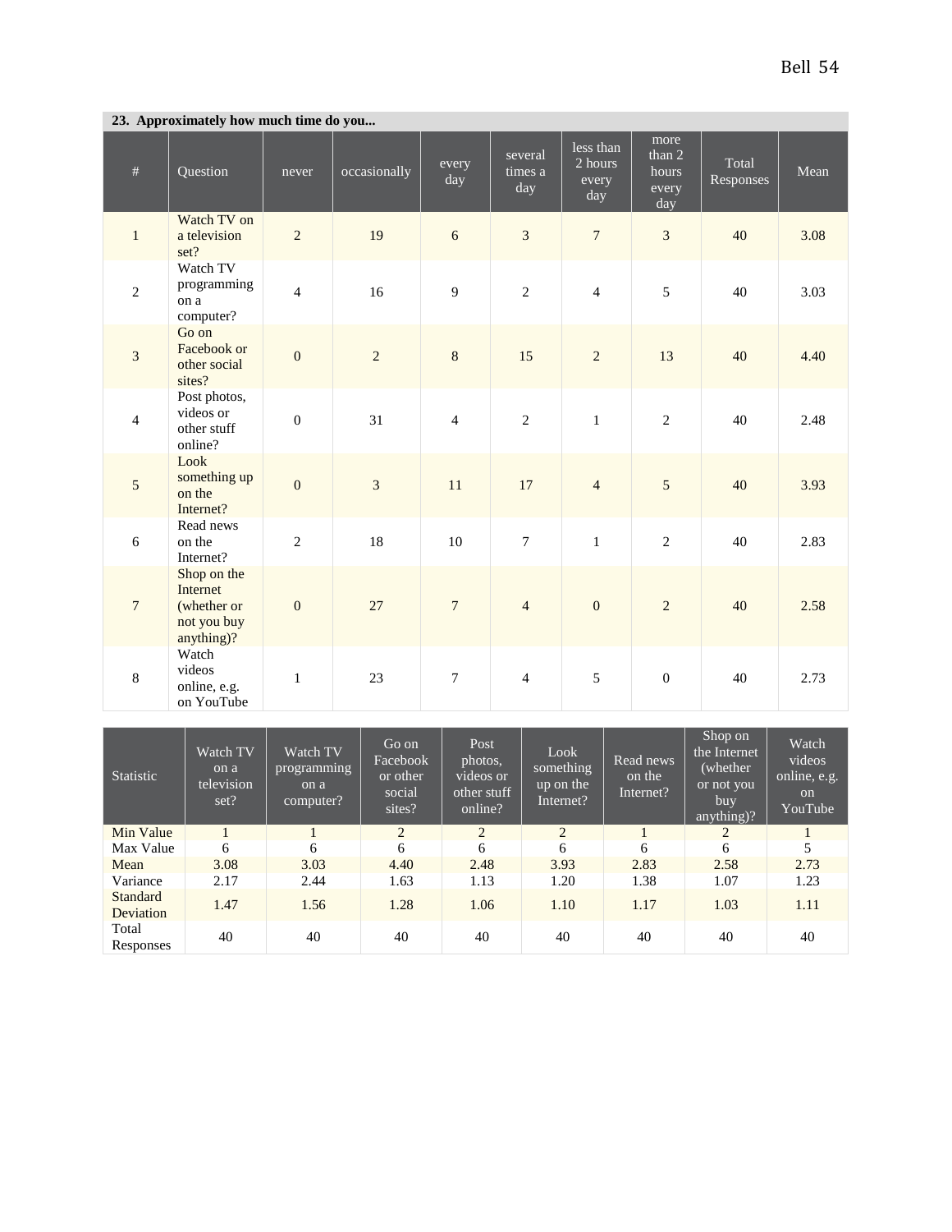**23. Approximately how much time do you...**

| # | Question | never | occasionally | every day | several times a day | less than 2 hours every day | more than 2 hours every day | Total Responses | Mean |
|---|---|---|---|---|---|---|---|---|---|
| 1 | Watch TV on a television set? | 2 | 19 | 6 | 3 | 7 | 3 | 40 | 3.08 |
| 2 | Watch TV programming on a computer? | 4 | 16 | 9 | 2 | 4 | 5 | 40 | 3.03 |
| 3 | Go on Facebook or other social sites? | 0 | 2 | 8 | 15 | 2 | 13 | 40 | 4.40 |
| 4 | Post photos, videos or other stuff online? | 0 | 31 | 4 | 2 | 1 | 2 | 40 | 2.48 |
| 5 | Look something up on the Internet? | 0 | 3 | 11 | 17 | 4 | 5 | 40 | 3.93 |
| 6 | Read news on the Internet? | 2 | 18 | 10 | 7 | 1 | 2 | 40 | 2.83 |
| 7 | Shop on the Internet (whether or not you buy anything)? | 0 | 27 | 7 | 4 | 0 | 2 | 40 | 2.58 |
| 8 | Watch videos online, e.g. on YouTube | 1 | 23 | 7 | 4 | 5 | 0 | 40 | 2.73 |

| Statistic | Watch TV on a television set? | Watch TV programming on a computer? | Go on Facebook or other social sites? | Post photos, videos or other stuff online? | Look something up on the Internet? | Read news on the Internet? | Shop on the Internet (whether or not you buy anything)? | Watch videos online, e.g. on YouTube |
|---|---|---|---|---|---|---|---|---|
| Min Value | 1 | 1 | 2 | 2 | 2 | 1 | 2 | 1 |
| Max Value | 6 | 6 | 6 | 6 | 6 | 6 | 6 | 5 |
| Mean | 3.08 | 3.03 | 4.40 | 2.48 | 3.93 | 2.83 | 2.58 | 2.73 |
| Variance | 2.17 | 2.44 | 1.63 | 1.13 | 1.20 | 1.38 | 1.07 | 1.23 |
| Standard Deviation | 1.47 | 1.56 | 1.28 | 1.06 | 1.10 | 1.17 | 1.03 | 1.11 |
| Total Responses | 40 | 40 | 40 | 40 | 40 | 40 | 40 | 40 |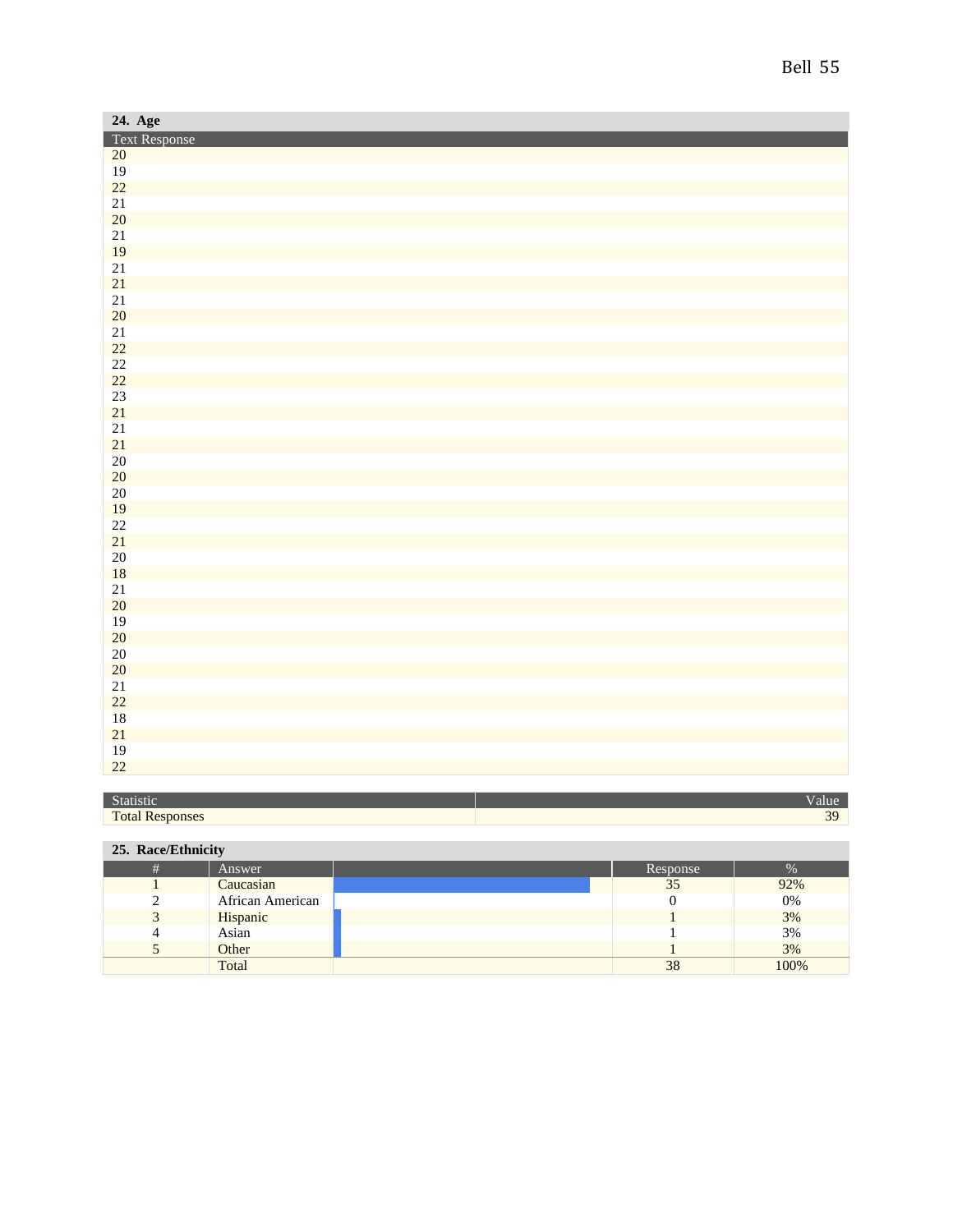**24. Age**

| Text Response |
|---|
| 20 |
| 19 |
| 22 |
| 21 |
| 20 |
| 21 |
| 19 |
| 21 |
| 21 |
| 21 |
| 20 |
| 21 |
| 22 |
| 22 |
| 22 |
| 23 |
| 21 |
| 21 |
| 21 |
| 20 |
| 20 |
| 20 |
| 19 |
| 22 |
| 21 |
| 20 |
| 18 |
| 21 |
| 20 |
| 19 |
| 20 |
| 20 |
| 20 |
| 21 |
| 22 |
| 18 |
| 21 |
| 19 |
| 22 |

| Statistic | Value |
|---|---|
| Total Responses | 39 |

**25. Race/Ethnicity**

| # | Answer | | Response | % |
|---|---|---|---|---|
| 1 | Caucasian | | 35 | 92% |
| 2 | African American | | 0 | 0% |
| 3 | Hispanic | | 1 | 3% |
| 4 | Asian | | 1 | 3% |
| 5 | Other | | 1 | 3% |
| | Total | | 38 | 100% |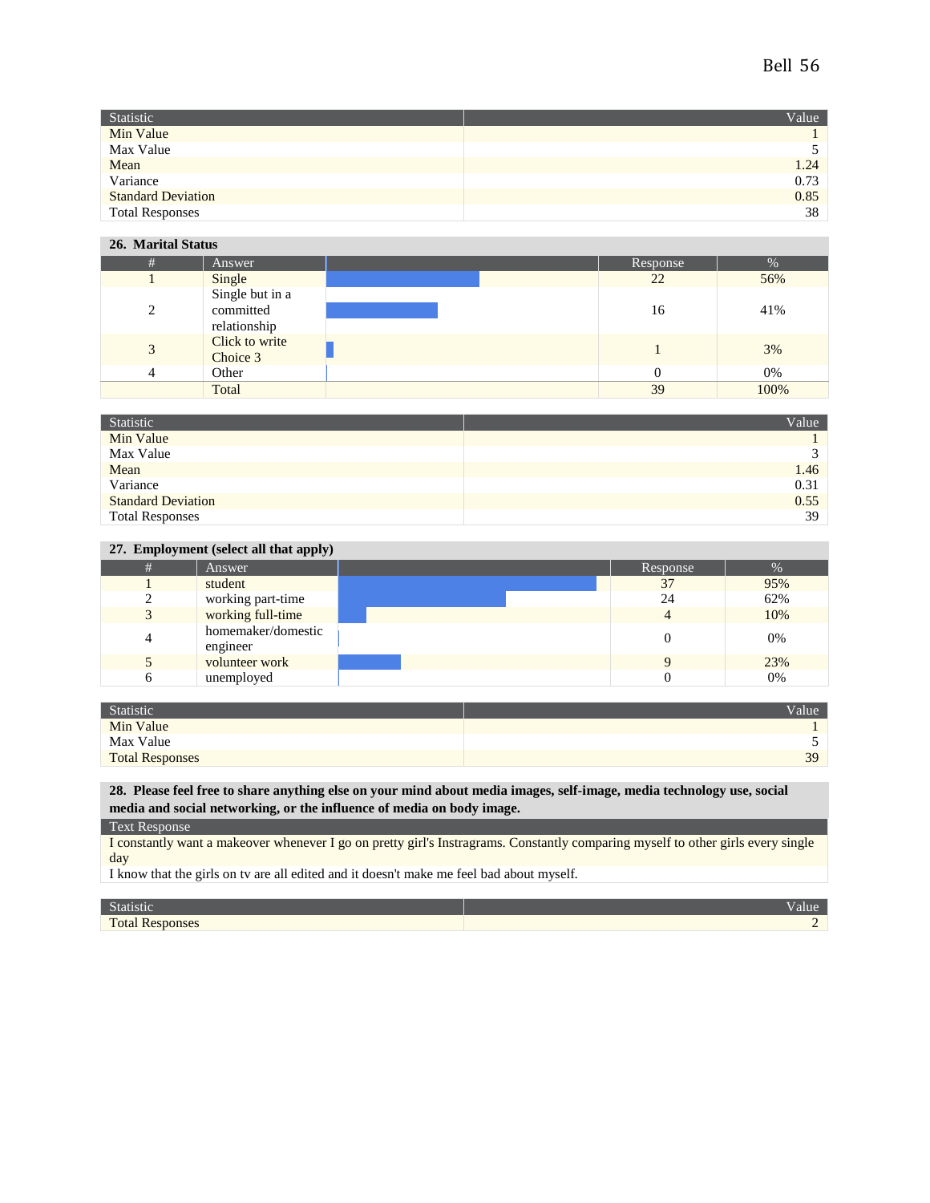| Statistic | Value |
|---|---|
| Min Value | 1 |
| Max Value | 5 |
| Mean | 1.24 |
| Variance | 0.73 |
| Standard Deviation | 0.85 |
| Total Responses | 38 |

**26. Marital Status**

| # | Answer | | Response | % |
|---|---|---|---|---|
| 1 | Single | | 22 | 56% |
| 2 | Single but in a committed relationship | | 16 | 41% |
| 3 | Click to write Choice 3 | | 1 | 3% |
| 4 | Other | | 0 | 0% |
| | Total | | 39 | 100% |

| Statistic | Value |
|---|---|
| Min Value | 1 |
| Max Value | 3 |
| Mean | 1.46 |
| Variance | 0.31 |
| Standard Deviation | 0.55 |
| Total Responses | 39 |

**27. Employment (select all that apply)**

| # | Answer | | Response | % |
|---|---|---|---|---|
| 1 | student | | 37 | 95% |
| 2 | working part-time | | 24 | 62% |
| 3 | working full-time | | 4 | 10% |
| 4 | homemaker/domestic engineer | | 0 | 0% |
| 5 | volunteer work | | 9 | 23% |
| 6 | unemployed | | 0 | 0% |

| Statistic | Value |
|---|---|
| Min Value | 1 |
| Max Value | 5 |
| Total Responses | 39 |

**28. Please feel free to share anything else on your mind about media images, self-image, media technology use, social media and social networking, or the influence of media on body image.**

| Text Response |
|---|
| I constantly want a makeover whenever I go on pretty girl's Instragrams. Constantly comparing myself to other girls every single day |
| I know that the girls on tv are all edited and it doesn't make me feel bad about myself. |

| Statistic | Value |
|---|---|
| Total Responses | 2 |